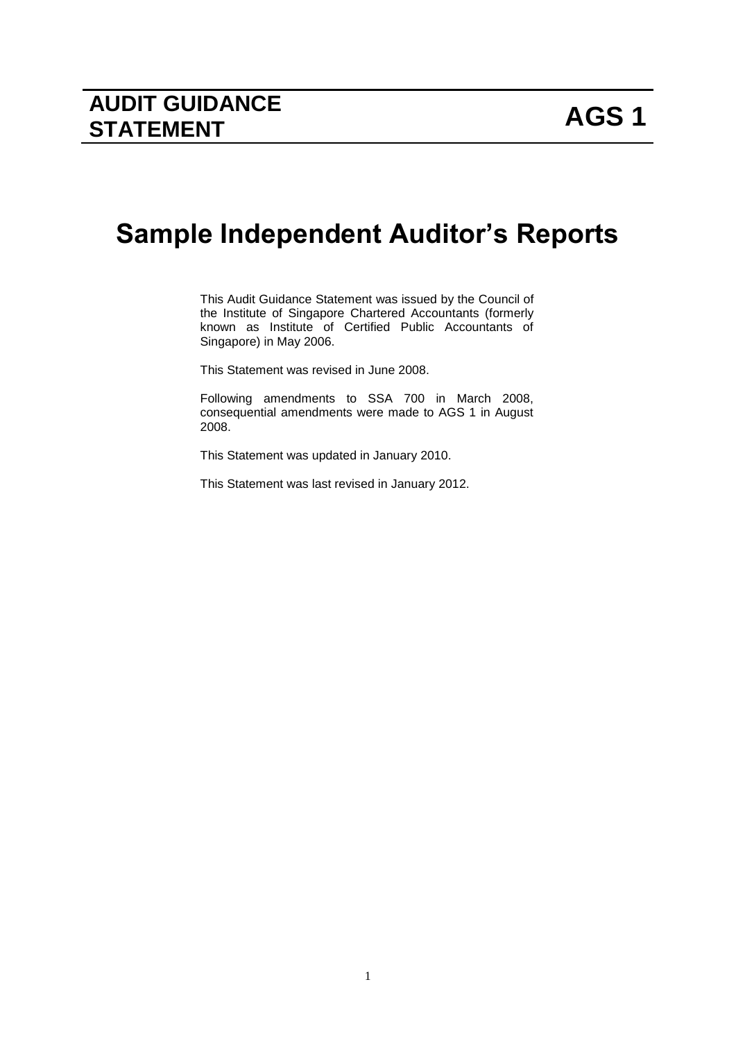**AUDIT GUIDANCE STATEMENT** **AGS 1**

# Sample Independent Auditor's Reports

This Audit Guidance Statement was issued by the Council of the Institute of Singapore Chartered Accountants (formerly known as Institute of Certified Public Accountants of Singapore) in May 2006.

This Statement was revised in June 2008.

Following amendments to SSA 700 in March 2008, consequential amendments were made to AGS 1 in August 2008.

This Statement was updated in January 2010.

This Statement was last revised in January 2012.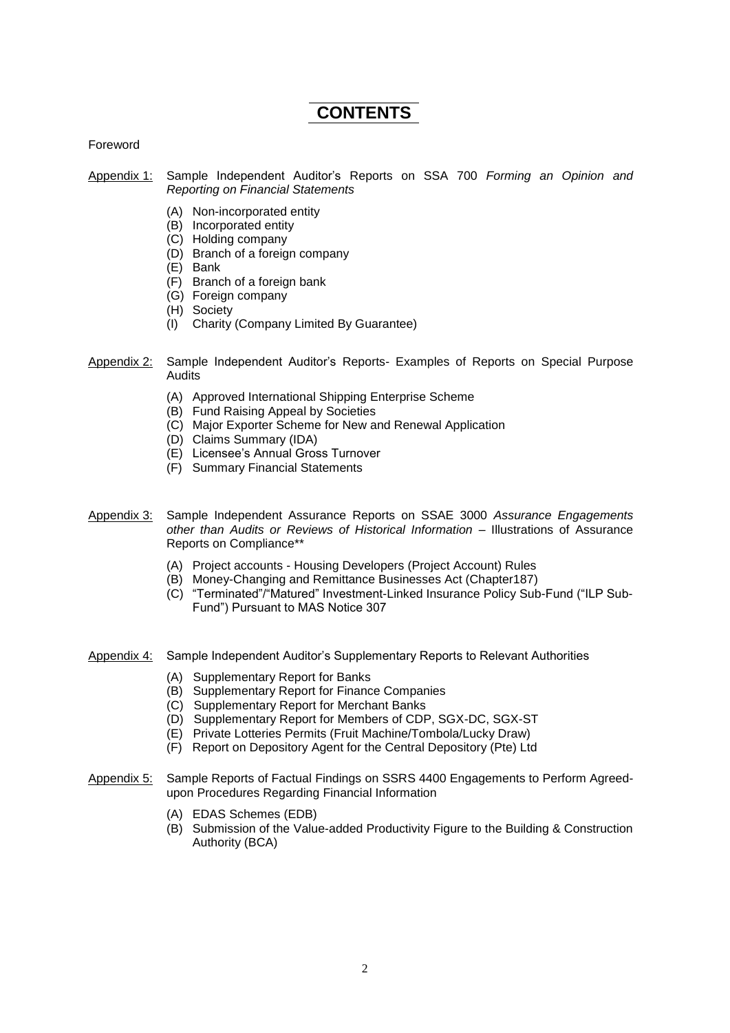# CONTENTS

Foreword

Appendix 1: Sample Independent Auditor's Reports on SSA 700 *Forming an Opinion and Reporting on Financial Statements*

- (A) Non-incorporated entity
- (B) Incorporated entity
- (C) Holding company
- (D) Branch of a foreign company
- (E) Bank
- (F) Branch of a foreign bank
- (G) Foreign company
- (H) Society
- (I) Charity (Company Limited By Guarantee)

Appendix 2: Sample Independent Auditor's Reports- Examples of Reports on Special Purpose Audits

- (A) Approved International Shipping Enterprise Scheme
- (B) Fund Raising Appeal by Societies
- (C) Major Exporter Scheme for New and Renewal Application
- (D) Claims Summary (IDA)
- (E) Licensee's Annual Gross Turnover
- (F) Summary Financial Statements

Appendix 3: Sample Independent Assurance Reports on SSAE 3000 *Assurance Engagements other than Audits or Reviews of Historical Information* – Illustrations of Assurance Reports on Compliance**

- (A) Project accounts - Housing Developers (Project Account) Rules
- (B) Money-Changing and Remittance Businesses Act (Chapter187)
- (C) "Terminated"/"Matured" Investment-Linked Insurance Policy Sub-Fund ("ILP Sub-Fund") Pursuant to MAS Notice 307

Appendix 4: Sample Independent Auditor's Supplementary Reports to Relevant Authorities

- (A) Supplementary Report for Banks
- (B) Supplementary Report for Finance Companies
- (C) Supplementary Report for Merchant Banks
- (D) Supplementary Report for Members of CDP, SGX-DC, SGX-ST
- (E) Private Lotteries Permits (Fruit Machine/Tombola/Lucky Draw)
- (F) Report on Depository Agent for the Central Depository (Pte) Ltd

Appendix 5: Sample Reports of Factual Findings on SSRS 4400 Engagements to Perform Agreed-upon Procedures Regarding Financial Information

- (A) EDAS Schemes (EDB)
- (B) Submission of the Value-added Productivity Figure to the Building & Construction Authority (BCA)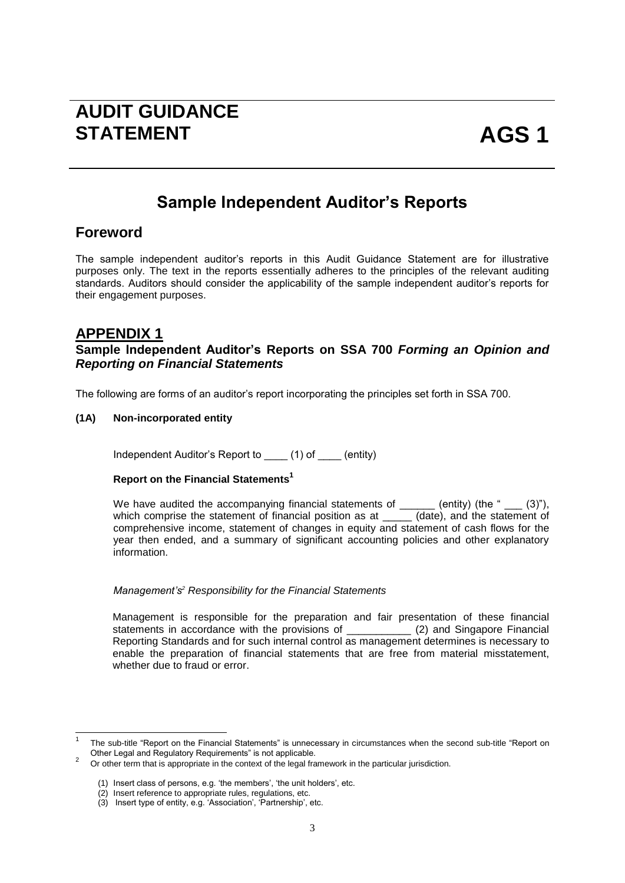# AUDIT GUIDANCE STATEMENT AGS 1

## Sample Independent Auditor's Reports

## Foreword

The sample independent auditor's reports in this Audit Guidance Statement are for illustrative purposes only. The text in the reports essentially adheres to the principles of the relevant auditing standards. Auditors should consider the applicability of the sample independent auditor's reports for their engagement purposes.

## APPENDIX 1

### Sample Independent Auditor's Reports on SSA 700 *Forming an Opinion and Reporting on Financial Statements*

The following are forms of an auditor's report incorporating the principles set forth in SSA 700.

**(1A) Non-incorporated entity**

Independent Auditor's Report to ____ (1) of ____ (entity)

**Report on the Financial Statements[1]**

We have audited the accompanying financial statements of ______ (entity) (the " ___ (3)"), which comprise the statement of financial position as at _____ (date), and the statement of comprehensive income, statement of changes in equity and statement of cash flows for the year then ended, and a summary of significant accounting policies and other explanatory information.

*Management's[2] Responsibility for the Financial Statements*

Management is responsible for the preparation and fair presentation of these financial statements in accordance with the provisions of ___________ (2) and Singapore Financial Reporting Standards and for such internal control as management determines is necessary to enable the preparation of financial statements that are free from material misstatement, whether due to fraud or error.

---

[1] The sub-title "Report on the Financial Statements" is unnecessary in circumstances when the second sub-title "Report on Other Legal and Regulatory Requirements" is not applicable.

[2] Or other term that is appropriate in the context of the legal framework in the particular jurisdiction.

(1) Insert class of persons, e.g. 'the members', 'the unit holders', etc.

(2) Insert reference to appropriate rules, regulations, etc.

(3) Insert type of entity, e.g. 'Association', 'Partnership', etc.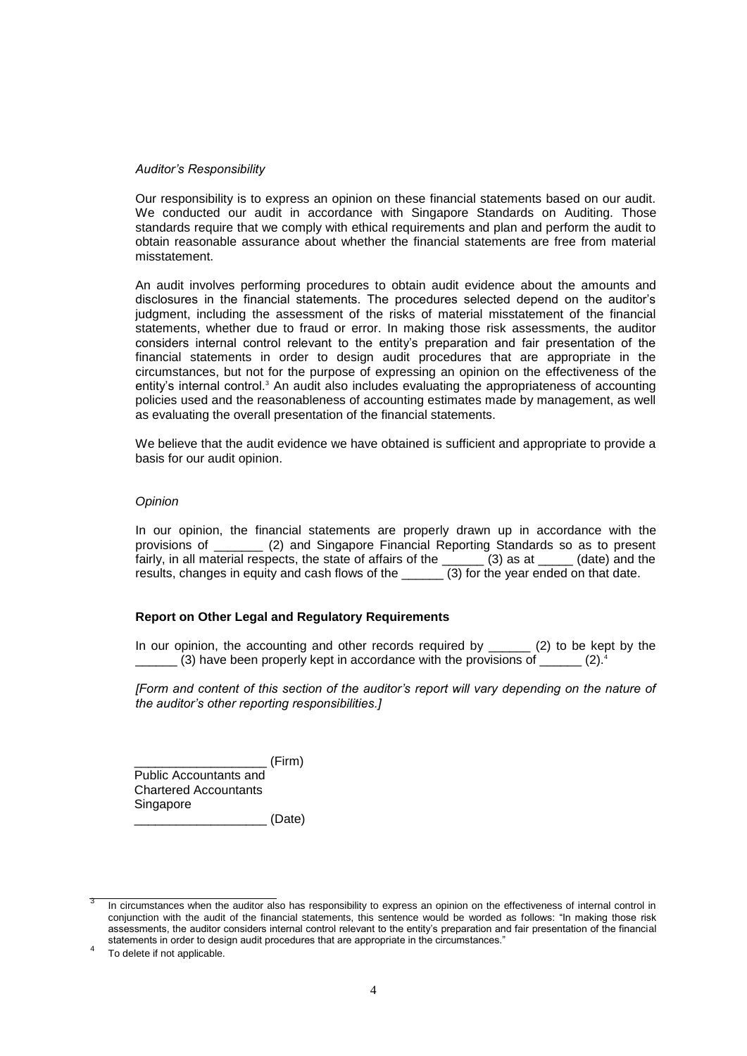*Auditor's Responsibility*

Our responsibility is to express an opinion on these financial statements based on our audit. We conducted our audit in accordance with Singapore Standards on Auditing. Those standards require that we comply with ethical requirements and plan and perform the audit to obtain reasonable assurance about whether the financial statements are free from material misstatement.

An audit involves performing procedures to obtain audit evidence about the amounts and disclosures in the financial statements. The procedures selected depend on the auditor's judgment, including the assessment of the risks of material misstatement of the financial statements, whether due to fraud or error. In making those risk assessments, the auditor considers internal control relevant to the entity's preparation and fair presentation of the financial statements in order to design audit procedures that are appropriate in the circumstances, but not for the purpose of expressing an opinion on the effectiveness of the entity's internal control.[3] An audit also includes evaluating the appropriateness of accounting policies used and the reasonableness of accounting estimates made by management, as well as evaluating the overall presentation of the financial statements.

We believe that the audit evidence we have obtained is sufficient and appropriate to provide a basis for our audit opinion.

*Opinion*

In our opinion, the financial statements are properly drawn up in accordance with the provisions of _______ (2) and Singapore Financial Reporting Standards so as to present fairly, in all material respects, the state of affairs of the ______ (3) as at _____ (date) and the results, changes in equity and cash flows of the ______ (3) for the year ended on that date.

**Report on Other Legal and Regulatory Requirements**

In our opinion, the accounting and other records required by ______ (2) to be kept by the ______ (3) have been properly kept in accordance with the provisions of ______ (2).[4]

*[Form and content of this section of the auditor's report will vary depending on the nature of the auditor's other reporting responsibilities.]*

___________________ (Firm)
Public Accountants and
Chartered Accountants
Singapore
___________________ (Date)

---

[3] In circumstances when the auditor also has responsibility to express an opinion on the effectiveness of internal control in conjunction with the audit of the financial statements, this sentence would be worded as follows: "In making those risk assessments, the auditor considers internal control relevant to the entity's preparation and fair presentation of the financial statements in order to design audit procedures that are appropriate in the circumstances."

[4] To delete if not applicable.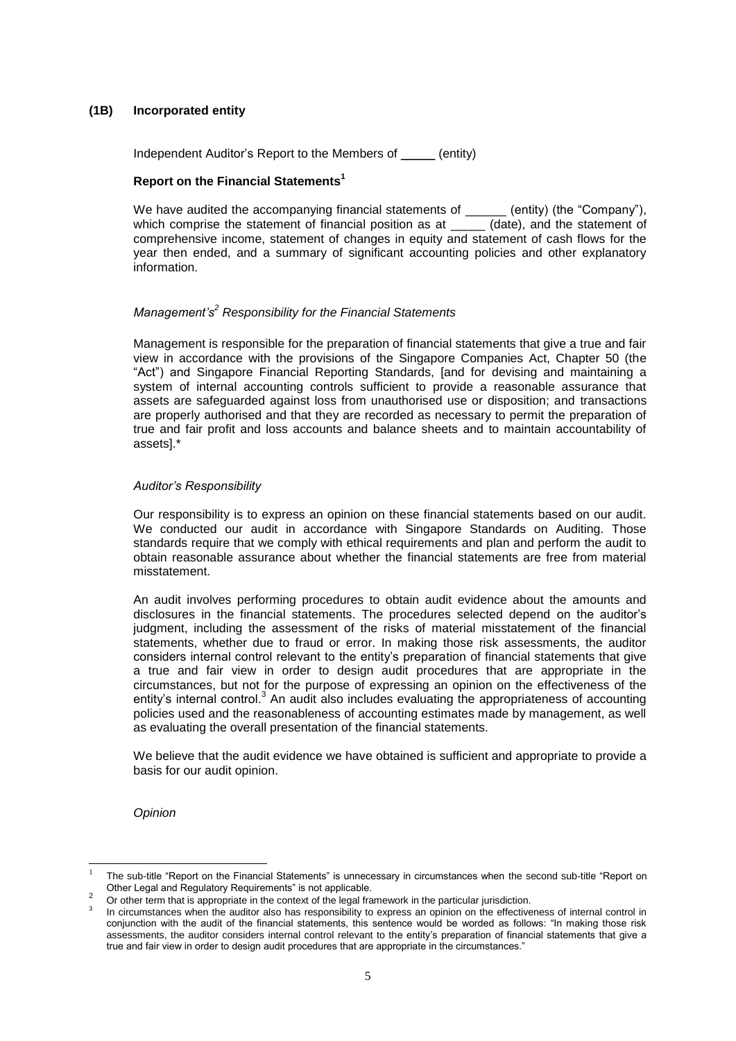## (1B) Incorporated entity

Independent Auditor's Report to the Members of _____ (entity)

### Report on the Financial Statements[1]

We have audited the accompanying financial statements of ______ (entity) (the "Company"), which comprise the statement of financial position as at _____ (date), and the statement of comprehensive income, statement of changes in equity and statement of cash flows for the year then ended, and a summary of significant accounting policies and other explanatory information.

*Management's[2] Responsibility for the Financial Statements*

Management is responsible for the preparation of financial statements that give a true and fair view in accordance with the provisions of the Singapore Companies Act, Chapter 50 (the "Act") and Singapore Financial Reporting Standards, [and for devising and maintaining a system of internal accounting controls sufficient to provide a reasonable assurance that assets are safeguarded against loss from unauthorised use or disposition; and transactions are properly authorised and that they are recorded as necessary to permit the preparation of true and fair profit and loss accounts and balance sheets and to maintain accountability of assets].*

*Auditor's Responsibility*

Our responsibility is to express an opinion on these financial statements based on our audit. We conducted our audit in accordance with Singapore Standards on Auditing. Those standards require that we comply with ethical requirements and plan and perform the audit to obtain reasonable assurance about whether the financial statements are free from material misstatement.

An audit involves performing procedures to obtain audit evidence about the amounts and disclosures in the financial statements. The procedures selected depend on the auditor's judgment, including the assessment of the risks of material misstatement of the financial statements, whether due to fraud or error. In making those risk assessments, the auditor considers internal control relevant to the entity's preparation of financial statements that give a true and fair view in order to design audit procedures that are appropriate in the circumstances, but not for the purpose of expressing an opinion on the effectiveness of the entity's internal control.[3] An audit also includes evaluating the appropriateness of accounting policies used and the reasonableness of accounting estimates made by management, as well as evaluating the overall presentation of the financial statements.

We believe that the audit evidence we have obtained is sufficient and appropriate to provide a basis for our audit opinion.

*Opinion*

---

[1] The sub-title "Report on the Financial Statements" is unnecessary in circumstances when the second sub-title "Report on Other Legal and Regulatory Requirements" is not applicable.

[2] Or other term that is appropriate in the context of the legal framework in the particular jurisdiction.

[3] In circumstances when the auditor also has responsibility to express an opinion on the effectiveness of internal control in conjunction with the audit of the financial statements, this sentence would be worded as follows: "In making those risk assessments, the auditor considers internal control relevant to the entity's preparation of financial statements that give a true and fair view in order to design audit procedures that are appropriate in the circumstances."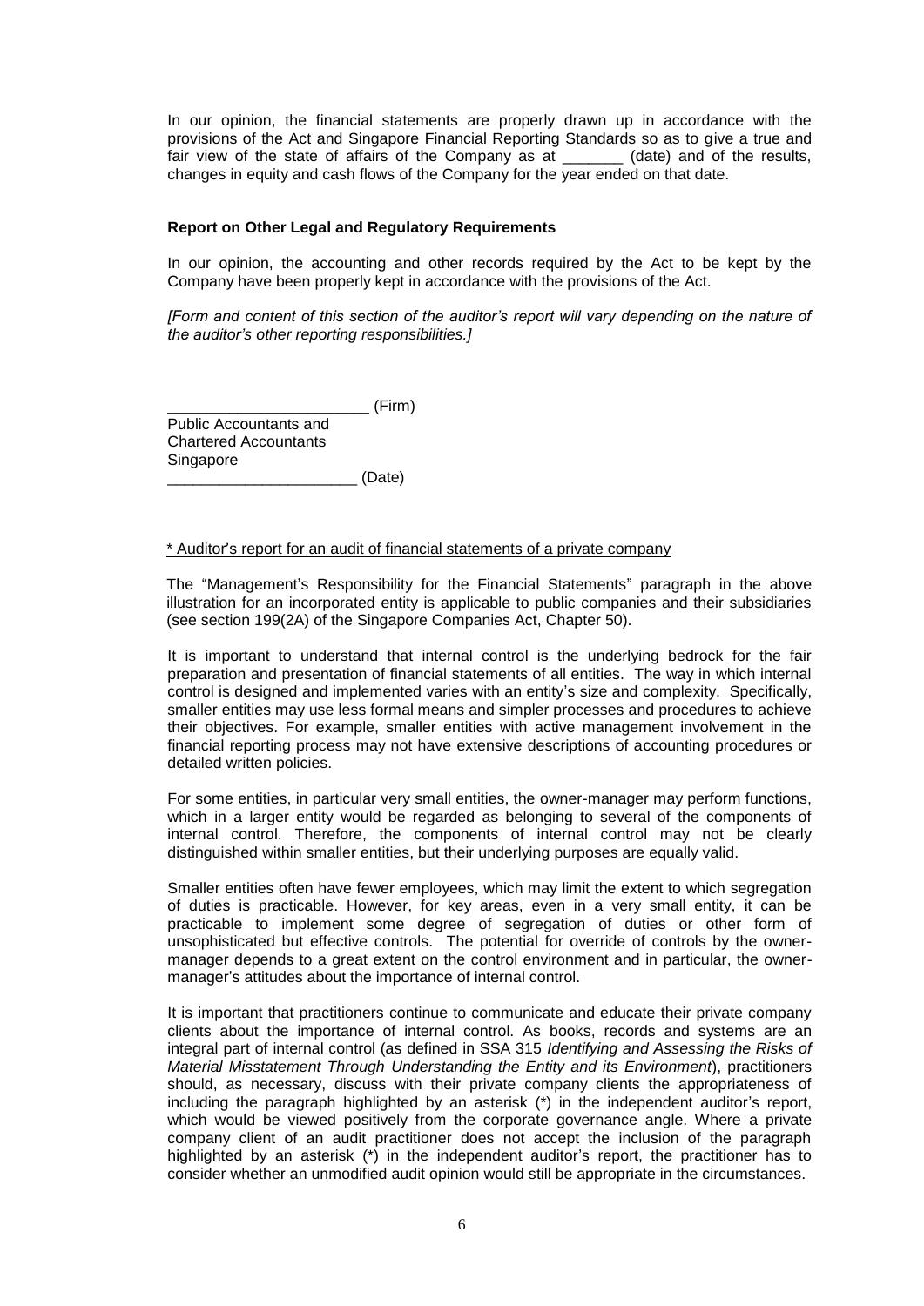In our opinion, the financial statements are properly drawn up in accordance with the provisions of the Act and Singapore Financial Reporting Standards so as to give a true and fair view of the state of affairs of the Company as at _______ (date) and of the results, changes in equity and cash flows of the Company for the year ended on that date.

**Report on Other Legal and Regulatory Requirements**

In our opinion, the accounting and other records required by the Act to be kept by the Company have been properly kept in accordance with the provisions of the Act.

*[Form and content of this section of the auditor's report will vary depending on the nature of the auditor's other reporting responsibilities.]*

_______________________ (Firm)
Public Accountants and
Chartered Accountants
Singapore
______________________ (Date)

<u>* Auditor's report for an audit of financial statements of a private company</u>

The "Management's Responsibility for the Financial Statements" paragraph in the above illustration for an incorporated entity is applicable to public companies and their subsidiaries (see section 199(2A) of the Singapore Companies Act, Chapter 50).

It is important to understand that internal control is the underlying bedrock for the fair preparation and presentation of financial statements of all entities. The way in which internal control is designed and implemented varies with an entity's size and complexity. Specifically, smaller entities may use less formal means and simpler processes and procedures to achieve their objectives. For example, smaller entities with active management involvement in the financial reporting process may not have extensive descriptions of accounting procedures or detailed written policies.

For some entities, in particular very small entities, the owner-manager may perform functions, which in a larger entity would be regarded as belonging to several of the components of internal control. Therefore, the components of internal control may not be clearly distinguished within smaller entities, but their underlying purposes are equally valid.

Smaller entities often have fewer employees, which may limit the extent to which segregation of duties is practicable. However, for key areas, even in a very small entity, it can be practicable to implement some degree of segregation of duties or other form of unsophisticated but effective controls. The potential for override of controls by the owner-manager depends to a great extent on the control environment and in particular, the owner-manager's attitudes about the importance of internal control.

It is important that practitioners continue to communicate and educate their private company clients about the importance of internal control. As books, records and systems are an integral part of internal control (as defined in SSA 315 *Identifying and Assessing the Risks of Material Misstatement Through Understanding the Entity and its Environment*), practitioners should, as necessary, discuss with their private company clients the appropriateness of including the paragraph highlighted by an asterisk (*) in the independent auditor's report, which would be viewed positively from the corporate governance angle. Where a private company client of an audit practitioner does not accept the inclusion of the paragraph highlighted by an asterisk (*) in the independent auditor's report, the practitioner has to consider whether an unmodified audit opinion would still be appropriate in the circumstances.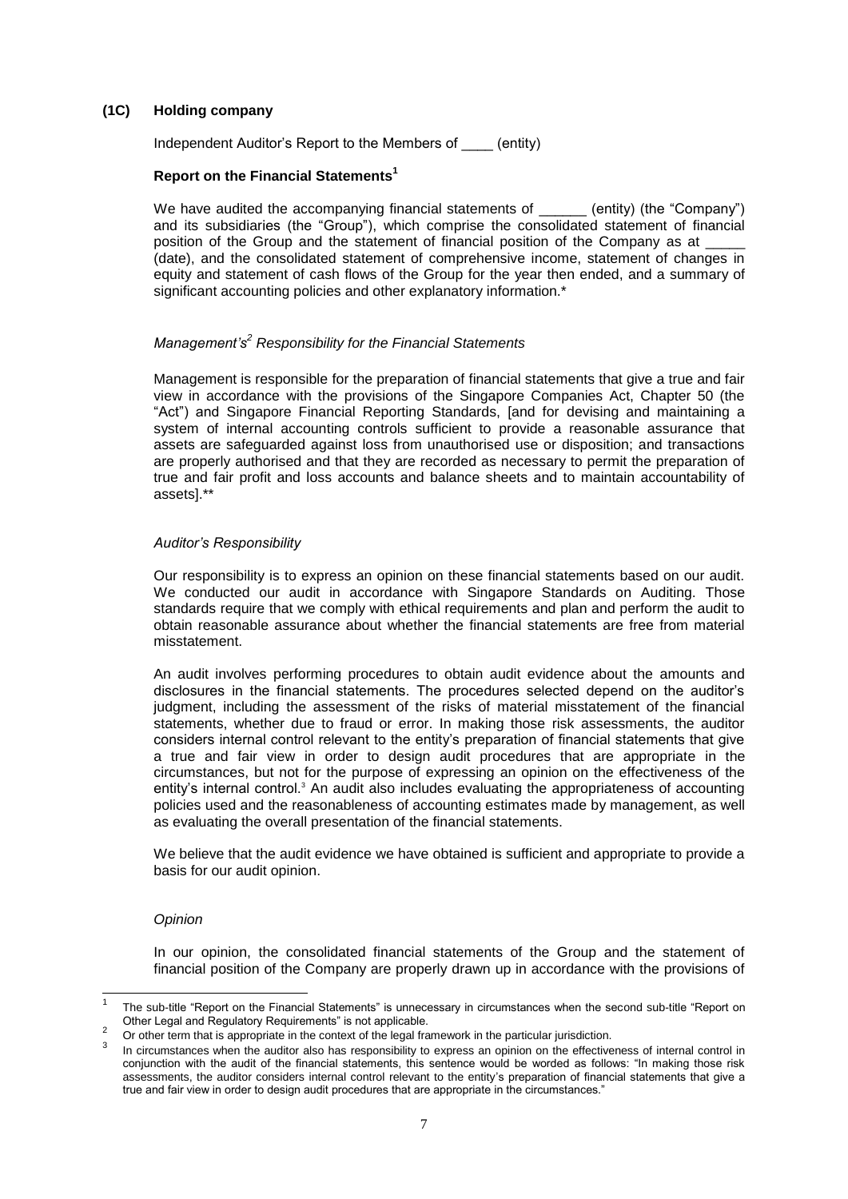### (1C) Holding company

Independent Auditor's Report to the Members of ____ (entity)

#### Report on the Financial Statements[1]

We have audited the accompanying financial statements of ______ (entity) (the "Company") and its subsidiaries (the "Group"), which comprise the consolidated statement of financial position of the Group and the statement of financial position of the Company as at _____ (date), and the consolidated statement of comprehensive income, statement of changes in equity and statement of cash flows of the Group for the year then ended, and a summary of significant accounting policies and other explanatory information.*

*Management's[2] Responsibility for the Financial Statements*

Management is responsible for the preparation of financial statements that give a true and fair view in accordance with the provisions of the Singapore Companies Act, Chapter 50 (the "Act") and Singapore Financial Reporting Standards, [and for devising and maintaining a system of internal accounting controls sufficient to provide a reasonable assurance that assets are safeguarded against loss from unauthorised use or disposition; and transactions are properly authorised and that they are recorded as necessary to permit the preparation of true and fair profit and loss accounts and balance sheets and to maintain accountability of assets].**

*Auditor's Responsibility*

Our responsibility is to express an opinion on these financial statements based on our audit. We conducted our audit in accordance with Singapore Standards on Auditing. Those standards require that we comply with ethical requirements and plan and perform the audit to obtain reasonable assurance about whether the financial statements are free from material misstatement.

An audit involves performing procedures to obtain audit evidence about the amounts and disclosures in the financial statements. The procedures selected depend on the auditor's judgment, including the assessment of the risks of material misstatement of the financial statements, whether due to fraud or error. In making those risk assessments, the auditor considers internal control relevant to the entity's preparation of financial statements that give a true and fair view in order to design audit procedures that are appropriate in the circumstances, but not for the purpose of expressing an opinion on the effectiveness of the entity's internal control.[3] An audit also includes evaluating the appropriateness of accounting policies used and the reasonableness of accounting estimates made by management, as well as evaluating the overall presentation of the financial statements.

We believe that the audit evidence we have obtained is sufficient and appropriate to provide a basis for our audit opinion.

*Opinion*

In our opinion, the consolidated financial statements of the Group and the statement of financial position of the Company are properly drawn up in accordance with the provisions of

---

[1] The sub-title "Report on the Financial Statements" is unnecessary in circumstances when the second sub-title "Report on Other Legal and Regulatory Requirements" is not applicable.

[2] Or other term that is appropriate in the context of the legal framework in the particular jurisdiction.

[3] In circumstances when the auditor also has responsibility to express an opinion on the effectiveness of internal control in conjunction with the audit of the financial statements, this sentence would be worded as follows: "In making those risk assessments, the auditor considers internal control relevant to the entity's preparation of financial statements that give a true and fair view in order to design audit procedures that are appropriate in the circumstances."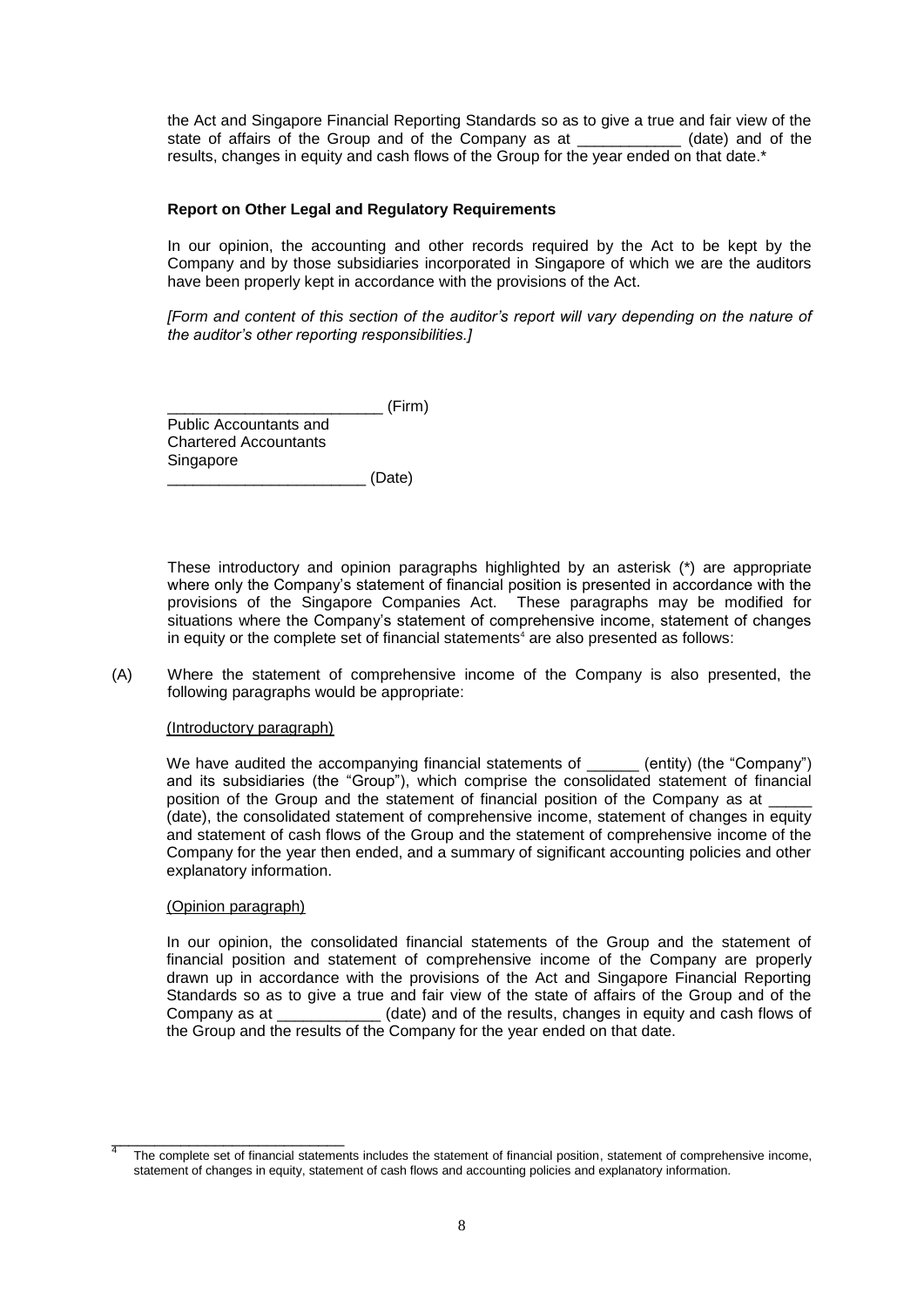the Act and Singapore Financial Reporting Standards so as to give a true and fair view of the state of affairs of the Group and of the Company as at ____________ (date) and of the results, changes in equity and cash flows of the Group for the year ended on that date.*

**Report on Other Legal and Regulatory Requirements**

In our opinion, the accounting and other records required by the Act to be kept by the Company and by those subsidiaries incorporated in Singapore of which we are the auditors have been properly kept in accordance with the provisions of the Act.

*[Form and content of this section of the auditor's report will vary depending on the nature of the auditor's other reporting responsibilities.]*

________________________ (Firm)
Public Accountants and
Chartered Accountants
Singapore
_______________________ (Date)

These introductory and opinion paragraphs highlighted by an asterisk (*) are appropriate where only the Company's statement of financial position is presented in accordance with the provisions of the Singapore Companies Act. These paragraphs may be modified for situations where the Company's statement of comprehensive income, statement of changes in equity or the complete set of financial statements[4] are also presented as follows:

(A) Where the statement of comprehensive income of the Company is also presented, the following paragraphs would be appropriate:

(Introductory paragraph)

We have audited the accompanying financial statements of ______ (entity) (the "Company") and its subsidiaries (the "Group"), which comprise the consolidated statement of financial position of the Group and the statement of financial position of the Company as at _____ (date), the consolidated statement of comprehensive income, statement of changes in equity and statement of cash flows of the Group and the statement of comprehensive income of the Company for the year then ended, and a summary of significant accounting policies and other explanatory information.

(Opinion paragraph)

In our opinion, the consolidated financial statements of the Group and the statement of financial position and statement of comprehensive income of the Company are properly drawn up in accordance with the provisions of the Act and Singapore Financial Reporting Standards so as to give a true and fair view of the state of affairs of the Group and of the Company as at ____________ (date) and of the results, changes in equity and cash flows of the Group and the results of the Company for the year ended on that date.

[4] The complete set of financial statements includes the statement of financial position, statement of comprehensive income, statement of changes in equity, statement of cash flows and accounting policies and explanatory information.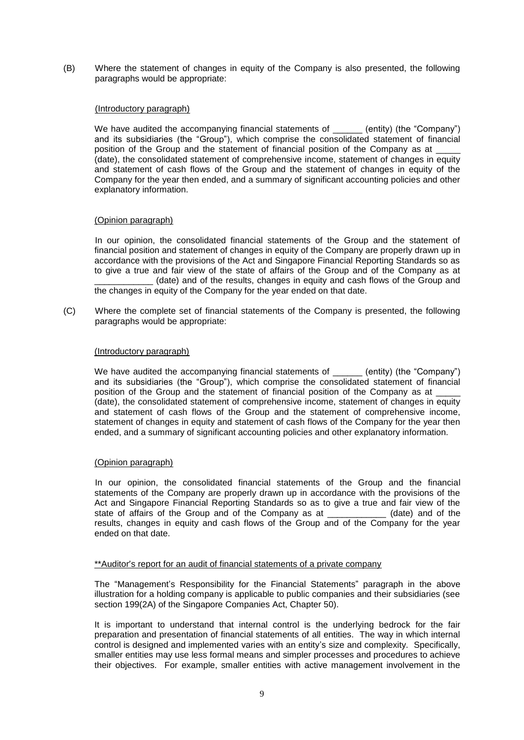(B) Where the statement of changes in equity of the Company is also presented, the following paragraphs would be appropriate:

(Introductory paragraph)

We have audited the accompanying financial statements of ______ (entity) (the "Company") and its subsidiaries (the "Group"), which comprise the consolidated statement of financial position of the Group and the statement of financial position of the Company as at _____ (date), the consolidated statement of comprehensive income, statement of changes in equity and statement of cash flows of the Group and the statement of changes in equity of the Company for the year then ended, and a summary of significant accounting policies and other explanatory information.

(Opinion paragraph)

In our opinion, the consolidated financial statements of the Group and the statement of financial position and statement of changes in equity of the Company are properly drawn up in accordance with the provisions of the Act and Singapore Financial Reporting Standards so as to give a true and fair view of the state of affairs of the Group and of the Company as at ____________ (date) and of the results, changes in equity and cash flows of the Group and the changes in equity of the Company for the year ended on that date.

(C) Where the complete set of financial statements of the Company is presented, the following paragraphs would be appropriate:

(Introductory paragraph)

We have audited the accompanying financial statements of ______ (entity) (the "Company") and its subsidiaries (the "Group"), which comprise the consolidated statement of financial position of the Group and the statement of financial position of the Company as at _____ (date), the consolidated statement of comprehensive income, statement of changes in equity and statement of cash flows of the Group and the statement of comprehensive income, statement of changes in equity and statement of cash flows of the Company for the year then ended, and a summary of significant accounting policies and other explanatory information.

(Opinion paragraph)

In our opinion, the consolidated financial statements of the Group and the financial statements of the Company are properly drawn up in accordance with the provisions of the Act and Singapore Financial Reporting Standards so as to give a true and fair view of the state of affairs of the Group and of the Company as at ____________ (date) and of the results, changes in equity and cash flows of the Group and of the Company for the year ended on that date.

**Auditor's report for an audit of financial statements of a private company

The "Management's Responsibility for the Financial Statements" paragraph in the above illustration for a holding company is applicable to public companies and their subsidiaries (see section 199(2A) of the Singapore Companies Act, Chapter 50).

It is important to understand that internal control is the underlying bedrock for the fair preparation and presentation of financial statements of all entities. The way in which internal control is designed and implemented varies with an entity's size and complexity. Specifically, smaller entities may use less formal means and simpler processes and procedures to achieve their objectives. For example, smaller entities with active management involvement in the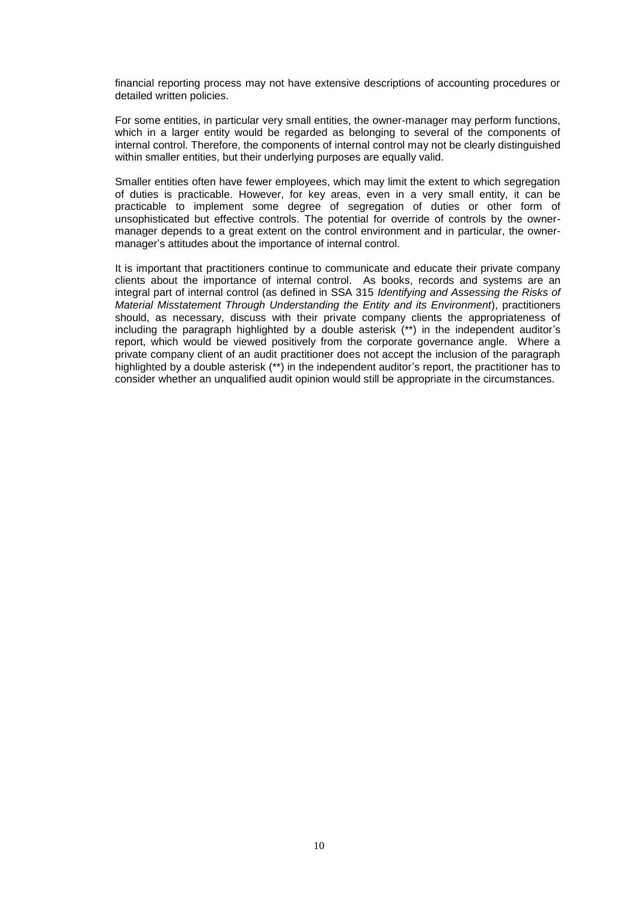financial reporting process may not have extensive descriptions of accounting procedures or detailed written policies.

For some entities, in particular very small entities, the owner-manager may perform functions, which in a larger entity would be regarded as belonging to several of the components of internal control. Therefore, the components of internal control may not be clearly distinguished within smaller entities, but their underlying purposes are equally valid.

Smaller entities often have fewer employees, which may limit the extent to which segregation of duties is practicable. However, for key areas, even in a very small entity, it can be practicable to implement some degree of segregation of duties or other form of unsophisticated but effective controls. The potential for override of controls by the owner-manager depends to a great extent on the control environment and in particular, the owner-manager's attitudes about the importance of internal control.

It is important that practitioners continue to communicate and educate their private company clients about the importance of internal control. As books, records and systems are an integral part of internal control (as defined in SSA 315 *Identifying and Assessing the Risks of Material Misstatement Through Understanding the Entity and its Environment*), practitioners should, as necessary, discuss with their private company clients the appropriateness of including the paragraph highlighted by a double asterisk (**) in the independent auditor's report, which would be viewed positively from the corporate governance angle. Where a private company client of an audit practitioner does not accept the inclusion of the paragraph highlighted by a double asterisk (**) in the independent auditor's report, the practitioner has to consider whether an unqualified audit opinion would still be appropriate in the circumstances.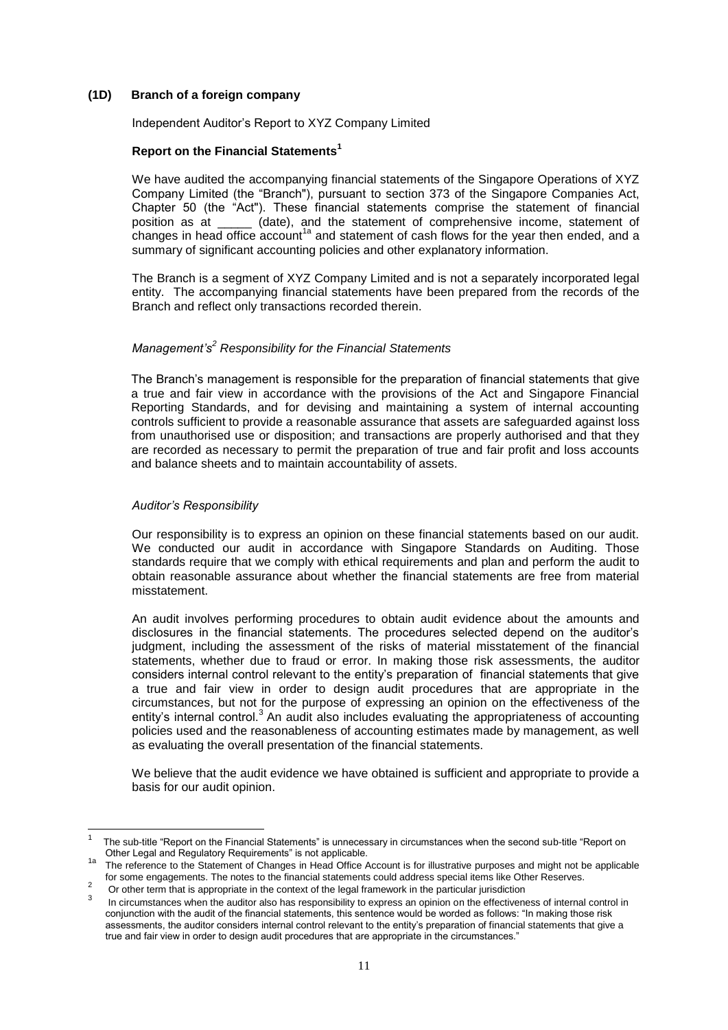### (1D) Branch of a foreign company

Independent Auditor's Report to XYZ Company Limited

**Report on the Financial Statements**[1]

We have audited the accompanying financial statements of the Singapore Operations of XYZ Company Limited (the "Branch"), pursuant to section 373 of the Singapore Companies Act, Chapter 50 (the "Act"). These financial statements comprise the statement of financial position as at _____ (date), and the statement of comprehensive income, statement of changes in head office account[1a] and statement of cash flows for the year then ended, and a summary of significant accounting policies and other explanatory information.

The Branch is a segment of XYZ Company Limited and is not a separately incorporated legal entity. The accompanying financial statements have been prepared from the records of the Branch and reflect only transactions recorded therein.

*Management's[2] Responsibility for the Financial Statements*

The Branch's management is responsible for the preparation of financial statements that give a true and fair view in accordance with the provisions of the Act and Singapore Financial Reporting Standards, and for devising and maintaining a system of internal accounting controls sufficient to provide a reasonable assurance that assets are safeguarded against loss from unauthorised use or disposition; and transactions are properly authorised and that they are recorded as necessary to permit the preparation of true and fair profit and loss accounts and balance sheets and to maintain accountability of assets.

*Auditor's Responsibility*

Our responsibility is to express an opinion on these financial statements based on our audit. We conducted our audit in accordance with Singapore Standards on Auditing. Those standards require that we comply with ethical requirements and plan and perform the audit to obtain reasonable assurance about whether the financial statements are free from material misstatement.

An audit involves performing procedures to obtain audit evidence about the amounts and disclosures in the financial statements. The procedures selected depend on the auditor's judgment, including the assessment of the risks of material misstatement of the financial statements, whether due to fraud or error. In making those risk assessments, the auditor considers internal control relevant to the entity's preparation of financial statements that give a true and fair view in order to design audit procedures that are appropriate in the circumstances, but not for the purpose of expressing an opinion on the effectiveness of the entity's internal control.[3] An audit also includes evaluating the appropriateness of accounting policies used and the reasonableness of accounting estimates made by management, as well as evaluating the overall presentation of the financial statements.

We believe that the audit evidence we have obtained is sufficient and appropriate to provide a basis for our audit opinion.

---

[1] The sub-title "Report on the Financial Statements" is unnecessary in circumstances when the second sub-title "Report on Other Legal and Regulatory Requirements" is not applicable.

[1a] The reference to the Statement of Changes in Head Office Account is for illustrative purposes and might not be applicable for some engagements. The notes to the financial statements could address special items like Other Reserves.

[2] Or other term that is appropriate in the context of the legal framework in the particular jurisdiction

[3] In circumstances when the auditor also has responsibility to express an opinion on the effectiveness of internal control in conjunction with the audit of the financial statements, this sentence would be worded as follows: "In making those risk assessments, the auditor considers internal control relevant to the entity's preparation of financial statements that give a true and fair view in order to design audit procedures that are appropriate in the circumstances."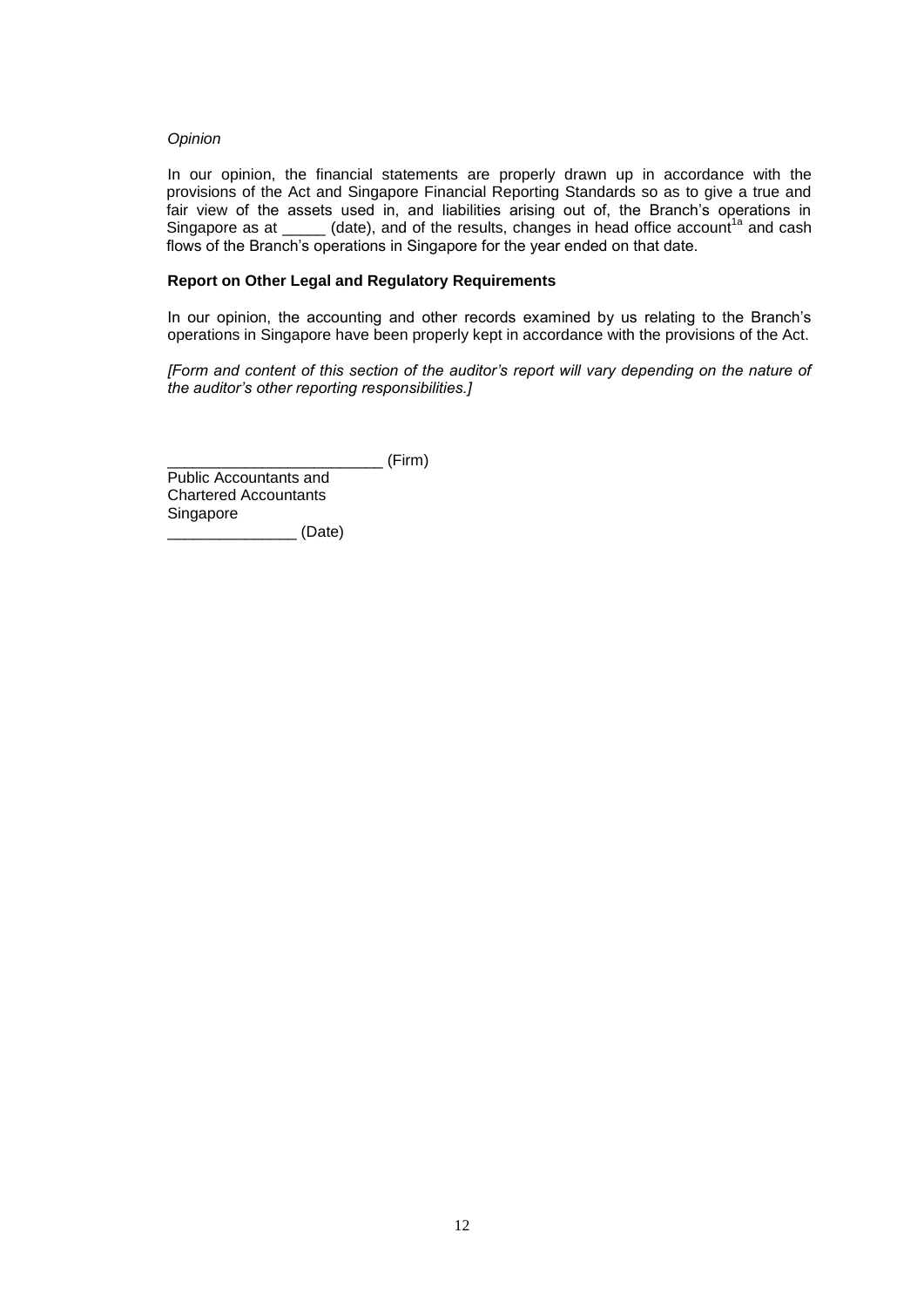*Opinion*

In our opinion, the financial statements are properly drawn up in accordance with the provisions of the Act and Singapore Financial Reporting Standards so as to give a true and fair view of the assets used in, and liabilities arising out of, the Branch's operations in Singapore as at _____ (date), and of the results, changes in head office account[1a] and cash flows of the Branch's operations in Singapore for the year ended on that date.

**Report on Other Legal and Regulatory Requirements**

In our opinion, the accounting and other records examined by us relating to the Branch's operations in Singapore have been properly kept in accordance with the provisions of the Act.

*[Form and content of this section of the auditor's report will vary depending on the nature of the auditor's other reporting responsibilities.]*

_________________________ (Firm)
Public Accountants and
Chartered Accountants
Singapore
_______________ (Date)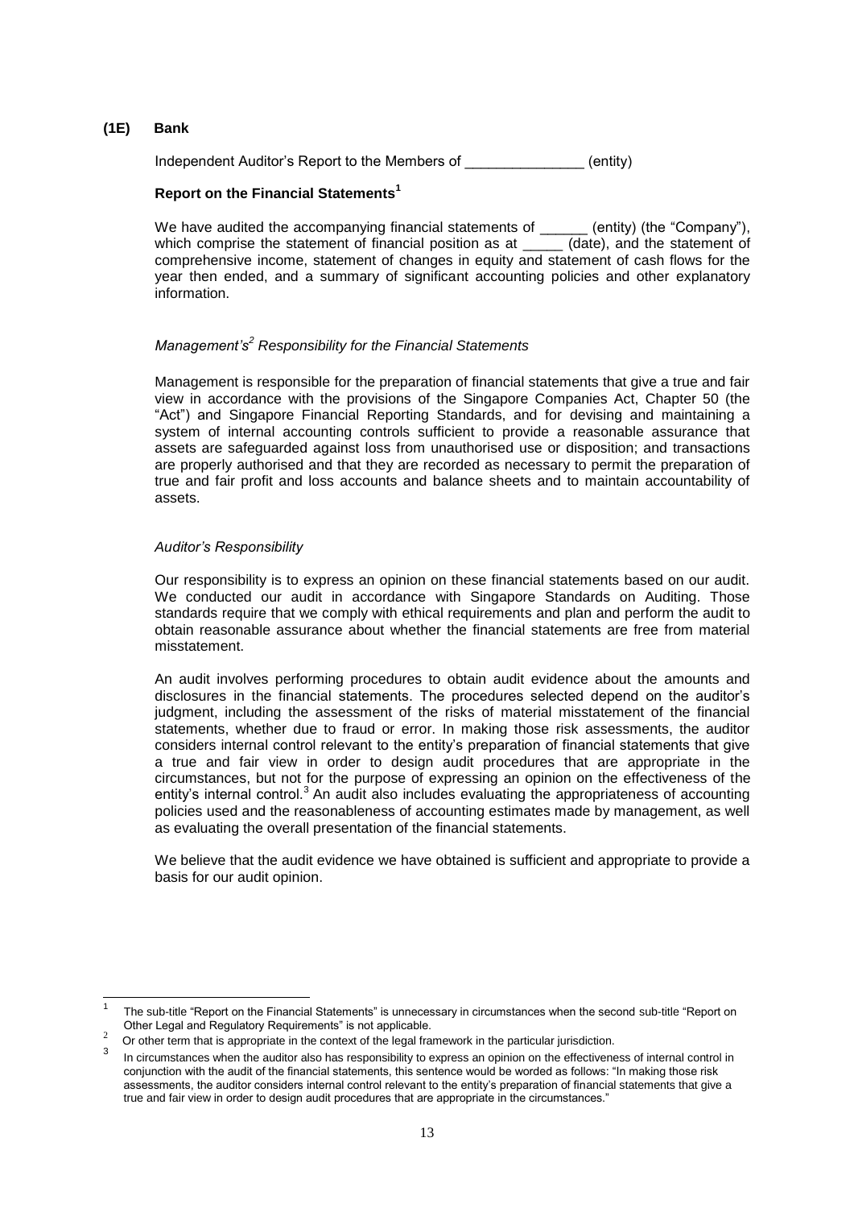**(1E) Bank**

Independent Auditor's Report to the Members of _______________ (entity)

**Report on the Financial Statements[1]**

We have audited the accompanying financial statements of ______ (entity) (the "Company"), which comprise the statement of financial position as at _____ (date), and the statement of comprehensive income, statement of changes in equity and statement of cash flows for the year then ended, and a summary of significant accounting policies and other explanatory information.

*Management's[2] Responsibility for the Financial Statements*

Management is responsible for the preparation of financial statements that give a true and fair view in accordance with the provisions of the Singapore Companies Act, Chapter 50 (the "Act") and Singapore Financial Reporting Standards, and for devising and maintaining a system of internal accounting controls sufficient to provide a reasonable assurance that assets are safeguarded against loss from unauthorised use or disposition; and transactions are properly authorised and that they are recorded as necessary to permit the preparation of true and fair profit and loss accounts and balance sheets and to maintain accountability of assets.

*Auditor's Responsibility*

Our responsibility is to express an opinion on these financial statements based on our audit. We conducted our audit in accordance with Singapore Standards on Auditing. Those standards require that we comply with ethical requirements and plan and perform the audit to obtain reasonable assurance about whether the financial statements are free from material misstatement.

An audit involves performing procedures to obtain audit evidence about the amounts and disclosures in the financial statements. The procedures selected depend on the auditor's judgment, including the assessment of the risks of material misstatement of the financial statements, whether due to fraud or error. In making those risk assessments, the auditor considers internal control relevant to the entity's preparation of financial statements that give a true and fair view in order to design audit procedures that are appropriate in the circumstances, but not for the purpose of expressing an opinion on the effectiveness of the entity's internal control.[3] An audit also includes evaluating the appropriateness of accounting policies used and the reasonableness of accounting estimates made by management, as well as evaluating the overall presentation of the financial statements.

We believe that the audit evidence we have obtained is sufficient and appropriate to provide a basis for our audit opinion.

---

[1] The sub-title "Report on the Financial Statements" is unnecessary in circumstances when the second sub-title "Report on Other Legal and Regulatory Requirements" is not applicable.

[2] Or other term that is appropriate in the context of the legal framework in the particular jurisdiction.

[3] In circumstances when the auditor also has responsibility to express an opinion on the effectiveness of internal control in conjunction with the audit of the financial statements, this sentence would be worded as follows: "In making those risk assessments, the auditor considers internal control relevant to the entity's preparation of financial statements that give a true and fair view in order to design audit procedures that are appropriate in the circumstances."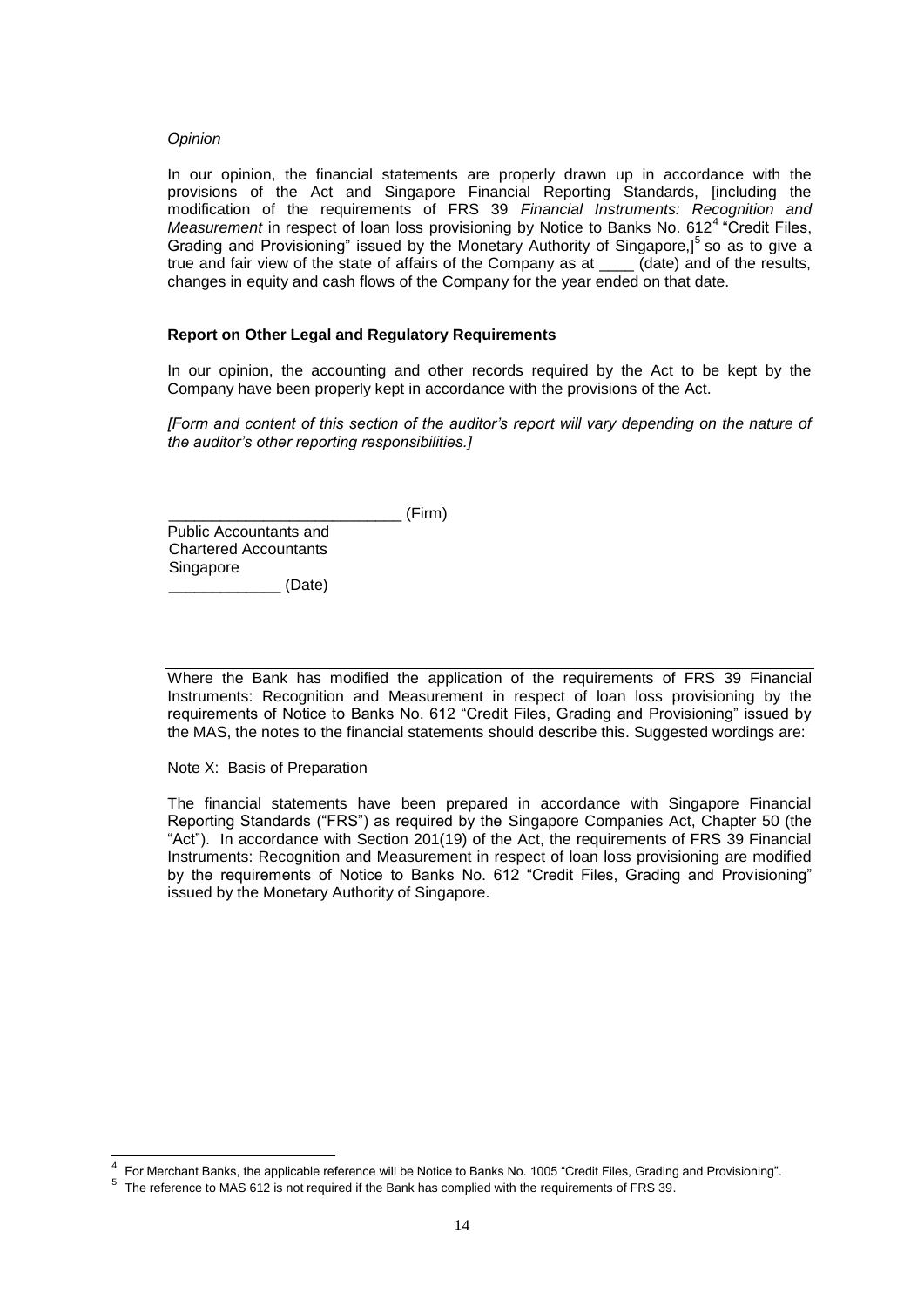*Opinion*

In our opinion, the financial statements are properly drawn up in accordance with the provisions of the Act and Singapore Financial Reporting Standards, [including the modification of the requirements of FRS 39 *Financial Instruments: Recognition and Measurement* in respect of loan loss provisioning by Notice to Banks No. 612[4] "Credit Files, Grading and Provisioning" issued by the Monetary Authority of Singapore,][5] so as to give a true and fair view of the state of affairs of the Company as at ____ (date) and of the results, changes in equity and cash flows of the Company for the year ended on that date.

**Report on Other Legal and Regulatory Requirements**

In our opinion, the accounting and other records required by the Act to be kept by the Company have been properly kept in accordance with the provisions of the Act.

*[Form and content of this section of the auditor's report will vary depending on the nature of the auditor's other reporting responsibilities.]*

___________________________ (Firm)
Public Accountants and
Chartered Accountants
Singapore
_____________ (Date)

---

Where the Bank has modified the application of the requirements of FRS 39 Financial Instruments: Recognition and Measurement in respect of loan loss provisioning by the requirements of Notice to Banks No. 612 "Credit Files, Grading and Provisioning" issued by the MAS, the notes to the financial statements should describe this. Suggested wordings are:

Note X: Basis of Preparation

The financial statements have been prepared in accordance with Singapore Financial Reporting Standards ("FRS") as required by the Singapore Companies Act, Chapter 50 (the "Act"). In accordance with Section 201(19) of the Act, the requirements of FRS 39 Financial Instruments: Recognition and Measurement in respect of loan loss provisioning are modified by the requirements of Notice to Banks No. 612 "Credit Files, Grading and Provisioning" issued by the Monetary Authority of Singapore.

---

[4] For Merchant Banks, the applicable reference will be Notice to Banks No. 1005 "Credit Files, Grading and Provisioning".

[5] The reference to MAS 612 is not required if the Bank has complied with the requirements of FRS 39.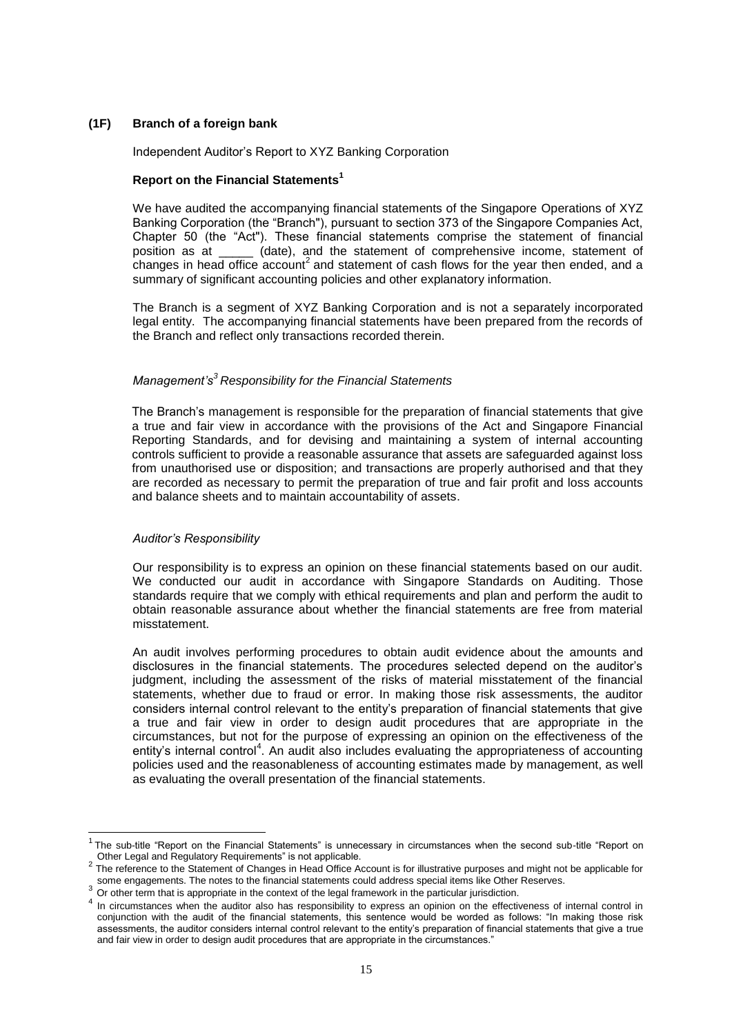## (1F) Branch of a foreign bank

Independent Auditor's Report to XYZ Banking Corporation

### Report on the Financial Statements[1]

We have audited the accompanying financial statements of the Singapore Operations of XYZ Banking Corporation (the "Branch"), pursuant to section 373 of the Singapore Companies Act, Chapter 50 (the "Act"). These financial statements comprise the statement of financial position as at _____ (date), and the statement of comprehensive income, statement of changes in head office account[2] and statement of cash flows for the year then ended, and a summary of significant accounting policies and other explanatory information.

The Branch is a segment of XYZ Banking Corporation and is not a separately incorporated legal entity. The accompanying financial statements have been prepared from the records of the Branch and reflect only transactions recorded therein.

*Management's[3] Responsibility for the Financial Statements*

The Branch's management is responsible for the preparation of financial statements that give a true and fair view in accordance with the provisions of the Act and Singapore Financial Reporting Standards, and for devising and maintaining a system of internal accounting controls sufficient to provide a reasonable assurance that assets are safeguarded against loss from unauthorised use or disposition; and transactions are properly authorised and that they are recorded as necessary to permit the preparation of true and fair profit and loss accounts and balance sheets and to maintain accountability of assets.

*Auditor's Responsibility*

Our responsibility is to express an opinion on these financial statements based on our audit. We conducted our audit in accordance with Singapore Standards on Auditing. Those standards require that we comply with ethical requirements and plan and perform the audit to obtain reasonable assurance about whether the financial statements are free from material misstatement.

An audit involves performing procedures to obtain audit evidence about the amounts and disclosures in the financial statements. The procedures selected depend on the auditor's judgment, including the assessment of the risks of material misstatement of the financial statements, whether due to fraud or error. In making those risk assessments, the auditor considers internal control relevant to the entity's preparation of financial statements that give a true and fair view in order to design audit procedures that are appropriate in the circumstances, but not for the purpose of expressing an opinion on the effectiveness of the entity's internal control[4]. An audit also includes evaluating the appropriateness of accounting policies used and the reasonableness of accounting estimates made by management, as well as evaluating the overall presentation of the financial statements.

---

[1] The sub-title "Report on the Financial Statements" is unnecessary in circumstances when the second sub-title "Report on Other Legal and Regulatory Requirements" is not applicable.

[2] The reference to the Statement of Changes in Head Office Account is for illustrative purposes and might not be applicable for some engagements. The notes to the financial statements could address special items like Other Reserves.

[3] Or other term that is appropriate in the context of the legal framework in the particular jurisdiction.

[4] In circumstances when the auditor also has responsibility to express an opinion on the effectiveness of internal control in conjunction with the audit of the financial statements, this sentence would be worded as follows: "In making those risk assessments, the auditor considers internal control relevant to the entity's preparation of financial statements that give a true and fair view in order to design audit procedures that are appropriate in the circumstances."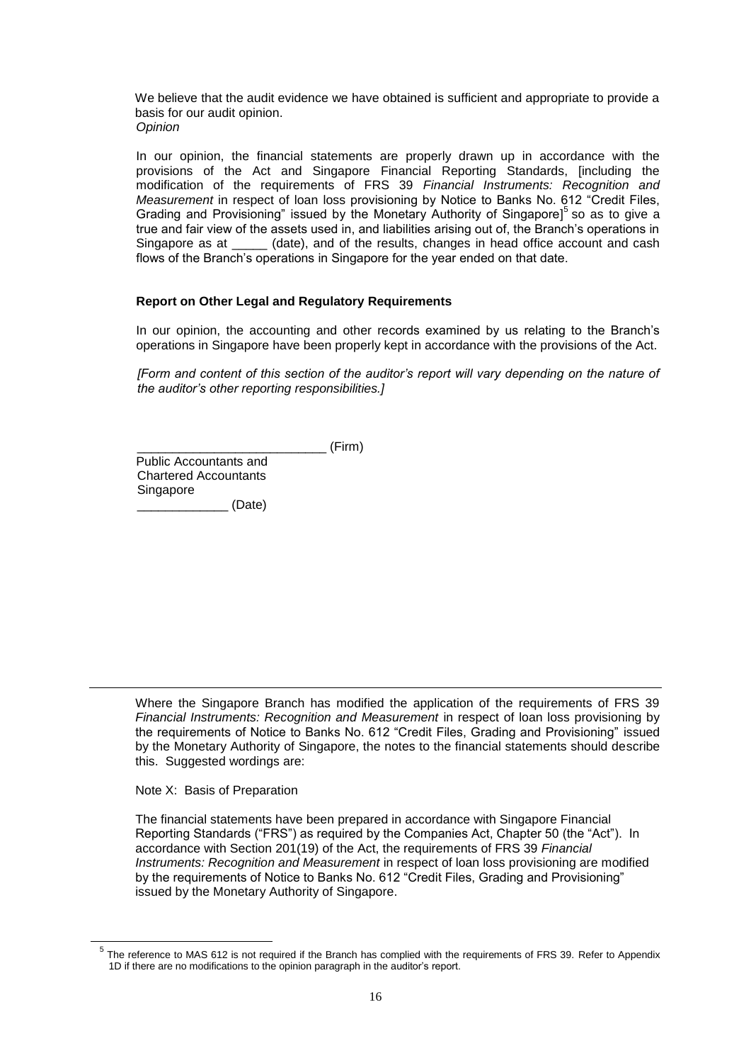We believe that the audit evidence we have obtained is sufficient and appropriate to provide a basis for our audit opinion.

*Opinion*

In our opinion, the financial statements are properly drawn up in accordance with the provisions of the Act and Singapore Financial Reporting Standards, [including the modification of the requirements of FRS 39 *Financial Instruments: Recognition and Measurement* in respect of loan loss provisioning by Notice to Banks No. 612 "Credit Files, Grading and Provisioning" issued by the Monetary Authority of Singapore][5] so as to give a true and fair view of the assets used in, and liabilities arising out of, the Branch's operations in Singapore as at _____ (date), and of the results, changes in head office account and cash flows of the Branch's operations in Singapore for the year ended on that date.

**Report on Other Legal and Regulatory Requirements**

In our opinion, the accounting and other records examined by us relating to the Branch's operations in Singapore have been properly kept in accordance with the provisions of the Act.

*[Form and content of this section of the auditor's report will vary depending on the nature of the auditor's other reporting responsibilities.]*

___________________________ (Firm)
Public Accountants and
Chartered Accountants
Singapore
_____________ (Date)

---

Where the Singapore Branch has modified the application of the requirements of FRS 39 *Financial Instruments: Recognition and Measurement* in respect of loan loss provisioning by the requirements of Notice to Banks No. 612 "Credit Files, Grading and Provisioning" issued by the Monetary Authority of Singapore, the notes to the financial statements should describe this. Suggested wordings are:

Note X: Basis of Preparation

The financial statements have been prepared in accordance with Singapore Financial Reporting Standards ("FRS") as required by the Companies Act, Chapter 50 (the "Act"). In accordance with Section 201(19) of the Act, the requirements of FRS 39 *Financial Instruments: Recognition and Measurement* in respect of loan loss provisioning are modified by the requirements of Notice to Banks No. 612 "Credit Files, Grading and Provisioning" issued by the Monetary Authority of Singapore.

[5] The reference to MAS 612 is not required if the Branch has complied with the requirements of FRS 39. Refer to Appendix 1D if there are no modifications to the opinion paragraph in the auditor's report.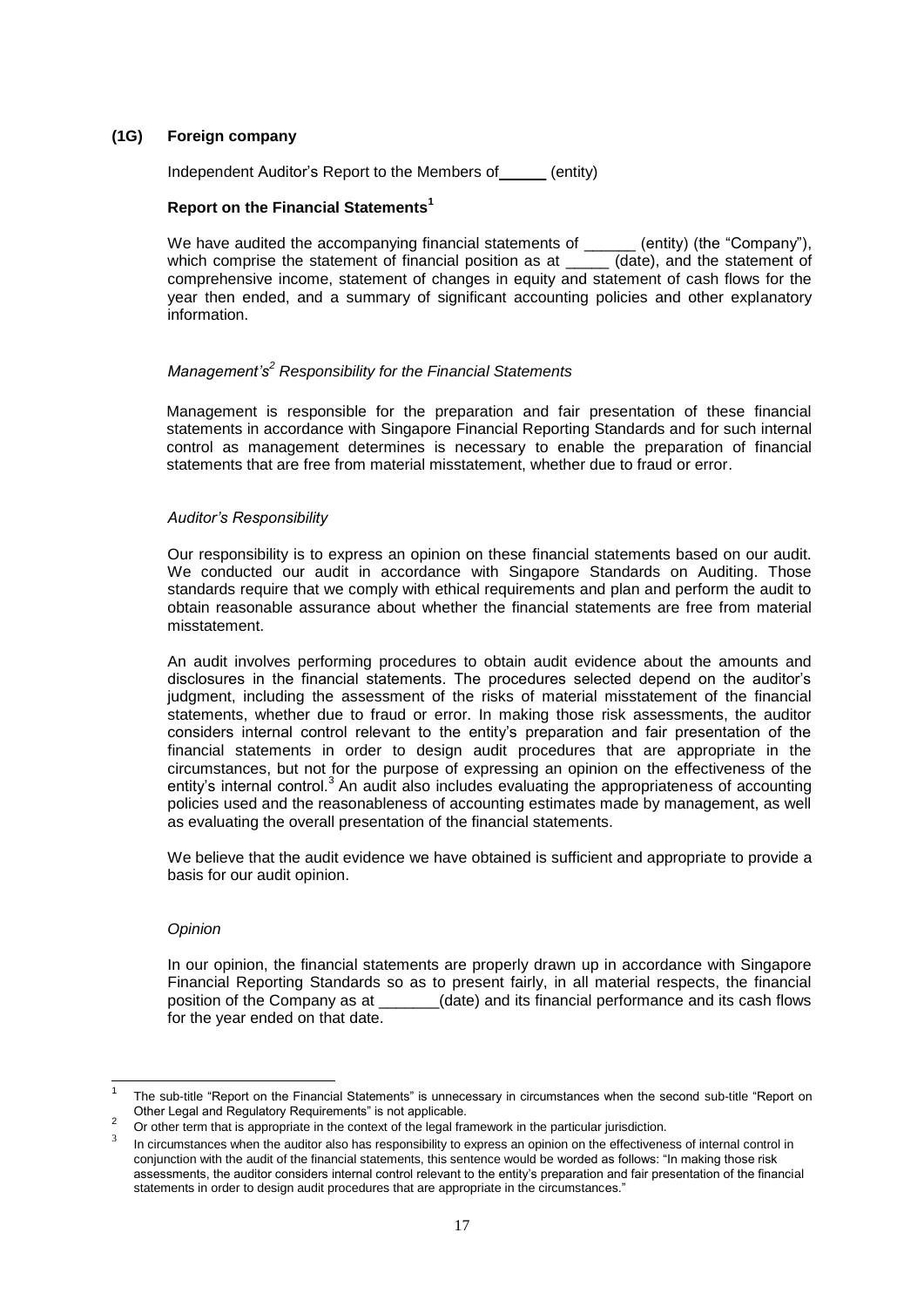## (1G) Foreign company

Independent Auditor's Report to the Members of ______ (entity)

### Report on the Financial Statements[1]

We have audited the accompanying financial statements of ______ (entity) (the "Company"), which comprise the statement of financial position as at _____ (date), and the statement of comprehensive income, statement of changes in equity and statement of cash flows for the year then ended, and a summary of significant accounting policies and other explanatory information.

*Management's[2] Responsibility for the Financial Statements*

Management is responsible for the preparation and fair presentation of these financial statements in accordance with Singapore Financial Reporting Standards and for such internal control as management determines is necessary to enable the preparation of financial statements that are free from material misstatement, whether due to fraud or error.

*Auditor's Responsibility*

Our responsibility is to express an opinion on these financial statements based on our audit. We conducted our audit in accordance with Singapore Standards on Auditing. Those standards require that we comply with ethical requirements and plan and perform the audit to obtain reasonable assurance about whether the financial statements are free from material misstatement.

An audit involves performing procedures to obtain audit evidence about the amounts and disclosures in the financial statements. The procedures selected depend on the auditor's judgment, including the assessment of the risks of material misstatement of the financial statements, whether due to fraud or error. In making those risk assessments, the auditor considers internal control relevant to the entity's preparation and fair presentation of the financial statements in order to design audit procedures that are appropriate in the circumstances, but not for the purpose of expressing an opinion on the effectiveness of the entity's internal control.[3] An audit also includes evaluating the appropriateness of accounting policies used and the reasonableness of accounting estimates made by management, as well as evaluating the overall presentation of the financial statements.

We believe that the audit evidence we have obtained is sufficient and appropriate to provide a basis for our audit opinion.

*Opinion*

In our opinion, the financial statements are properly drawn up in accordance with Singapore Financial Reporting Standards so as to present fairly, in all material respects, the financial position of the Company as at _______(date) and its financial performance and its cash flows for the year ended on that date.

---

[1] The sub-title "Report on the Financial Statements" is unnecessary in circumstances when the second sub-title "Report on Other Legal and Regulatory Requirements" is not applicable.

[2] Or other term that is appropriate in the context of the legal framework in the particular jurisdiction.

[3] In circumstances when the auditor also has responsibility to express an opinion on the effectiveness of internal control in conjunction with the audit of the financial statements, this sentence would be worded as follows: "In making those risk assessments, the auditor considers internal control relevant to the entity's preparation and fair presentation of the financial statements in order to design audit procedures that are appropriate in the circumstances."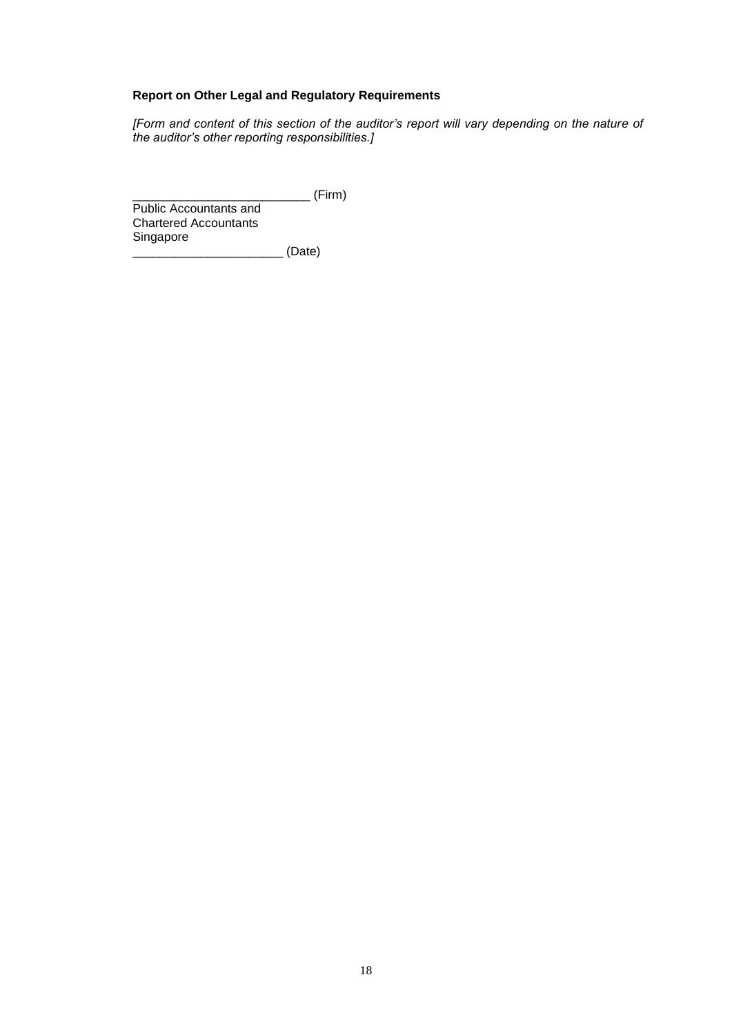**Report on Other Legal and Regulatory Requirements**

*[Form and content of this section of the auditor's report will vary depending on the nature of the auditor's other reporting responsibilities.]*

__________________________ (Firm)
Public Accountants and
Chartered Accountants
Singapore
______________________ (Date)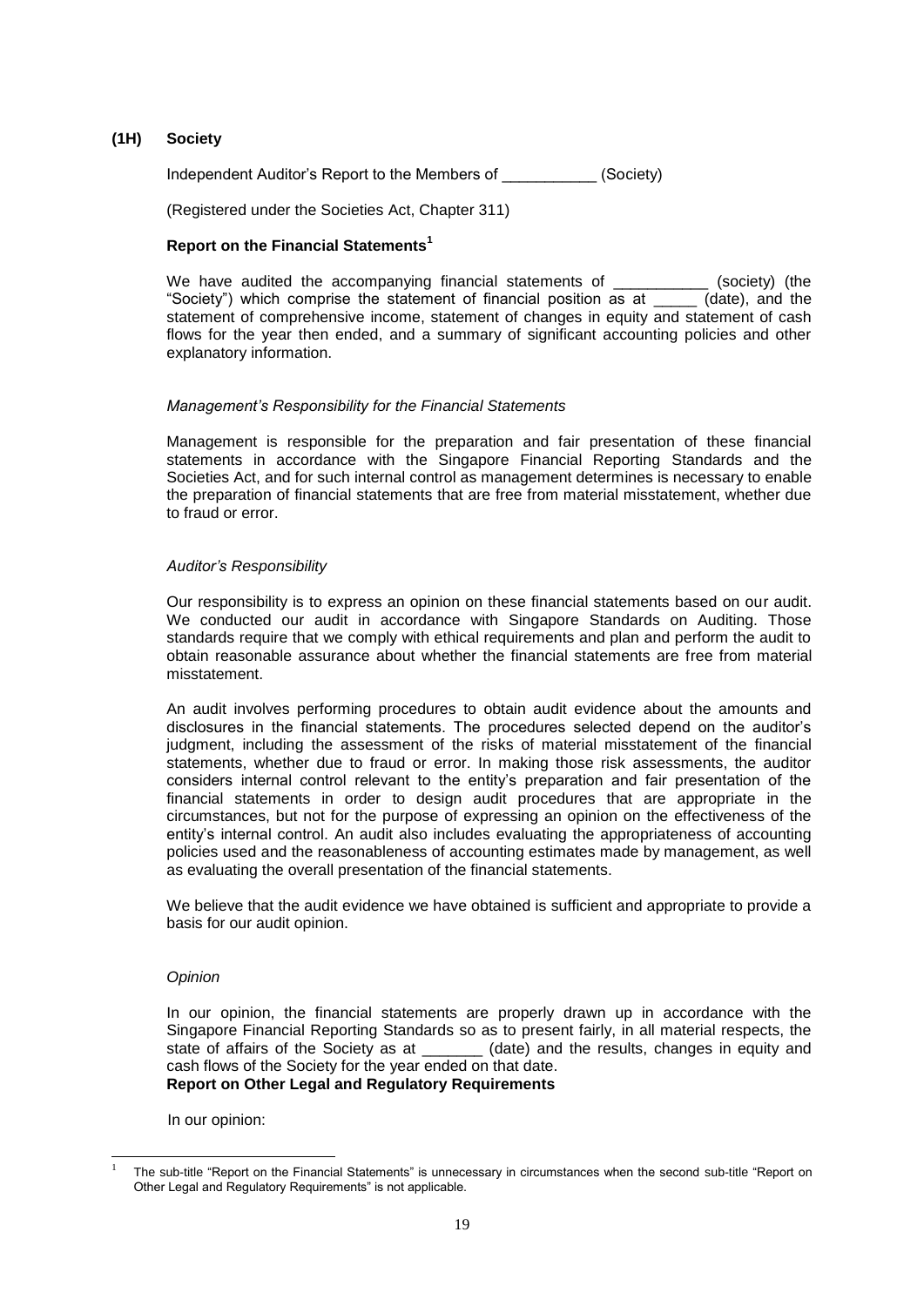## (1H) Society

Independent Auditor's Report to the Members of ___________ (Society)

(Registered under the Societies Act, Chapter 311)

### Report on the Financial Statements[1]

We have audited the accompanying financial statements of ___________ (society) (the "Society") which comprise the statement of financial position as at _____ (date), and the statement of comprehensive income, statement of changes in equity and statement of cash flows for the year then ended, and a summary of significant accounting policies and other explanatory information.

*Management's Responsibility for the Financial Statements*

Management is responsible for the preparation and fair presentation of these financial statements in accordance with the Singapore Financial Reporting Standards and the Societies Act, and for such internal control as management determines is necessary to enable the preparation of financial statements that are free from material misstatement, whether due to fraud or error.

*Auditor's Responsibility*

Our responsibility is to express an opinion on these financial statements based on our audit. We conducted our audit in accordance with Singapore Standards on Auditing. Those standards require that we comply with ethical requirements and plan and perform the audit to obtain reasonable assurance about whether the financial statements are free from material misstatement.

An audit involves performing procedures to obtain audit evidence about the amounts and disclosures in the financial statements. The procedures selected depend on the auditor's judgment, including the assessment of the risks of material misstatement of the financial statements, whether due to fraud or error. In making those risk assessments, the auditor considers internal control relevant to the entity's preparation and fair presentation of the financial statements in order to design audit procedures that are appropriate in the circumstances, but not for the purpose of expressing an opinion on the effectiveness of the entity's internal control. An audit also includes evaluating the appropriateness of accounting policies used and the reasonableness of accounting estimates made by management, as well as evaluating the overall presentation of the financial statements.

We believe that the audit evidence we have obtained is sufficient and appropriate to provide a basis for our audit opinion.

*Opinion*

In our opinion, the financial statements are properly drawn up in accordance with the Singapore Financial Reporting Standards so as to present fairly, in all material respects, the state of affairs of the Society as at _______ (date) and the results, changes in equity and cash flows of the Society for the year ended on that date.

**Report on Other Legal and Regulatory Requirements**

In our opinion:

[1] The sub-title "Report on the Financial Statements" is unnecessary in circumstances when the second sub-title "Report on Other Legal and Regulatory Requirements" is not applicable.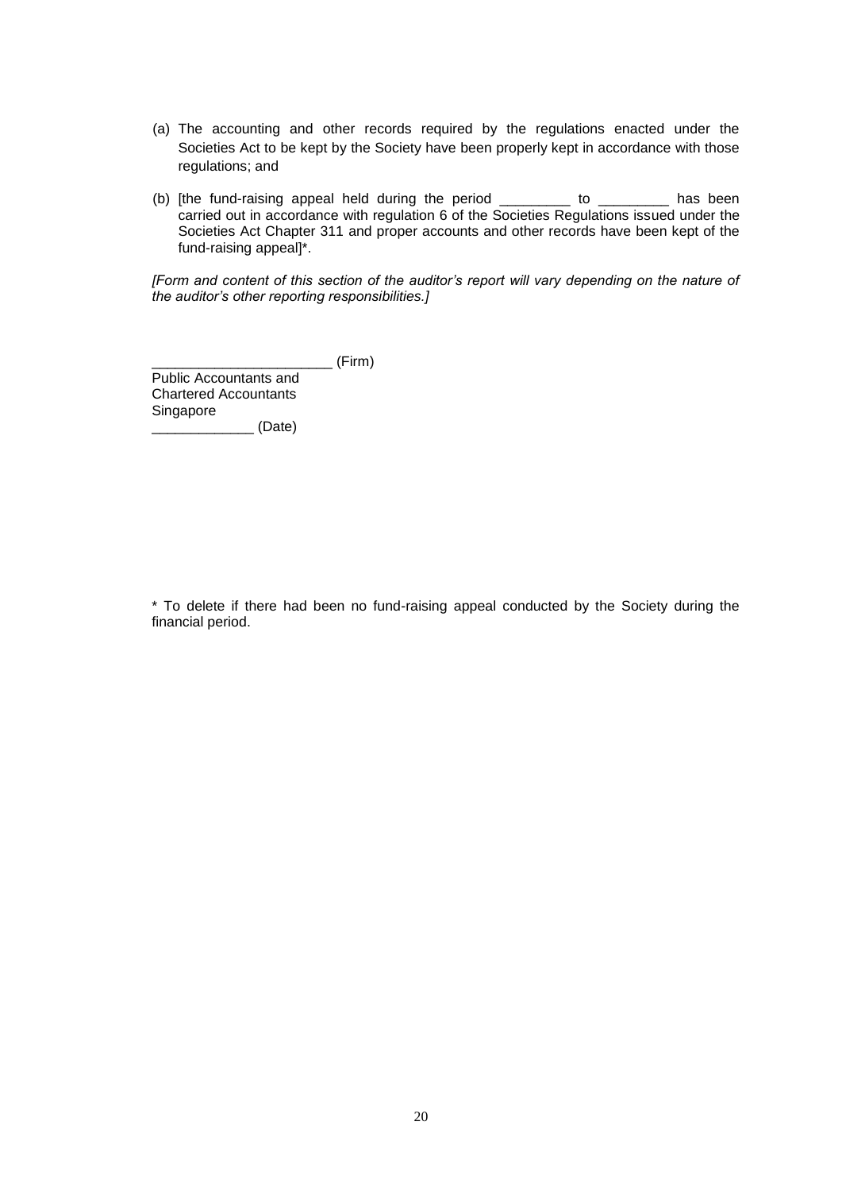(a) The accounting and other records required by the regulations enacted under the Societies Act to be kept by the Society have been properly kept in accordance with those regulations; and

(b) [the fund-raising appeal held during the period _________ to _________ has been carried out in accordance with regulation 6 of the Societies Regulations issued under the Societies Act Chapter 311 and proper accounts and other records have been kept of the fund-raising appeal]*.

*[Form and content of this section of the auditor's report will vary depending on the nature of the auditor's other reporting responsibilities.]*

_______________________ (Firm)
Public Accountants and
Chartered Accountants
Singapore
_____________ (Date)

\* To delete if there had been no fund-raising appeal conducted by the Society during the financial period.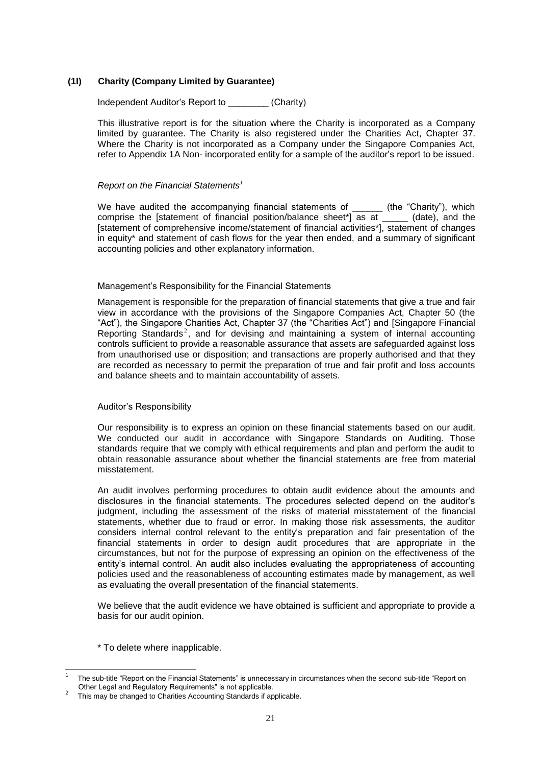### (1I) Charity (Company Limited by Guarantee)

Independent Auditor's Report to ________ (Charity)

This illustrative report is for the situation where the Charity is incorporated as a Company limited by guarantee. The Charity is also registered under the Charities Act, Chapter 37. Where the Charity is not incorporated as a Company under the Singapore Companies Act, refer to Appendix 1A Non- incorporated entity for a sample of the auditor's report to be issued.

*Report on the Financial Statements*[1]

We have audited the accompanying financial statements of ______ (the "Charity"), which comprise the [statement of financial position/balance sheet*] as at _____ (date), and the [statement of comprehensive income/statement of financial activities*], statement of changes in equity* and statement of cash flows for the year then ended, and a summary of significant accounting policies and other explanatory information.

Management's Responsibility for the Financial Statements

Management is responsible for the preparation of financial statements that give a true and fair view in accordance with the provisions of the Singapore Companies Act, Chapter 50 (the "Act"), the Singapore Charities Act, Chapter 37 (the "Charities Act") and [Singapore Financial Reporting Standards[2], and for devising and maintaining a system of internal accounting controls sufficient to provide a reasonable assurance that assets are safeguarded against loss from unauthorised use or disposition; and transactions are properly authorised and that they are recorded as necessary to permit the preparation of true and fair profit and loss accounts and balance sheets and to maintain accountability of assets.

Auditor's Responsibility

Our responsibility is to express an opinion on these financial statements based on our audit. We conducted our audit in accordance with Singapore Standards on Auditing. Those standards require that we comply with ethical requirements and plan and perform the audit to obtain reasonable assurance about whether the financial statements are free from material misstatement.

An audit involves performing procedures to obtain audit evidence about the amounts and disclosures in the financial statements. The procedures selected depend on the auditor's judgment, including the assessment of the risks of material misstatement of the financial statements, whether due to fraud or error. In making those risk assessments, the auditor considers internal control relevant to the entity's preparation and fair presentation of the financial statements in order to design audit procedures that are appropriate in the circumstances, but not for the purpose of expressing an opinion on the effectiveness of the entity's internal control. An audit also includes evaluating the appropriateness of accounting policies used and the reasonableness of accounting estimates made by management, as well as evaluating the overall presentation of the financial statements.

We believe that the audit evidence we have obtained is sufficient and appropriate to provide a basis for our audit opinion.

* To delete where inapplicable.

---

[1] The sub-title "Report on the Financial Statements" is unnecessary in circumstances when the second sub-title "Report on Other Legal and Regulatory Requirements" is not applicable.

[2] This may be changed to Charities Accounting Standards if applicable.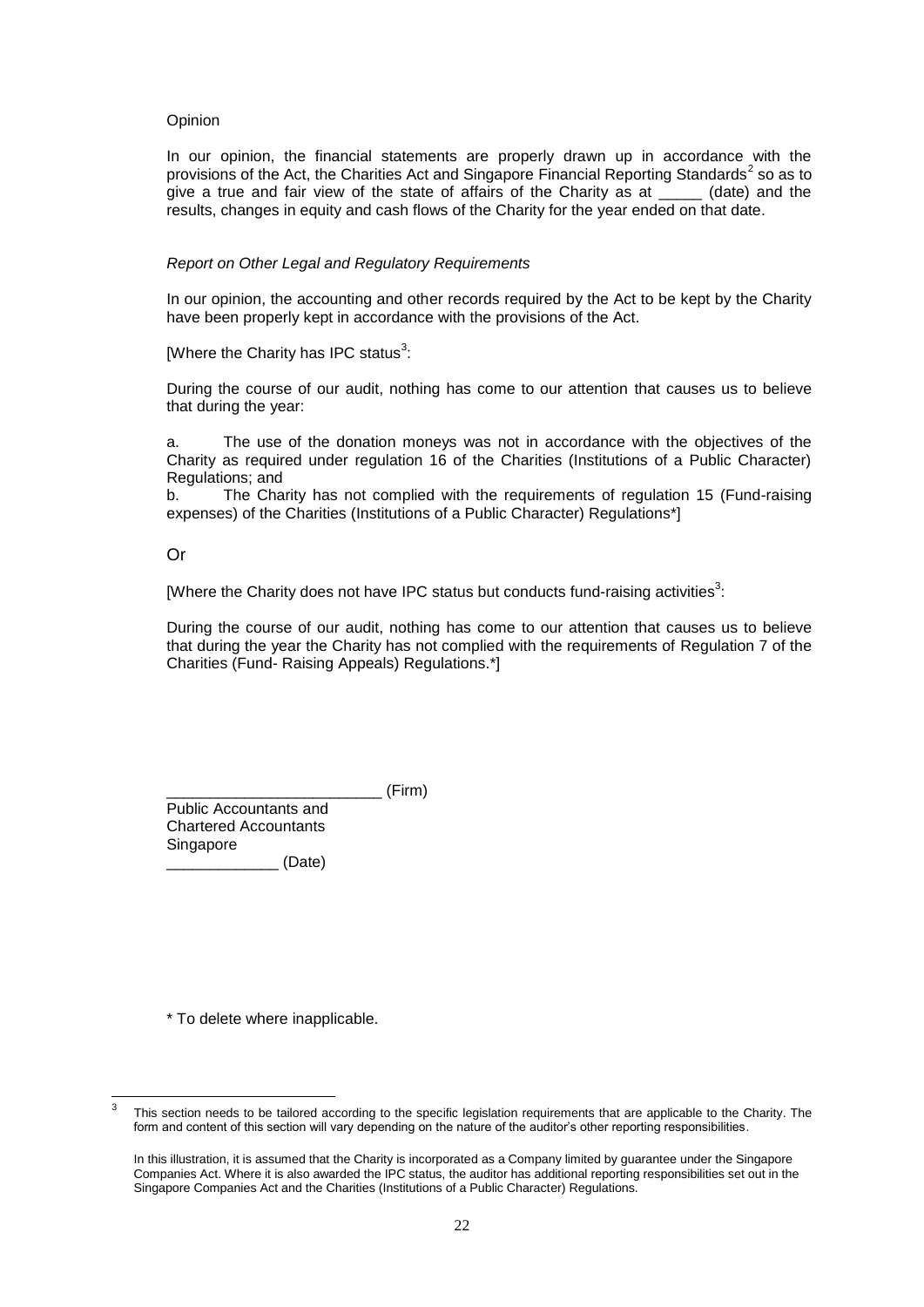Opinion

In our opinion, the financial statements are properly drawn up in accordance with the provisions of the Act, the Charities Act and Singapore Financial Reporting Standards[2] so as to give a true and fair view of the state of affairs of the Charity as at _____ (date) and the results, changes in equity and cash flows of the Charity for the year ended on that date.

*Report on Other Legal and Regulatory Requirements*

In our opinion, the accounting and other records required by the Act to be kept by the Charity have been properly kept in accordance with the provisions of the Act.

[Where the Charity has IPC status[3]:

During the course of our audit, nothing has come to our attention that causes us to believe that during the year:

a. The use of the donation moneys was not in accordance with the objectives of the Charity as required under regulation 16 of the Charities (Institutions of a Public Character) Regulations; and

b. The Charity has not complied with the requirements of regulation 15 (Fund-raising expenses) of the Charities (Institutions of a Public Character) Regulations*]

Or

[Where the Charity does not have IPC status but conducts fund-raising activities[3]:

During the course of our audit, nothing has come to our attention that causes us to believe that during the year the Charity has not complied with the requirements of Regulation 7 of the Charities (Fund- Raising Appeals) Regulations.*]

_________________________ (Firm)
Public Accountants and
Chartered Accountants
Singapore
_____________ (Date)

\* To delete where inapplicable.

---

[3] This section needs to be tailored according to the specific legislation requirements that are applicable to the Charity. The form and content of this section will vary depending on the nature of the auditor's other reporting responsibilities.

In this illustration, it is assumed that the Charity is incorporated as a Company limited by guarantee under the Singapore Companies Act. Where it is also awarded the IPC status, the auditor has additional reporting responsibilities set out in the Singapore Companies Act and the Charities (Institutions of a Public Character) Regulations.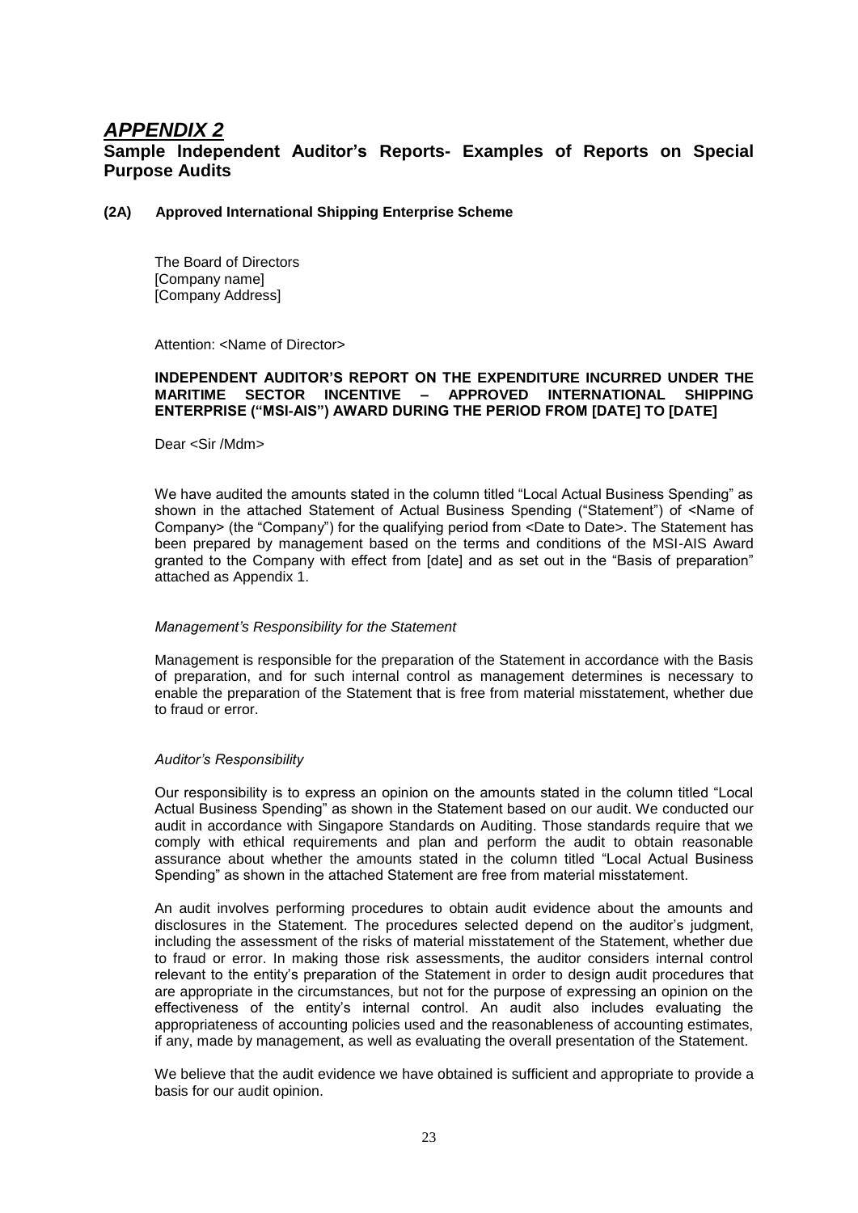# *APPENDIX 2*

## Sample Independent Auditor's Reports- Examples of Reports on Special Purpose Audits

### (2A) Approved International Shipping Enterprise Scheme

The Board of Directors
[Company name]
[Company Address]

Attention: <Name of Director>

**INDEPENDENT AUDITOR'S REPORT ON THE EXPENDITURE INCURRED UNDER THE MARITIME SECTOR INCENTIVE – APPROVED INTERNATIONAL SHIPPING ENTERPRISE ("MSI-AIS") AWARD DURING THE PERIOD FROM [DATE] TO [DATE]**

Dear <Sir /Mdm>

We have audited the amounts stated in the column titled "Local Actual Business Spending" as shown in the attached Statement of Actual Business Spending ("Statement") of <Name of Company> (the "Company") for the qualifying period from <Date to Date>. The Statement has been prepared by management based on the terms and conditions of the MSI-AIS Award granted to the Company with effect from [date] and as set out in the "Basis of preparation" attached as Appendix 1.

*Management's Responsibility for the Statement*

Management is responsible for the preparation of the Statement in accordance with the Basis of preparation, and for such internal control as management determines is necessary to enable the preparation of the Statement that is free from material misstatement, whether due to fraud or error.

*Auditor's Responsibility*

Our responsibility is to express an opinion on the amounts stated in the column titled "Local Actual Business Spending" as shown in the Statement based on our audit. We conducted our audit in accordance with Singapore Standards on Auditing. Those standards require that we comply with ethical requirements and plan and perform the audit to obtain reasonable assurance about whether the amounts stated in the column titled "Local Actual Business Spending" as shown in the attached Statement are free from material misstatement.

An audit involves performing procedures to obtain audit evidence about the amounts and disclosures in the Statement. The procedures selected depend on the auditor's judgment, including the assessment of the risks of material misstatement of the Statement, whether due to fraud or error. In making those risk assessments, the auditor considers internal control relevant to the entity's preparation of the Statement in order to design audit procedures that are appropriate in the circumstances, but not for the purpose of expressing an opinion on the effectiveness of the entity's internal control. An audit also includes evaluating the appropriateness of accounting policies used and the reasonableness of accounting estimates, if any, made by management, as well as evaluating the overall presentation of the Statement.

We believe that the audit evidence we have obtained is sufficient and appropriate to provide a basis for our audit opinion.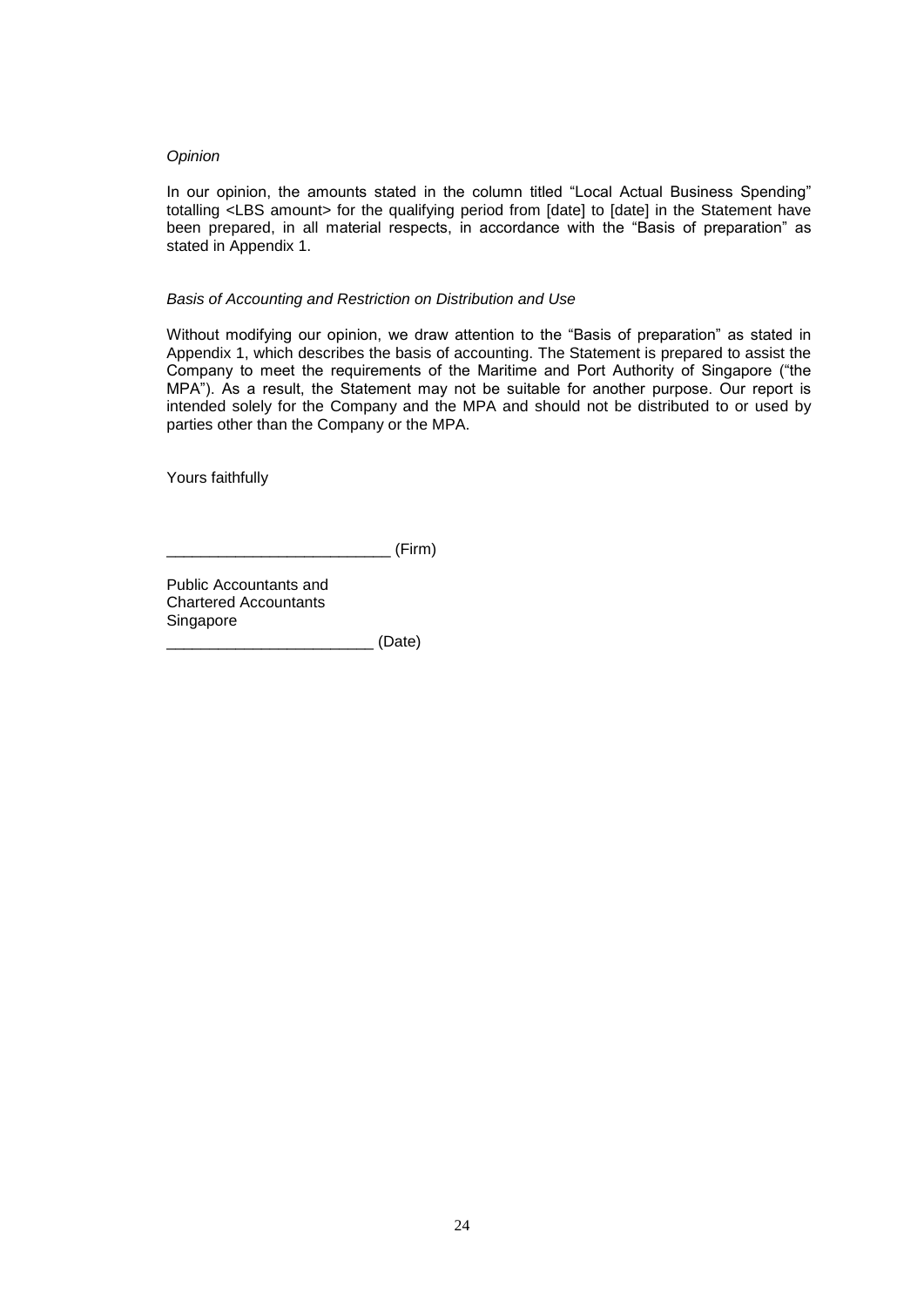*Opinion*

In our opinion, the amounts stated in the column titled "Local Actual Business Spending" totalling <LBS amount> for the qualifying period from [date] to [date] in the Statement have been prepared, in all material respects, in accordance with the "Basis of preparation" as stated in Appendix 1.

*Basis of Accounting and Restriction on Distribution and Use*

Without modifying our opinion, we draw attention to the "Basis of preparation" as stated in Appendix 1, which describes the basis of accounting. The Statement is prepared to assist the Company to meet the requirements of the Maritime and Port Authority of Singapore ("the MPA"). As a result, the Statement may not be suitable for another purpose. Our report is intended solely for the Company and the MPA and should not be distributed to or used by parties other than the Company or the MPA.

Yours faithfully

_________________________ (Firm)

Public Accountants and
Chartered Accountants
Singapore

________________________ (Date)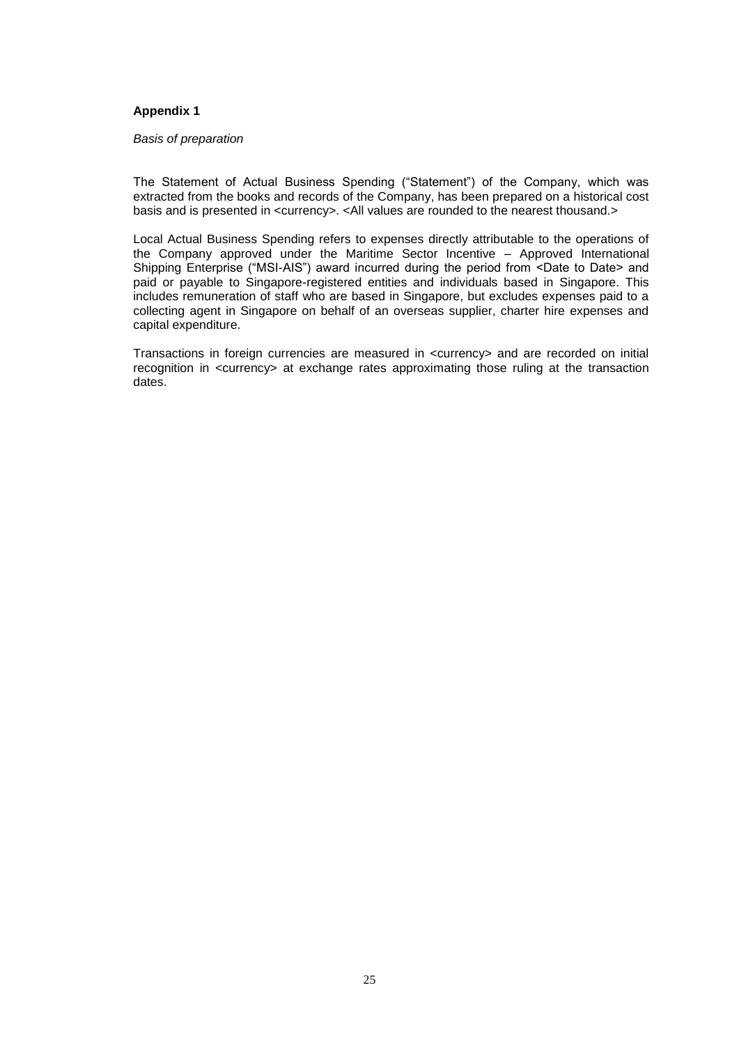**Appendix 1**

*Basis of preparation*

The Statement of Actual Business Spending ("Statement") of the Company, which was extracted from the books and records of the Company, has been prepared on a historical cost basis and is presented in <currency>. <All values are rounded to the nearest thousand.>

Local Actual Business Spending refers to expenses directly attributable to the operations of the Company approved under the Maritime Sector Incentive – Approved International Shipping Enterprise ("MSI-AIS") award incurred during the period from <Date to Date> and paid or payable to Singapore-registered entities and individuals based in Singapore. This includes remuneration of staff who are based in Singapore, but excludes expenses paid to a collecting agent in Singapore on behalf of an overseas supplier, charter hire expenses and capital expenditure.

Transactions in foreign currencies are measured in <currency> and are recorded on initial recognition in <currency> at exchange rates approximating those ruling at the transaction dates.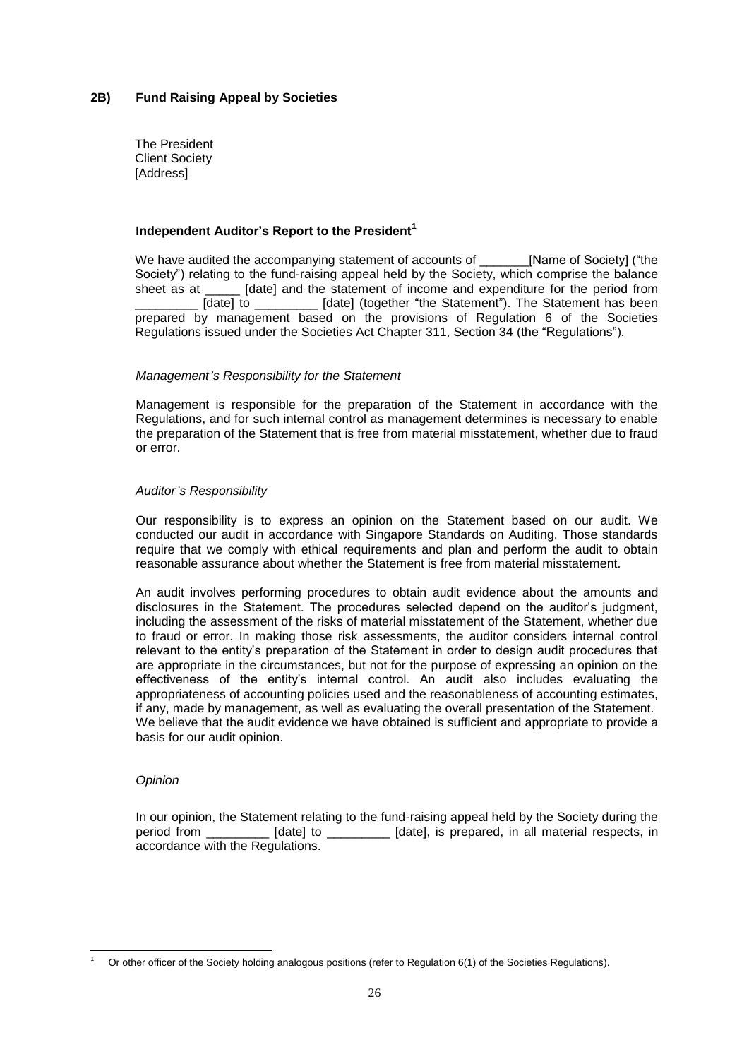**2B) Fund Raising Appeal by Societies**

The President
Client Society
[Address]

**Independent Auditor's Report to the President[1]**

We have audited the accompanying statement of accounts of _______[Name of Society] ("the Society") relating to the fund-raising appeal held by the Society, which comprise the balance sheet as at _____ [date] and the statement of income and expenditure for the period from _________ [date] to _________ [date] (together "the Statement"). The Statement has been prepared by management based on the provisions of Regulation 6 of the Societies Regulations issued under the Societies Act Chapter 311, Section 34 (the "Regulations").

*Management's Responsibility for the Statement*

Management is responsible for the preparation of the Statement in accordance with the Regulations, and for such internal control as management determines is necessary to enable the preparation of the Statement that is free from material misstatement, whether due to fraud or error.

*Auditor's Responsibility*

Our responsibility is to express an opinion on the Statement based on our audit. We conducted our audit in accordance with Singapore Standards on Auditing. Those standards require that we comply with ethical requirements and plan and perform the audit to obtain reasonable assurance about whether the Statement is free from material misstatement.

An audit involves performing procedures to obtain audit evidence about the amounts and disclosures in the Statement. The procedures selected depend on the auditor's judgment, including the assessment of the risks of material misstatement of the Statement, whether due to fraud or error. In making those risk assessments, the auditor considers internal control relevant to the entity's preparation of the Statement in order to design audit procedures that are appropriate in the circumstances, but not for the purpose of expressing an opinion on the effectiveness of the entity's internal control. An audit also includes evaluating the appropriateness of accounting policies used and the reasonableness of accounting estimates, if any, made by management, as well as evaluating the overall presentation of the Statement. We believe that the audit evidence we have obtained is sufficient and appropriate to provide a basis for our audit opinion.

*Opinion*

In our opinion, the Statement relating to the fund-raising appeal held by the Society during the period from _________ [date] to _________ [date], is prepared, in all material respects, in accordance with the Regulations.

---

[1] Or other officer of the Society holding analogous positions (refer to Regulation 6(1) of the Societies Regulations).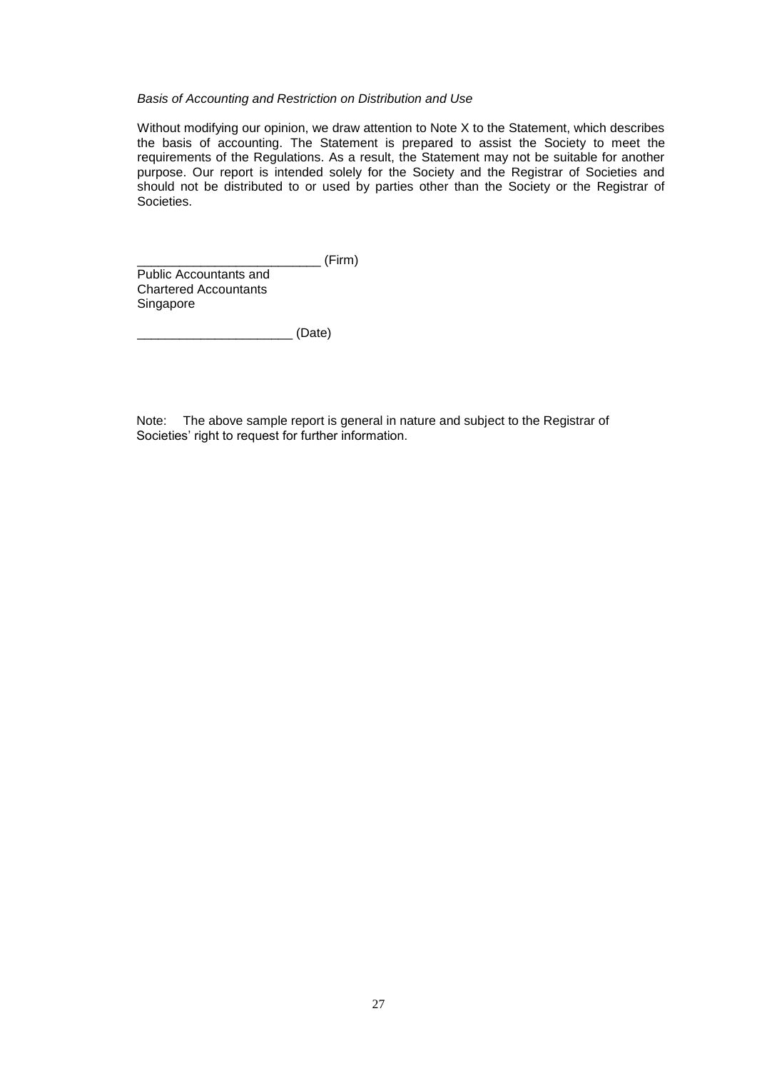*Basis of Accounting and Restriction on Distribution and Use*

Without modifying our opinion, we draw attention to Note X to the Statement, which describes the basis of accounting. The Statement is prepared to assist the Society to meet the requirements of the Regulations. As a result, the Statement may not be suitable for another purpose. Our report is intended solely for the Society and the Registrar of Societies and should not be distributed to or used by parties other than the Society or the Registrar of Societies.

__________________________ (Firm)
Public Accountants and
Chartered Accountants
Singapore

______________________ (Date)

Note: The above sample report is general in nature and subject to the Registrar of Societies' right to request for further information.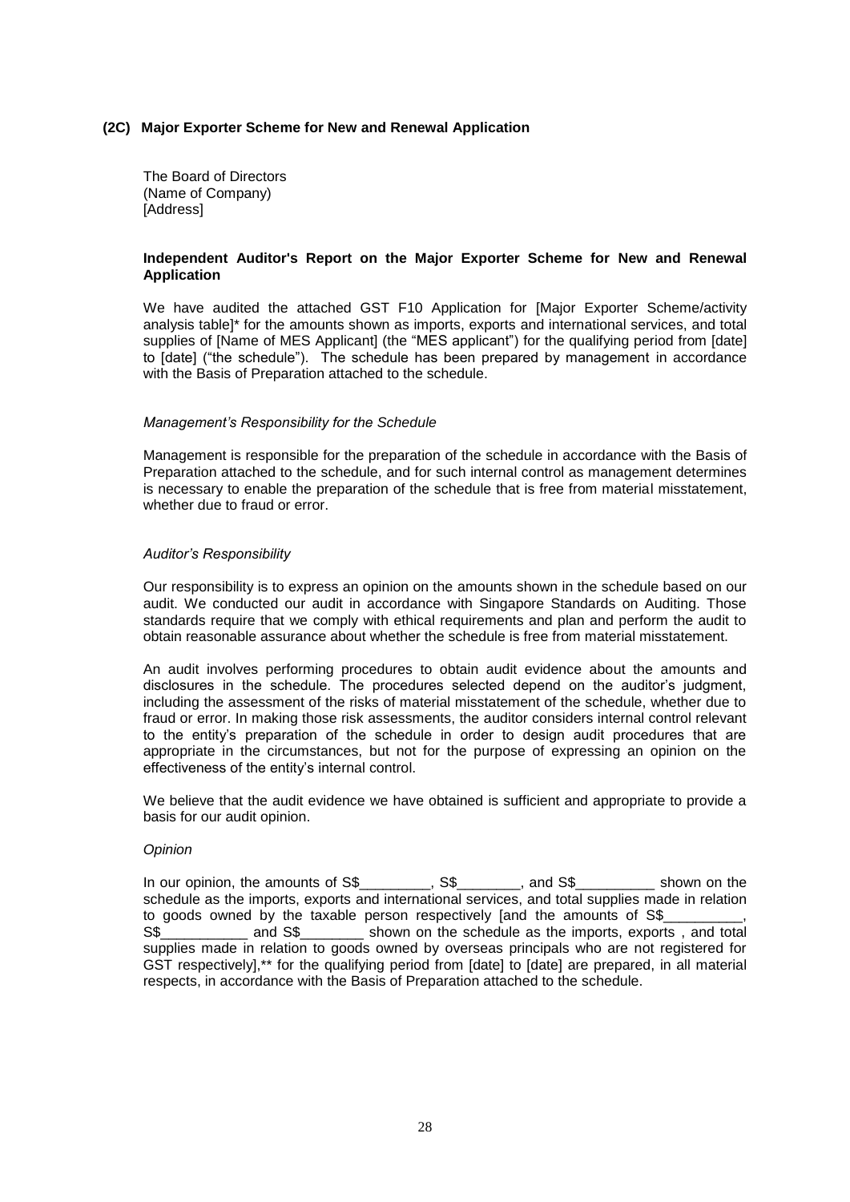## (2C) Major Exporter Scheme for New and Renewal Application

The Board of Directors
(Name of Company)
[Address]

**Independent Auditor's Report on the Major Exporter Scheme for New and Renewal Application**

We have audited the attached GST F10 Application for [Major Exporter Scheme/activity analysis table]* for the amounts shown as imports, exports and international services, and total supplies of [Name of MES Applicant] (the "MES applicant") for the qualifying period from [date] to [date] ("the schedule"). The schedule has been prepared by management in accordance with the Basis of Preparation attached to the schedule.

*Management's Responsibility for the Schedule*

Management is responsible for the preparation of the schedule in accordance with the Basis of Preparation attached to the schedule, and for such internal control as management determines is necessary to enable the preparation of the schedule that is free from material misstatement, whether due to fraud or error.

*Auditor's Responsibility*

Our responsibility is to express an opinion on the amounts shown in the schedule based on our audit. We conducted our audit in accordance with Singapore Standards on Auditing. Those standards require that we comply with ethical requirements and plan and perform the audit to obtain reasonable assurance about whether the schedule is free from material misstatement.

An audit involves performing procedures to obtain audit evidence about the amounts and disclosures in the schedule. The procedures selected depend on the auditor's judgment, including the assessment of the risks of material misstatement of the schedule, whether due to fraud or error. In making those risk assessments, the auditor considers internal control relevant to the entity's preparation of the schedule in order to design audit procedures that are appropriate in the circumstances, but not for the purpose of expressing an opinion on the effectiveness of the entity's internal control.

We believe that the audit evidence we have obtained is sufficient and appropriate to provide a basis for our audit opinion.

*Opinion*

In our opinion, the amounts of S$_________, S$________, and S$__________ shown on the schedule as the imports, exports and international services, and total supplies made in relation to goods owned by the taxable person respectively [and the amounts of S$__________, S$___________ and S$________ shown on the schedule as the imports, exports , and total supplies made in relation to goods owned by overseas principals who are not registered for GST respectively],** for the qualifying period from [date] to [date] are prepared, in all material respects, in accordance with the Basis of Preparation attached to the schedule.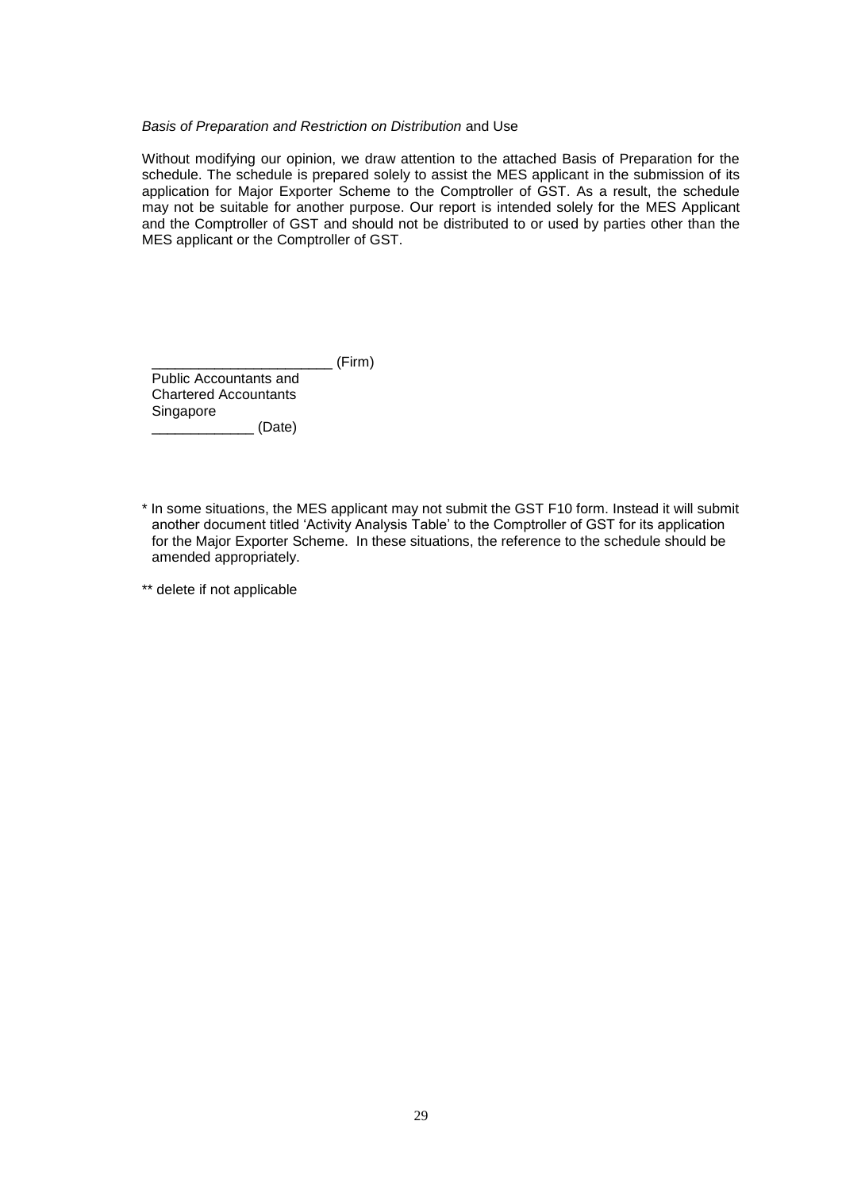*Basis of Preparation and Restriction on Distribution* and Use

Without modifying our opinion, we draw attention to the attached Basis of Preparation for the schedule. The schedule is prepared solely to assist the MES applicant in the submission of its application for Major Exporter Scheme to the Comptroller of GST. As a result, the schedule may not be suitable for another purpose. Our report is intended solely for the MES Applicant and the Comptroller of GST and should not be distributed to or used by parties other than the MES applicant or the Comptroller of GST.

_______________________ (Firm)
Public Accountants and
Chartered Accountants
Singapore
_____________ (Date)

\* In some situations, the MES applicant may not submit the GST F10 form. Instead it will submit another document titled 'Activity Analysis Table' to the Comptroller of GST for its application for the Major Exporter Scheme. In these situations, the reference to the schedule should be amended appropriately.

\*\* delete if not applicable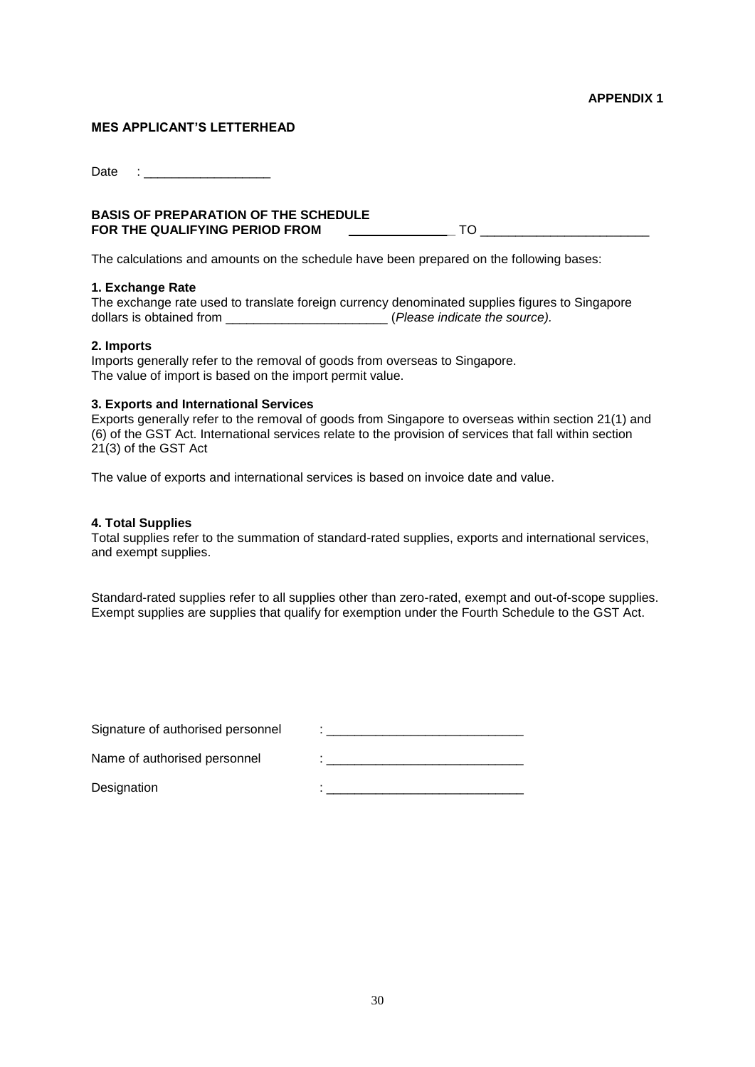**APPENDIX 1**

**MES APPLICANT'S LETTERHEAD**

Date : __________________

**BASIS OF PREPARATION OF THE SCHEDULE**
**FOR THE QUALIFYING PERIOD FROM** _______________ TO _______________________

The calculations and amounts on the schedule have been prepared on the following bases:

**1. Exchange Rate**
The exchange rate used to translate foreign currency denominated supplies figures to Singapore dollars is obtained from _______________________ (*Please indicate the source).*

**2. Imports**
Imports generally refer to the removal of goods from overseas to Singapore.
The value of import is based on the import permit value.

**3. Exports and International Services**
Exports generally refer to the removal of goods from Singapore to overseas within section 21(1) and (6) of the GST Act. International services relate to the provision of services that fall within section 21(3) of the GST Act

The value of exports and international services is based on invoice date and value.

**4. Total Supplies**
Total supplies refer to the summation of standard-rated supplies, exports and international services, and exempt supplies.

Standard-rated supplies refer to all supplies other than zero-rated, exempt and out-of-scope supplies. Exempt supplies are supplies that qualify for exemption under the Fourth Schedule to the GST Act.

Signature of authorised personnel : ____________________________

Name of authorised personnel : ____________________________

Designation : ____________________________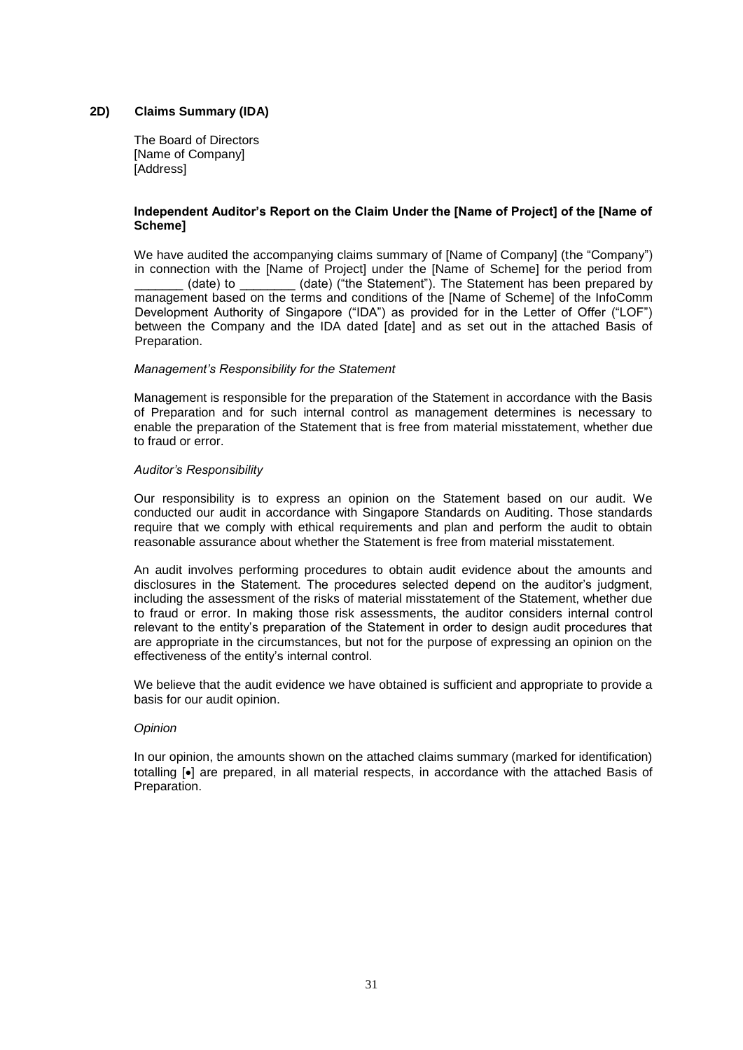## 2D) Claims Summary (IDA)

The Board of Directors
[Name of Company]
[Address]

**Independent Auditor's Report on the Claim Under the [Name of Project] of the [Name of Scheme]**

We have audited the accompanying claims summary of [Name of Company] (the "Company") in connection with the [Name of Project] under the [Name of Scheme] for the period from _______ (date) to ________ (date) ("the Statement"). The Statement has been prepared by management based on the terms and conditions of the [Name of Scheme] of the InfoComm Development Authority of Singapore ("IDA") as provided for in the Letter of Offer ("LOF") between the Company and the IDA dated [date] and as set out in the attached Basis of Preparation.

*Management's Responsibility for the Statement*

Management is responsible for the preparation of the Statement in accordance with the Basis of Preparation and for such internal control as management determines is necessary to enable the preparation of the Statement that is free from material misstatement, whether due to fraud or error.

*Auditor's Responsibility*

Our responsibility is to express an opinion on the Statement based on our audit. We conducted our audit in accordance with Singapore Standards on Auditing. Those standards require that we comply with ethical requirements and plan and perform the audit to obtain reasonable assurance about whether the Statement is free from material misstatement.

An audit involves performing procedures to obtain audit evidence about the amounts and disclosures in the Statement. The procedures selected depend on the auditor's judgment, including the assessment of the risks of material misstatement of the Statement, whether due to fraud or error. In making those risk assessments, the auditor considers internal control relevant to the entity's preparation of the Statement in order to design audit procedures that are appropriate in the circumstances, but not for the purpose of expressing an opinion on the effectiveness of the entity's internal control.

We believe that the audit evidence we have obtained is sufficient and appropriate to provide a basis for our audit opinion.

*Opinion*

In our opinion, the amounts shown on the attached claims summary (marked for identification) totalling [•] are prepared, in all material respects, in accordance with the attached Basis of Preparation.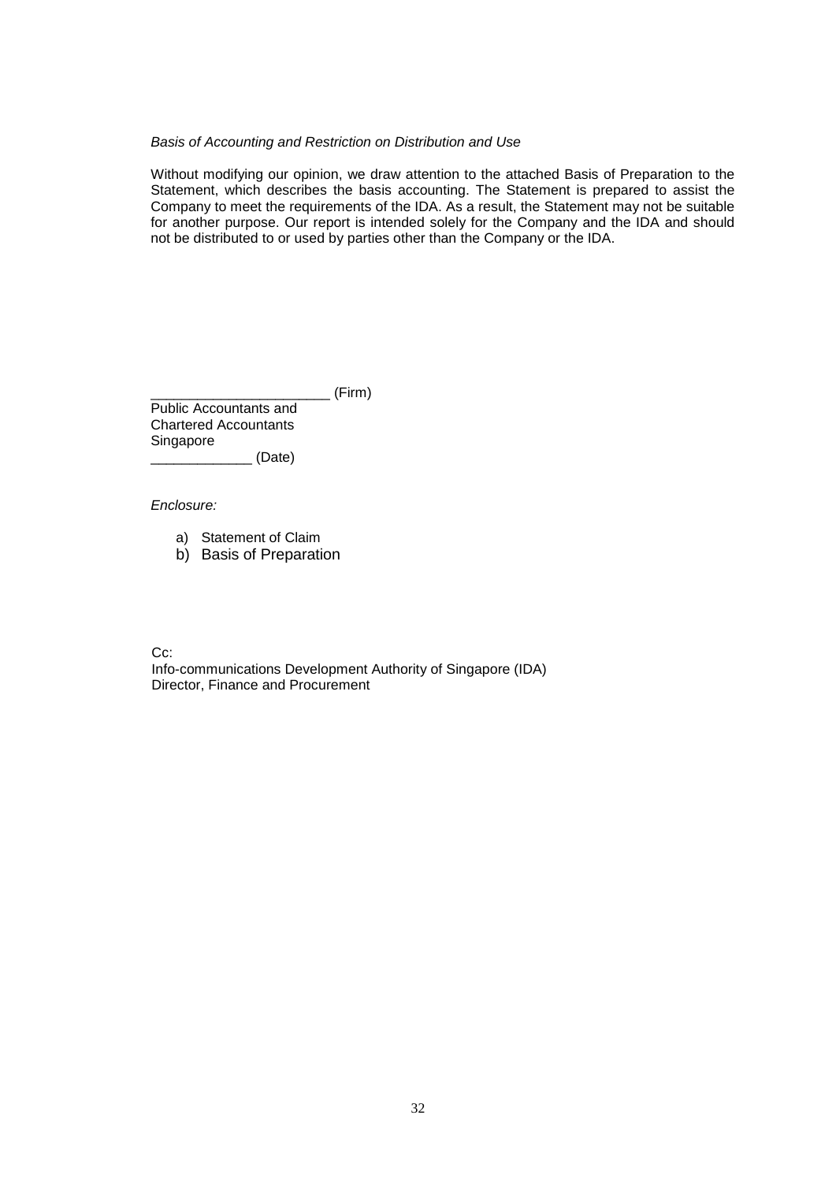*Basis of Accounting and Restriction on Distribution and Use*

Without modifying our opinion, we draw attention to the attached Basis of Preparation to the Statement, which describes the basis accounting. The Statement is prepared to assist the Company to meet the requirements of the IDA. As a result, the Statement may not be suitable for another purpose. Our report is intended solely for the Company and the IDA and should not be distributed to or used by parties other than the Company or the IDA.

_______________________ (Firm)
Public Accountants and
Chartered Accountants
Singapore
_____________ (Date)

*Enclosure:*

a) Statement of Claim
b) Basis of Preparation

Cc:
Info-communications Development Authority of Singapore (IDA)
Director, Finance and Procurement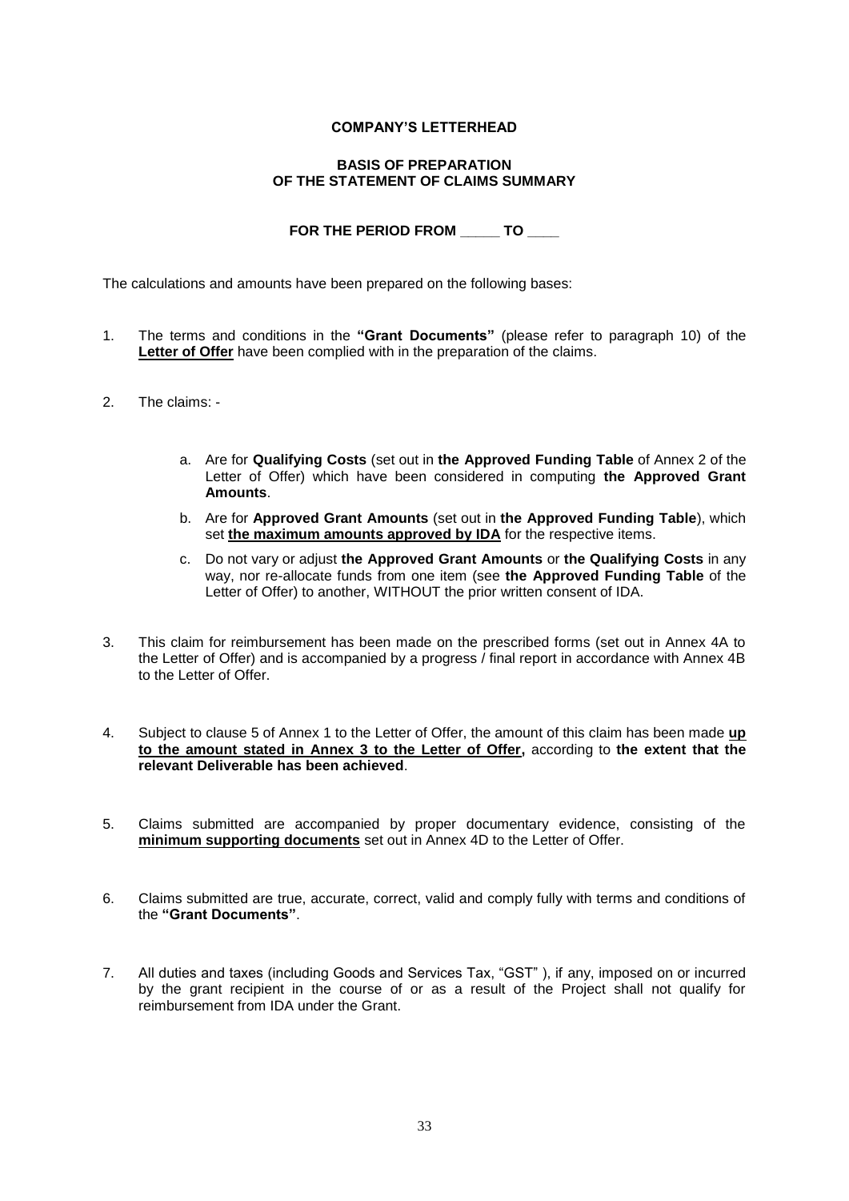**COMPANY'S LETTERHEAD**

**BASIS OF PREPARATION**
**OF THE STATEMENT OF CLAIMS SUMMARY**

**FOR THE PERIOD FROM _____ TO ____**

The calculations and amounts have been prepared on the following bases:

1. The terms and conditions in the **"Grant Documents"** (please refer to paragraph 10) of the **Letter of Offer** have been complied with in the preparation of the claims.

2. The claims: -

    a. Are for **Qualifying Costs** (set out in **the Approved Funding Table** of Annex 2 of the Letter of Offer) which have been considered in computing **the Approved Grant Amounts**.

    b. Are for **Approved Grant Amounts** (set out in **the Approved Funding Table**), which set **the maximum amounts approved by IDA** for the respective items.

    c. Do not vary or adjust **the Approved Grant Amounts** or **the Qualifying Costs** in any way, nor re-allocate funds from one item (see **the Approved Funding Table** of the Letter of Offer) to another, WITHOUT the prior written consent of IDA.

3. This claim for reimbursement has been made on the prescribed forms (set out in Annex 4A to the Letter of Offer) and is accompanied by a progress / final report in accordance with Annex 4B to the Letter of Offer.

4. Subject to clause 5 of Annex 1 to the Letter of Offer, the amount of this claim has been made **up to the amount stated in Annex 3 to the Letter of Offer,** according to **the extent that the relevant Deliverable has been achieved**.

5. Claims submitted are accompanied by proper documentary evidence, consisting of the **minimum supporting documents** set out in Annex 4D to the Letter of Offer.

6. Claims submitted are true, accurate, correct, valid and comply fully with terms and conditions of the **"Grant Documents"**.

7. All duties and taxes (including Goods and Services Tax, "GST" ), if any, imposed on or incurred by the grant recipient in the course of or as a result of the Project shall not qualify for reimbursement from IDA under the Grant.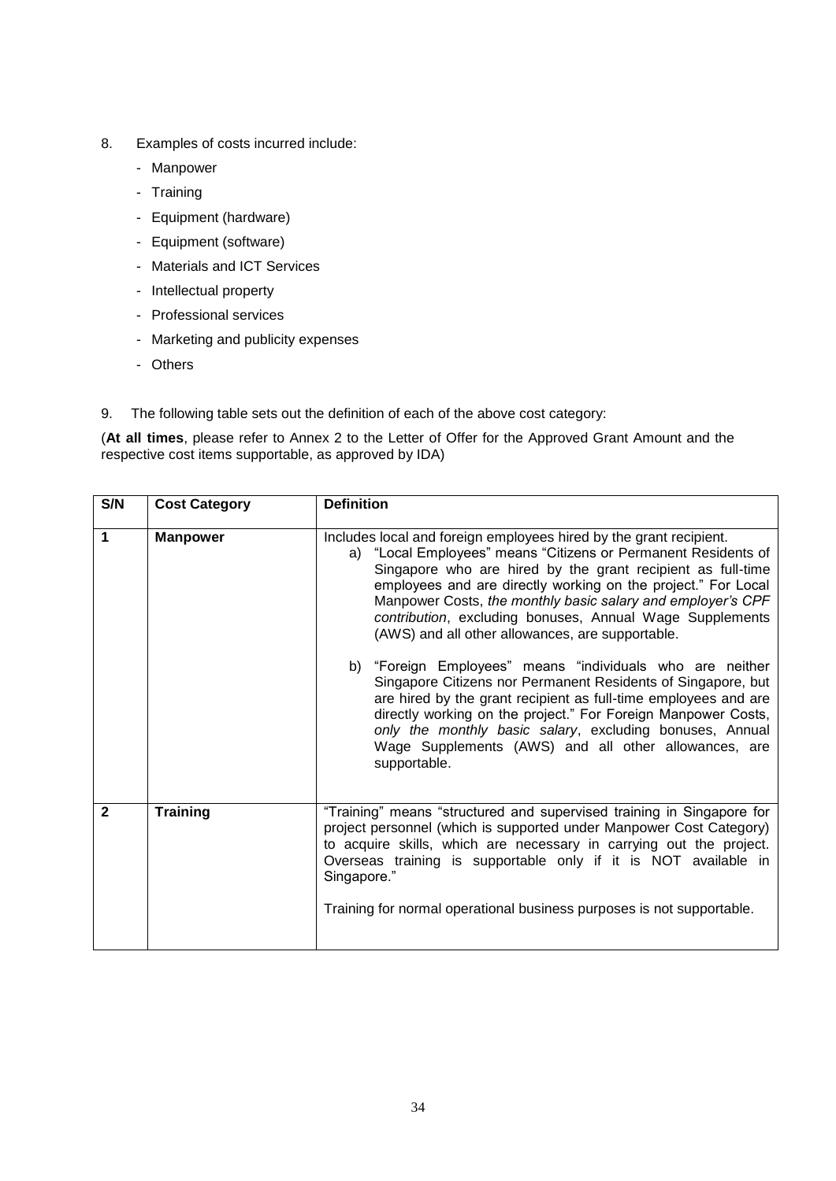8. Examples of costs incurred include:
    - Manpower
    - Training
    - Equipment (hardware)
    - Equipment (software)
    - Materials and ICT Services
    - Intellectual property
    - Professional services
    - Marketing and publicity expenses
    - Others

9. The following table sets out the definition of each of the above cost category:

(**At all times**, please refer to Annex 2 to the Letter of Offer for the Approved Grant Amount and the respective cost items supportable, as approved by IDA)

| S/N | Cost Category | Definition |
|---|---|---|
| **1** | **Manpower** | Includes local and foreign employees hired by the grant recipient.<br>a) "Local Employees" means "Citizens or Permanent Residents of Singapore who are hired by the grant recipient as full-time employees and are directly working on the project." For Local Manpower Costs, *the monthly basic salary and employer's CPF contribution*, excluding bonuses, Annual Wage Supplements (AWS) and all other allowances, are supportable.<br><br>b) "Foreign Employees" means "individuals who are neither Singapore Citizens nor Permanent Residents of Singapore, but are hired by the grant recipient as full-time employees and are directly working on the project." For Foreign Manpower Costs, *only the monthly basic salary*, excluding bonuses, Annual Wage Supplements (AWS) and all other allowances, are supportable. |
| **2** | **Training** | "Training" means "structured and supervised training in Singapore for project personnel (which is supported under Manpower Cost Category) to acquire skills, which are necessary in carrying out the project. Overseas training is supportable only if it is NOT available in Singapore."<br><br>Training for normal operational business purposes is not supportable. |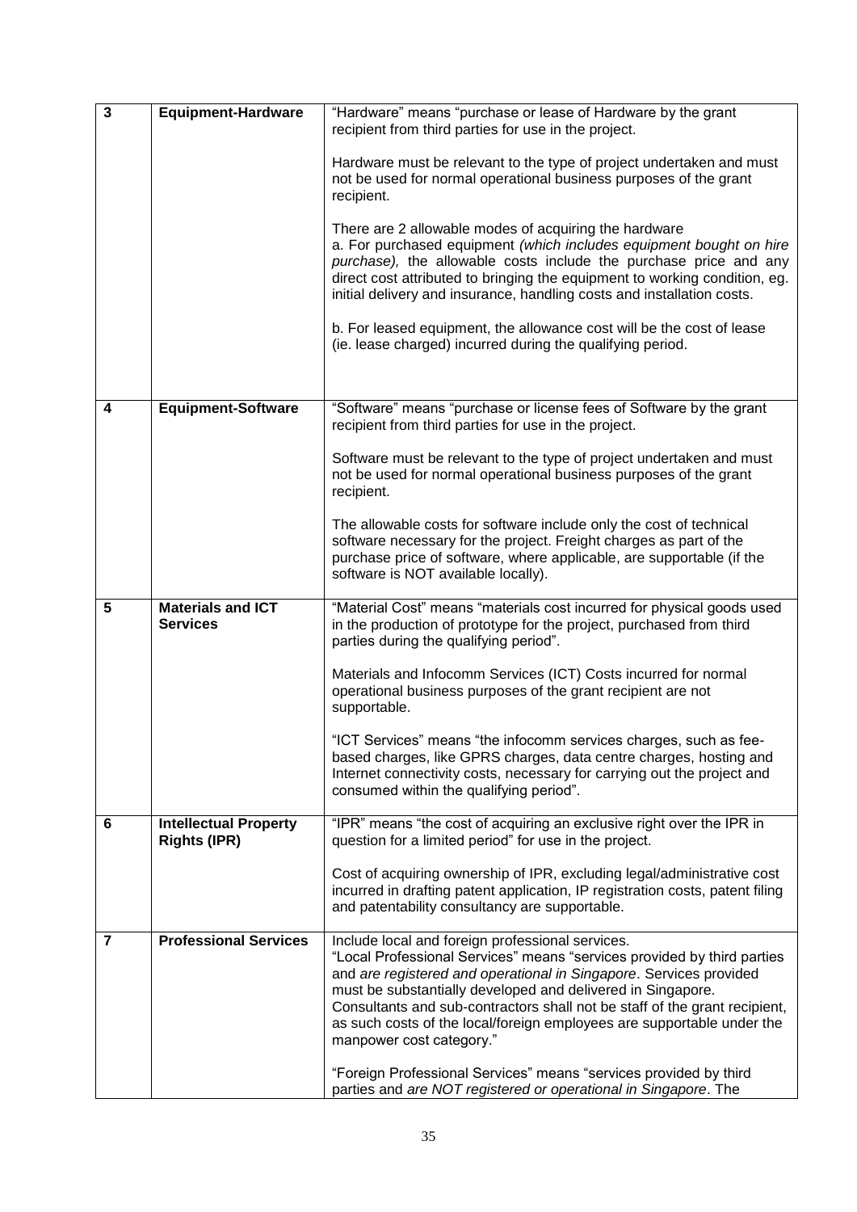| | | |
|---|---|---|
| **3** | **Equipment-Hardware** | "Hardware" means "purchase or lease of Hardware by the grant recipient from third parties for use in the project.<br><br>Hardware must be relevant to the type of project undertaken and must not be used for normal operational business purposes of the grant recipient.<br><br>There are 2 allowable modes of acquiring the hardware<br>a. For purchased equipment *(which includes equipment bought on hire purchase),* the allowable costs include the purchase price and any direct cost attributed to bringing the equipment to working condition, eg. initial delivery and insurance, handling costs and installation costs.<br><br>b. For leased equipment, the allowance cost will be the cost of lease (ie. lease charged) incurred during the qualifying period. |
| **4** | **Equipment-Software** | "Software" means "purchase or license fees of Software by the grant recipient from third parties for use in the project.<br><br>Software must be relevant to the type of project undertaken and must not be used for normal operational business purposes of the grant recipient.<br><br>The allowable costs for software include only the cost of technical software necessary for the project. Freight charges as part of the purchase price of software, where applicable, are supportable (if the software is NOT available locally). |
| **5** | **Materials and ICT Services** | "Material Cost" means "materials cost incurred for physical goods used in the production of prototype for the project, purchased from third parties during the qualifying period".<br><br>Materials and Infocomm Services (ICT) Costs incurred for normal operational business purposes of the grant recipient are not supportable.<br><br>"ICT Services" means "the infocomm services charges, such as fee-based charges, like GPRS charges, data centre charges, hosting and Internet connectivity costs, necessary for carrying out the project and consumed within the qualifying period". |
| **6** | **Intellectual Property Rights (IPR)** | "IPR" means "the cost of acquiring an exclusive right over the IPR in question for a limited period" for use in the project.<br><br>Cost of acquiring ownership of IPR, excluding legal/administrative cost incurred in drafting patent application, IP registration costs, patent filing and patentability consultancy are supportable. |
| **7** | **Professional Services** | Include local and foreign professional services.<br>"Local Professional Services" means "services provided by third parties and *are registered and operational in Singapore*. Services provided must be substantially developed and delivered in Singapore. Consultants and sub-contractors shall not be staff of the grant recipient, as such costs of the local/foreign employees are supportable under the manpower cost category."<br><br>"Foreign Professional Services" means "services provided by third parties and *are NOT registered or operational in Singapore*. The |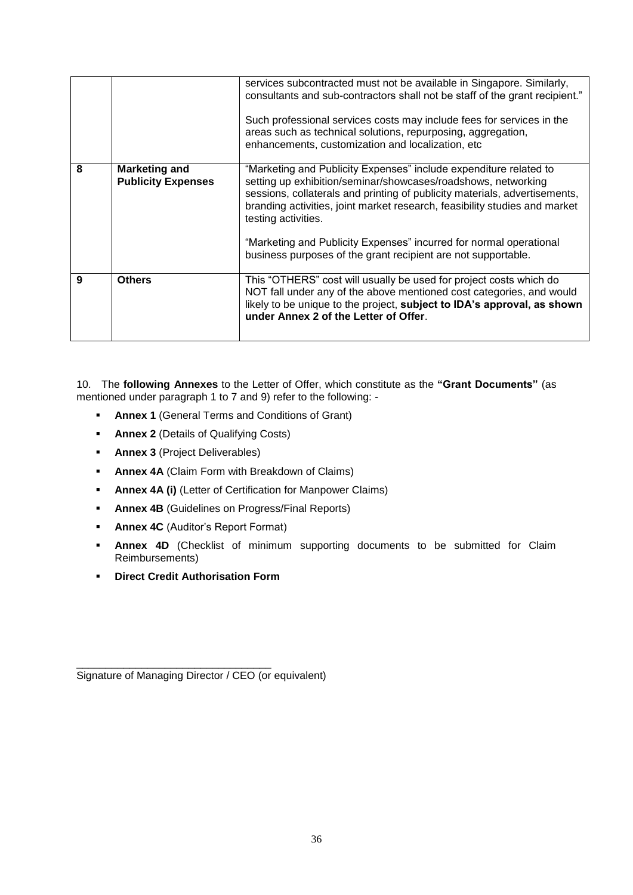| | | |
|---|---|---|
| | | services subcontracted must not be available in Singapore. Similarly, consultants and sub-contractors shall not be staff of the grant recipient."<br><br>Such professional services costs may include fees for services in the areas such as technical solutions, repurposing, aggregation, enhancements, customization and localization, etc |
| **8** | **Marketing and Publicity Expenses** | "Marketing and Publicity Expenses" include expenditure related to setting up exhibition/seminar/showcases/roadshows, networking sessions, collaterals and printing of publicity materials, advertisements, branding activities, joint market research, feasibility studies and market testing activities.<br><br>"Marketing and Publicity Expenses" incurred for normal operational business purposes of the grant recipient are not supportable. |
| **9** | **Others** | This "OTHERS" cost will usually be used for project costs which do NOT fall under any of the above mentioned cost categories, and would likely to be unique to the project, **subject to IDA's approval, as shown under Annex 2 of the Letter of Offer**. |

10. The **following Annexes** to the Letter of Offer, which constitute as the **"Grant Documents"** (as mentioned under paragraph 1 to 7 and 9) refer to the following: -

- **Annex 1** (General Terms and Conditions of Grant)
- **Annex 2** (Details of Qualifying Costs)
- **Annex 3** (Project Deliverables)
- **Annex 4A** (Claim Form with Breakdown of Claims)
- **Annex 4A (i)** (Letter of Certification for Manpower Claims)
- **Annex 4B** (Guidelines on Progress/Final Reports)
- **Annex 4C** (Auditor's Report Format)
- **Annex 4D** (Checklist of minimum supporting documents to be submitted for Claim Reimbursements)
- **Direct Credit Authorisation Form**

_________________________________

Signature of Managing Director / CEO (or equivalent)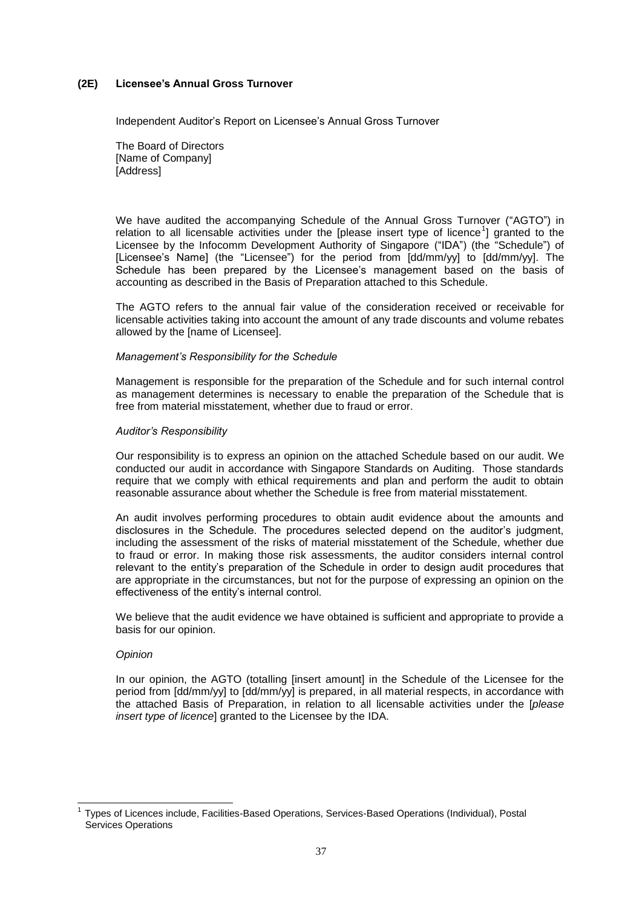### (2E) Licensee's Annual Gross Turnover

Independent Auditor's Report on Licensee's Annual Gross Turnover

The Board of Directors
[Name of Company]
[Address]

We have audited the accompanying Schedule of the Annual Gross Turnover ("AGTO") in relation to all licensable activities under the [please insert type of licence[1]] granted to the Licensee by the Infocomm Development Authority of Singapore ("IDA") (the "Schedule") of [Licensee's Name] (the "Licensee") for the period from [dd/mm/yy] to [dd/mm/yy]. The Schedule has been prepared by the Licensee's management based on the basis of accounting as described in the Basis of Preparation attached to this Schedule.

The AGTO refers to the annual fair value of the consideration received or receivable for licensable activities taking into account the amount of any trade discounts and volume rebates allowed by the [name of Licensee].

*Management's Responsibility for the Schedule*

Management is responsible for the preparation of the Schedule and for such internal control as management determines is necessary to enable the preparation of the Schedule that is free from material misstatement, whether due to fraud or error.

*Auditor's Responsibility*

Our responsibility is to express an opinion on the attached Schedule based on our audit. We conducted our audit in accordance with Singapore Standards on Auditing. Those standards require that we comply with ethical requirements and plan and perform the audit to obtain reasonable assurance about whether the Schedule is free from material misstatement.

An audit involves performing procedures to obtain audit evidence about the amounts and disclosures in the Schedule. The procedures selected depend on the auditor's judgment, including the assessment of the risks of material misstatement of the Schedule, whether due to fraud or error. In making those risk assessments, the auditor considers internal control relevant to the entity's preparation of the Schedule in order to design audit procedures that are appropriate in the circumstances, but not for the purpose of expressing an opinion on the effectiveness of the entity's internal control.

We believe that the audit evidence we have obtained is sufficient and appropriate to provide a basis for our opinion.

*Opinion*

In our opinion, the AGTO (totalling [insert amount] in the Schedule of the Licensee for the period from [dd/mm/yy] to [dd/mm/yy] is prepared, in all material respects, in accordance with the attached Basis of Preparation, in relation to all licensable activities under the [*please insert type of licence*] granted to the Licensee by the IDA.

---

[1] Types of Licences include, Facilities-Based Operations, Services-Based Operations (Individual), Postal Services Operations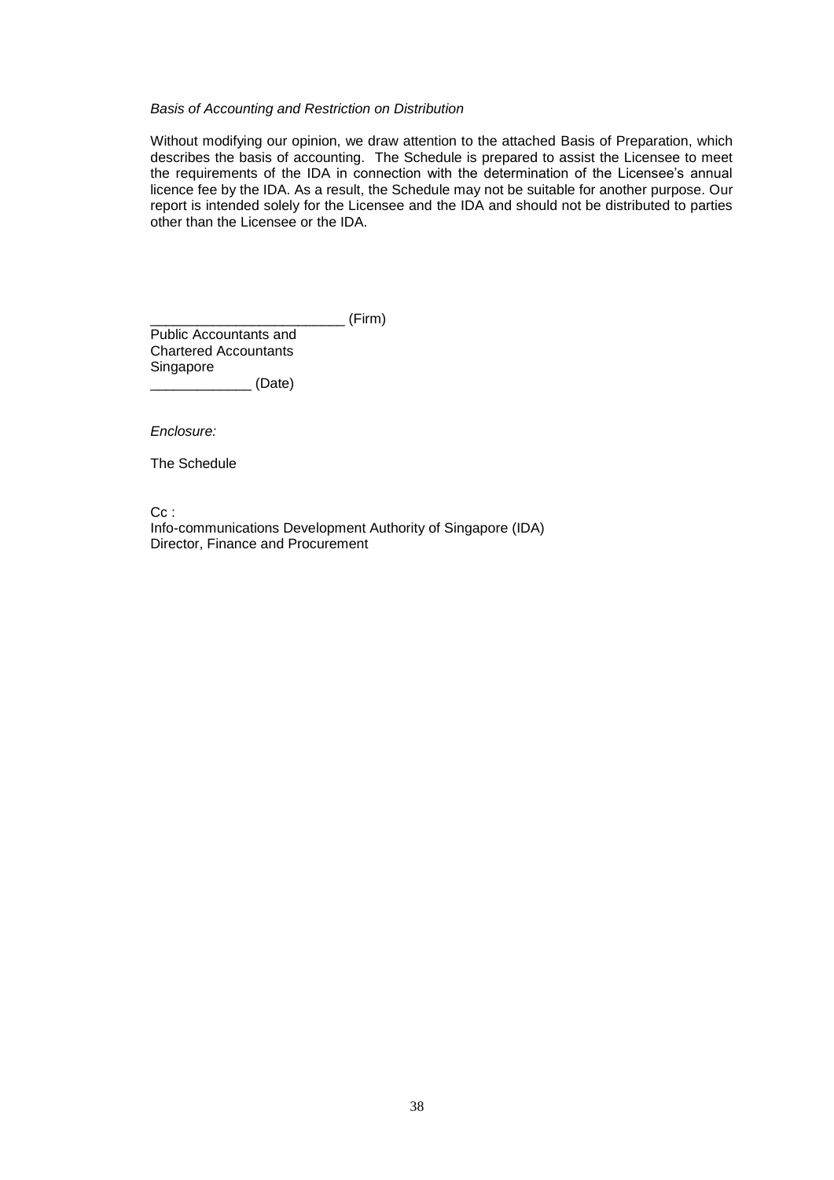*Basis of Accounting and Restriction on Distribution*

Without modifying our opinion, we draw attention to the attached Basis of Preparation, which describes the basis of accounting. The Schedule is prepared to assist the Licensee to meet the requirements of the IDA in connection with the determination of the Licensee's annual licence fee by the IDA. As a result, the Schedule may not be suitable for another purpose. Our report is intended solely for the Licensee and the IDA and should not be distributed to parties other than the Licensee or the IDA.

_________________________ (Firm)
Public Accountants and
Chartered Accountants
Singapore
_____________ (Date)

*Enclosure:*

The Schedule

Cc :
Info-communications Development Authority of Singapore (IDA)
Director, Finance and Procurement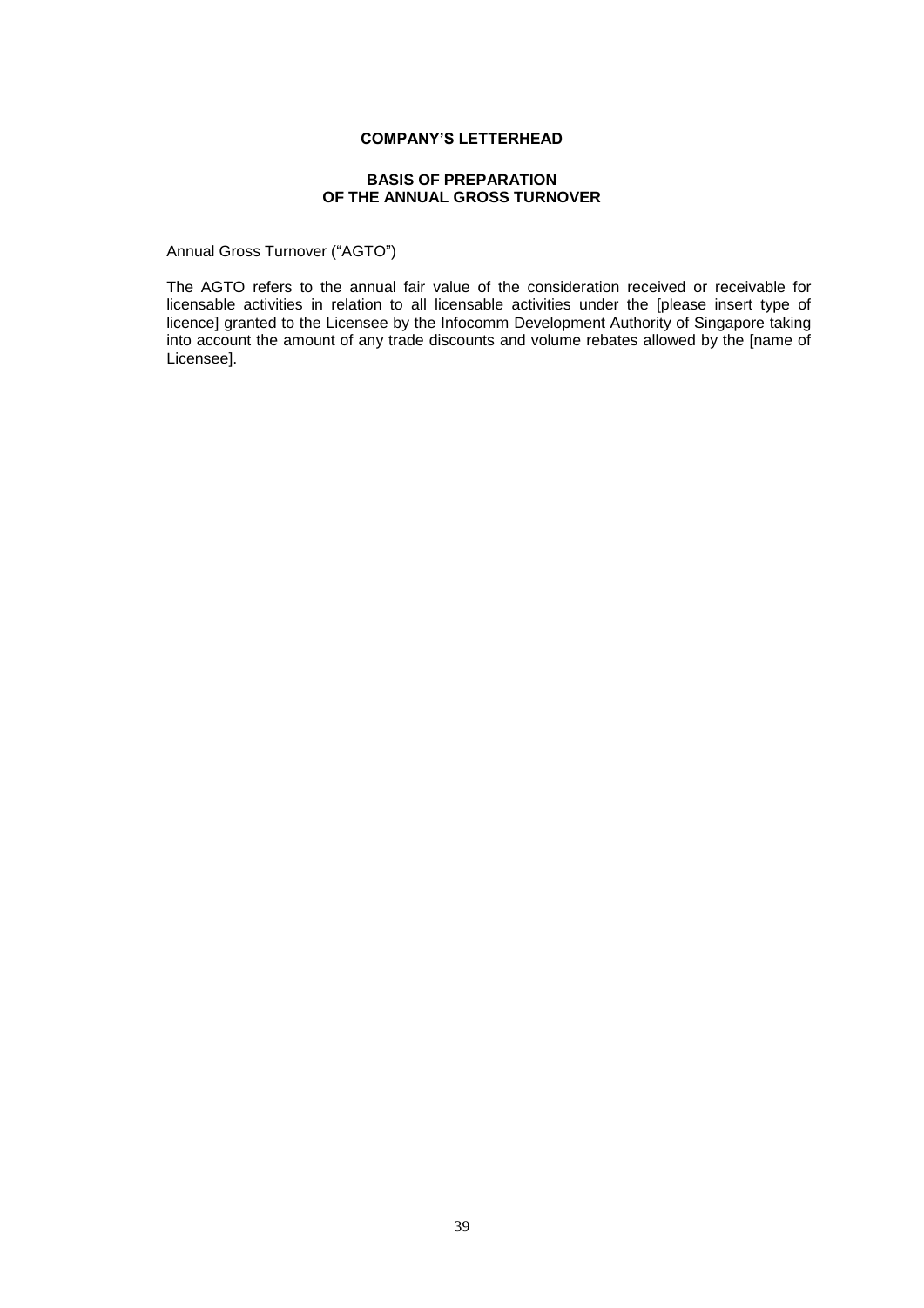**COMPANY'S LETTERHEAD**

**BASIS OF PREPARATION OF THE ANNUAL GROSS TURNOVER**

Annual Gross Turnover ("AGTO")

The AGTO refers to the annual fair value of the consideration received or receivable for licensable activities in relation to all licensable activities under the [please insert type of licence] granted to the Licensee by the Infocomm Development Authority of Singapore taking into account the amount of any trade discounts and volume rebates allowed by the [name of Licensee].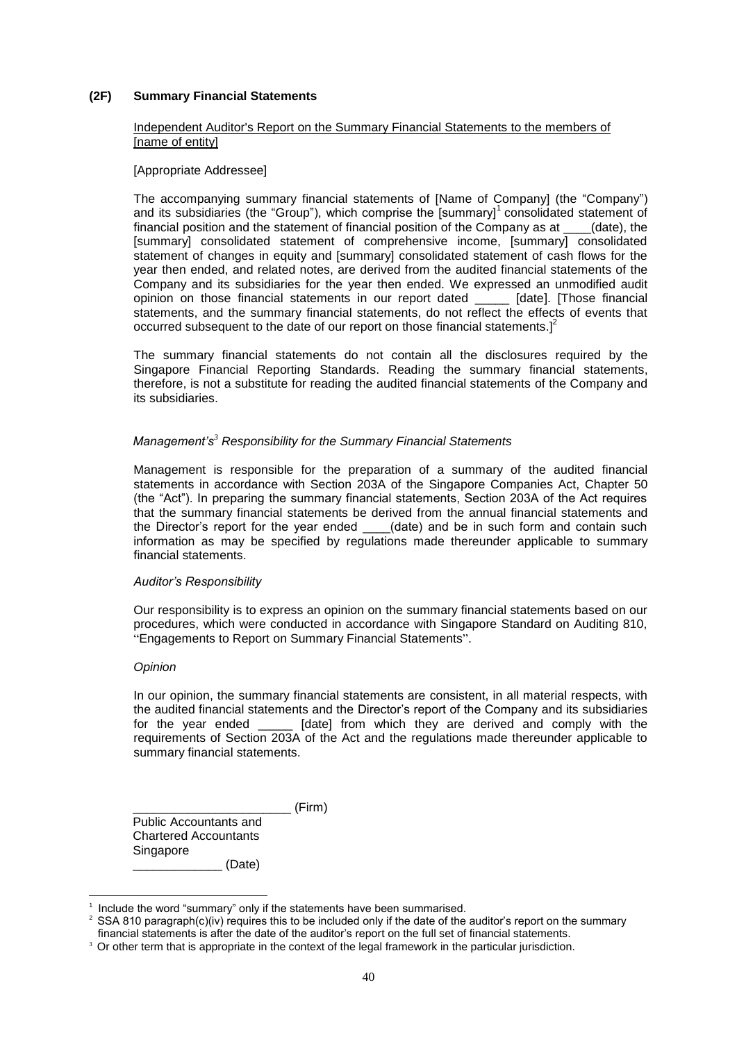## (2F) Summary Financial Statements

Independent Auditor's Report on the Summary Financial Statements to the members of [name of entity]

[Appropriate Addressee]

The accompanying summary financial statements of [Name of Company] (the "Company") and its subsidiaries (the "Group"), which comprise the [summary][1] consolidated statement of financial position and the statement of financial position of the Company as at ____(date), the [summary] consolidated statement of comprehensive income, [summary] consolidated statement of changes in equity and [summary] consolidated statement of cash flows for the year then ended, and related notes, are derived from the audited financial statements of the Company and its subsidiaries for the year then ended. We expressed an unmodified audit opinion on those financial statements in our report dated _____ [date]. [Those financial statements, and the summary financial statements, do not reflect the effects of events that occurred subsequent to the date of our report on those financial statements.][2]

The summary financial statements do not contain all the disclosures required by the Singapore Financial Reporting Standards. Reading the summary financial statements, therefore, is not a substitute for reading the audited financial statements of the Company and its subsidiaries.

*Management's[3] Responsibility for the Summary Financial Statements*

Management is responsible for the preparation of a summary of the audited financial statements in accordance with Section 203A of the Singapore Companies Act, Chapter 50 (the "Act"). In preparing the summary financial statements, Section 203A of the Act requires that the summary financial statements be derived from the annual financial statements and the Director's report for the year ended ____(date) and be in such form and contain such information as may be specified by regulations made thereunder applicable to summary financial statements.

*Auditor's Responsibility*

Our responsibility is to express an opinion on the summary financial statements based on our procedures, which were conducted in accordance with Singapore Standard on Auditing 810, "Engagements to Report on Summary Financial Statements".

*Opinion*

In our opinion, the summary financial statements are consistent, in all material respects, with the audited financial statements and the Director's report of the Company and its subsidiaries for the year ended _____ [date] from which they are derived and comply with the requirements of Section 203A of the Act and the regulations made thereunder applicable to summary financial statements.

_______________________ (Firm)
Public Accountants and
Chartered Accountants
Singapore
_____________ (Date)

---

[1] Include the word "summary" only if the statements have been summarised.

[2] SSA 810 paragraph(c)(iv) requires this to be included only if the date of the auditor's report on the summary financial statements is after the date of the auditor's report on the full set of financial statements.

[3] Or other term that is appropriate in the context of the legal framework in the particular jurisdiction.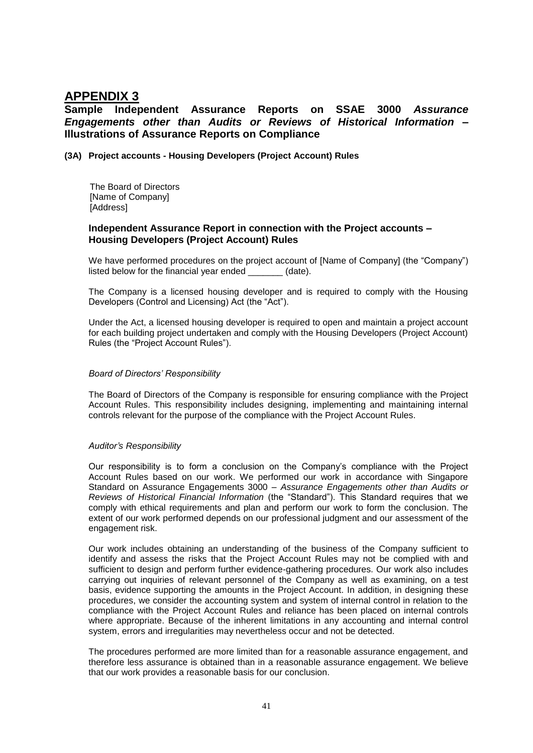# APPENDIX 3

## Sample Independent Assurance Reports on SSAE 3000 *Assurance Engagements other than Audits or Reviews of Historical Information* – Illustrations of Assurance Reports on Compliance

**(3A) Project accounts - Housing Developers (Project Account) Rules**

The Board of Directors
[Name of Company]
[Address]

### Independent Assurance Report in connection with the Project accounts – Housing Developers (Project Account) Rules

We have performed procedures on the project account of [Name of Company] (the "Company") listed below for the financial year ended _______ (date).

The Company is a licensed housing developer and is required to comply with the Housing Developers (Control and Licensing) Act (the "Act").

Under the Act, a licensed housing developer is required to open and maintain a project account for each building project undertaken and comply with the Housing Developers (Project Account) Rules (the "Project Account Rules").

*Board of Directors' Responsibility*

The Board of Directors of the Company is responsible for ensuring compliance with the Project Account Rules. This responsibility includes designing, implementing and maintaining internal controls relevant for the purpose of the compliance with the Project Account Rules.

*Auditor's Responsibility*

Our responsibility is to form a conclusion on the Company's compliance with the Project Account Rules based on our work. We performed our work in accordance with Singapore Standard on Assurance Engagements 3000 – *Assurance Engagements other than Audits or Reviews of Historical Financial Information* (the "Standard"). This Standard requires that we comply with ethical requirements and plan and perform our work to form the conclusion. The extent of our work performed depends on our professional judgment and our assessment of the engagement risk.

Our work includes obtaining an understanding of the business of the Company sufficient to identify and assess the risks that the Project Account Rules may not be complied with and sufficient to design and perform further evidence-gathering procedures. Our work also includes carrying out inquiries of relevant personnel of the Company as well as examining, on a test basis, evidence supporting the amounts in the Project Account. In addition, in designing these procedures, we consider the accounting system and system of internal control in relation to the compliance with the Project Account Rules and reliance has been placed on internal controls where appropriate. Because of the inherent limitations in any accounting and internal control system, errors and irregularities may nevertheless occur and not be detected.

The procedures performed are more limited than for a reasonable assurance engagement, and therefore less assurance is obtained than in a reasonable assurance engagement. We believe that our work provides a reasonable basis for our conclusion.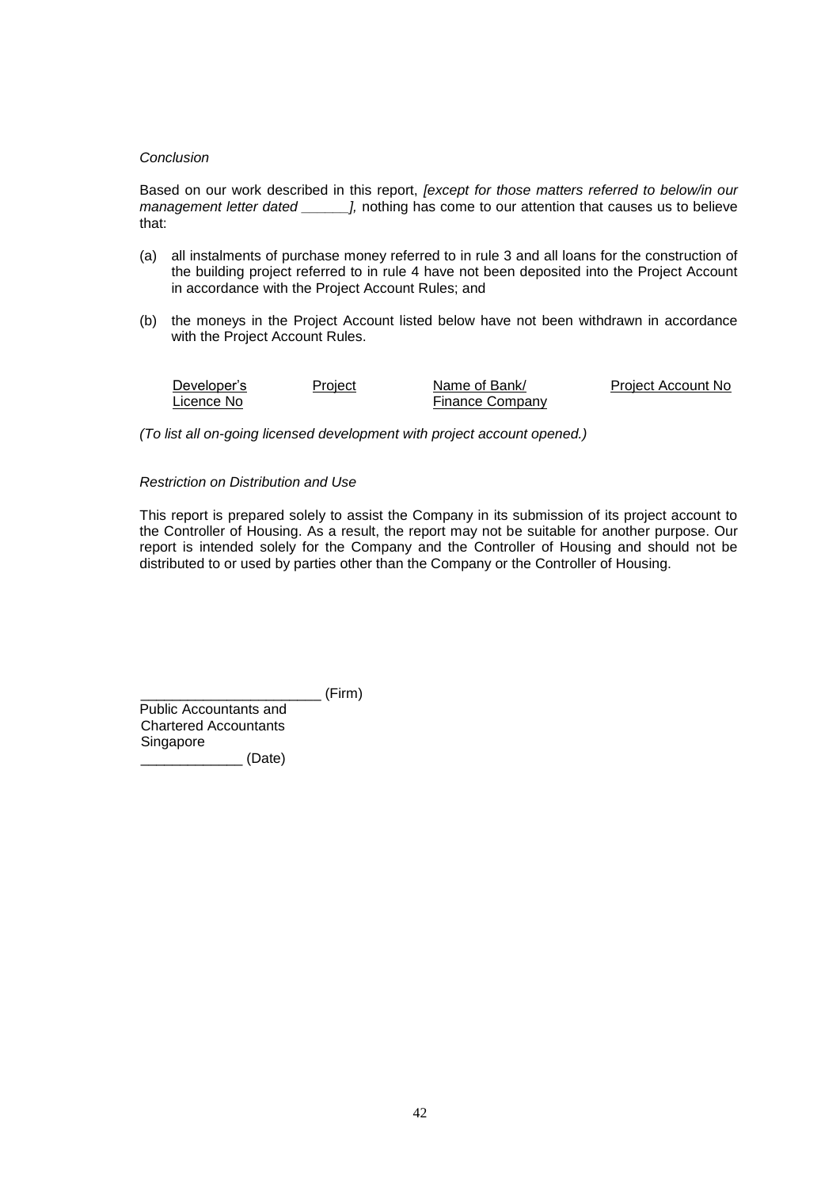*Conclusion*

Based on our work described in this report, *[except for those matters referred to below/in our management letter dated ______],* nothing has come to our attention that causes us to believe that:

(a) all instalments of purchase money referred to in rule 3 and all loans for the construction of the building project referred to in rule 4 have not been deposited into the Project Account in accordance with the Project Account Rules; and

(b) the moneys in the Project Account listed below have not been withdrawn in accordance with the Project Account Rules.

| Developer's Licence No | Project | Name of Bank/ Finance Company | Project Account No |
|---|---|---|---|

*(To list all on-going licensed development with project account opened.)*

*Restriction on Distribution and Use*

This report is prepared solely to assist the Company in its submission of its project account to the Controller of Housing. As a result, the report may not be suitable for another purpose. Our report is intended solely for the Company and the Controller of Housing and should not be distributed to or used by parties other than the Company or the Controller of Housing.

_______________________ (Firm)
Public Accountants and
Chartered Accountants
Singapore
_____________ (Date)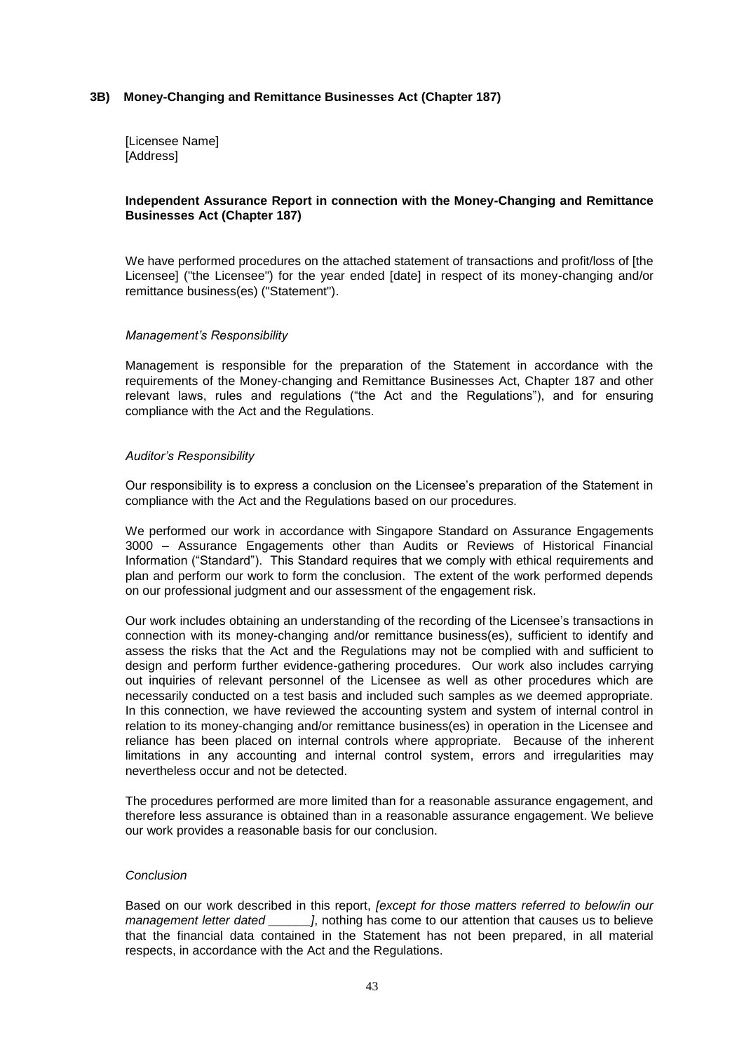### 3B) Money-Changing and Remittance Businesses Act (Chapter 187)

[Licensee Name]
[Address]

**Independent Assurance Report in connection with the Money-Changing and Remittance Businesses Act (Chapter 187)**

We have performed procedures on the attached statement of transactions and profit/loss of [the Licensee] ("the Licensee") for the year ended [date] in respect of its money-changing and/or remittance business(es) ("Statement").

*Management's Responsibility*

Management is responsible for the preparation of the Statement in accordance with the requirements of the Money-changing and Remittance Businesses Act, Chapter 187 and other relevant laws, rules and regulations ("the Act and the Regulations"), and for ensuring compliance with the Act and the Regulations.

*Auditor's Responsibility*

Our responsibility is to express a conclusion on the Licensee's preparation of the Statement in compliance with the Act and the Regulations based on our procedures.

We performed our work in accordance with Singapore Standard on Assurance Engagements 3000 – Assurance Engagements other than Audits or Reviews of Historical Financial Information ("Standard"). This Standard requires that we comply with ethical requirements and plan and perform our work to form the conclusion. The extent of the work performed depends on our professional judgment and our assessment of the engagement risk.

Our work includes obtaining an understanding of the recording of the Licensee's transactions in connection with its money-changing and/or remittance business(es), sufficient to identify and assess the risks that the Act and the Regulations may not be complied with and sufficient to design and perform further evidence-gathering procedures. Our work also includes carrying out inquiries of relevant personnel of the Licensee as well as other procedures which are necessarily conducted on a test basis and included such samples as we deemed appropriate. In this connection, we have reviewed the accounting system and system of internal control in relation to its money-changing and/or remittance business(es) in operation in the Licensee and reliance has been placed on internal controls where appropriate. Because of the inherent limitations in any accounting and internal control system, errors and irregularities may nevertheless occur and not be detected.

The procedures performed are more limited than for a reasonable assurance engagement, and therefore less assurance is obtained than in a reasonable assurance engagement. We believe our work provides a reasonable basis for our conclusion.

*Conclusion*

Based on our work described in this report, *[except for those matters referred to below/in our management letter dated ______]*, nothing has come to our attention that causes us to believe that the financial data contained in the Statement has not been prepared, in all material respects, in accordance with the Act and the Regulations.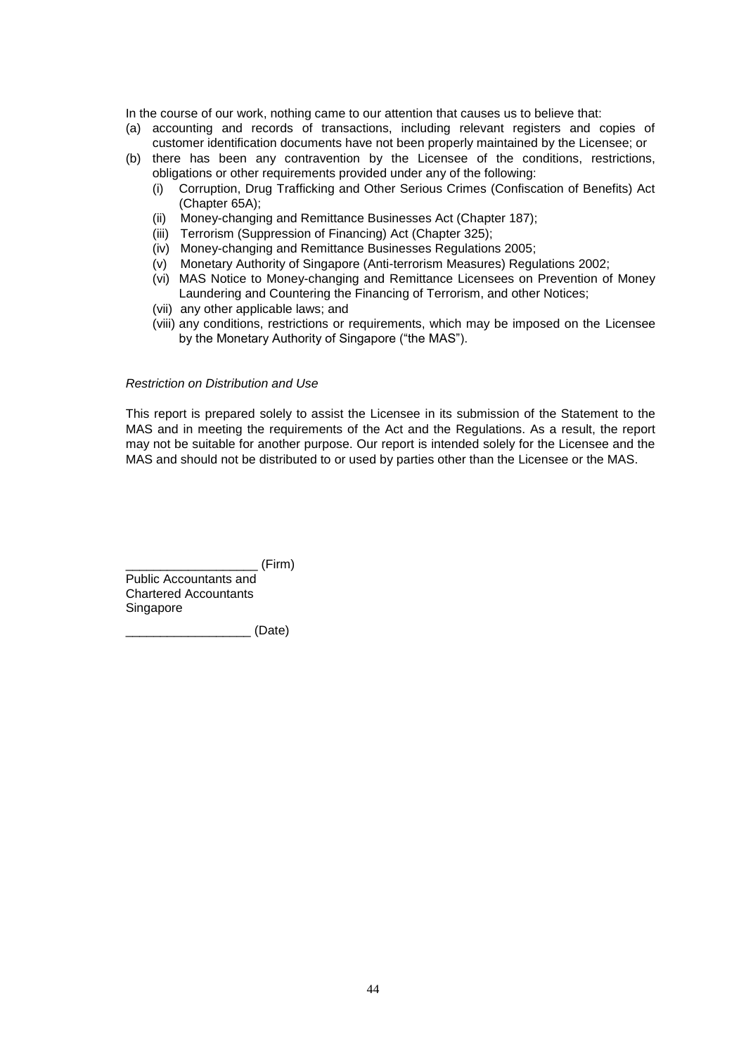In the course of our work, nothing came to our attention that causes us to believe that:

(a) accounting and records of transactions, including relevant registers and copies of customer identification documents have not been properly maintained by the Licensee; or

(b) there has been any contravention by the Licensee of the conditions, restrictions, obligations or other requirements provided under any of the following:

   (i) Corruption, Drug Trafficking and Other Serious Crimes (Confiscation of Benefits) Act (Chapter 65A);
   (ii) Money-changing and Remittance Businesses Act (Chapter 187);
   (iii) Terrorism (Suppression of Financing) Act (Chapter 325);
   (iv) Money-changing and Remittance Businesses Regulations 2005;
   (v) Monetary Authority of Singapore (Anti-terrorism Measures) Regulations 2002;
   (vi) MAS Notice to Money-changing and Remittance Licensees on Prevention of Money Laundering and Countering the Financing of Terrorism, and other Notices;
   (vii) any other applicable laws; and
   (viii) any conditions, restrictions or requirements, which may be imposed on the Licensee by the Monetary Authority of Singapore ("the MAS").

*Restriction on Distribution and Use*

This report is prepared solely to assist the Licensee in its submission of the Statement to the MAS and in meeting the requirements of the Act and the Regulations. As a result, the report may not be suitable for another purpose. Our report is intended solely for the Licensee and the MAS and should not be distributed to or used by parties other than the Licensee or the MAS.

___________________ (Firm)
Public Accountants and
Chartered Accountants
Singapore

__________________ (Date)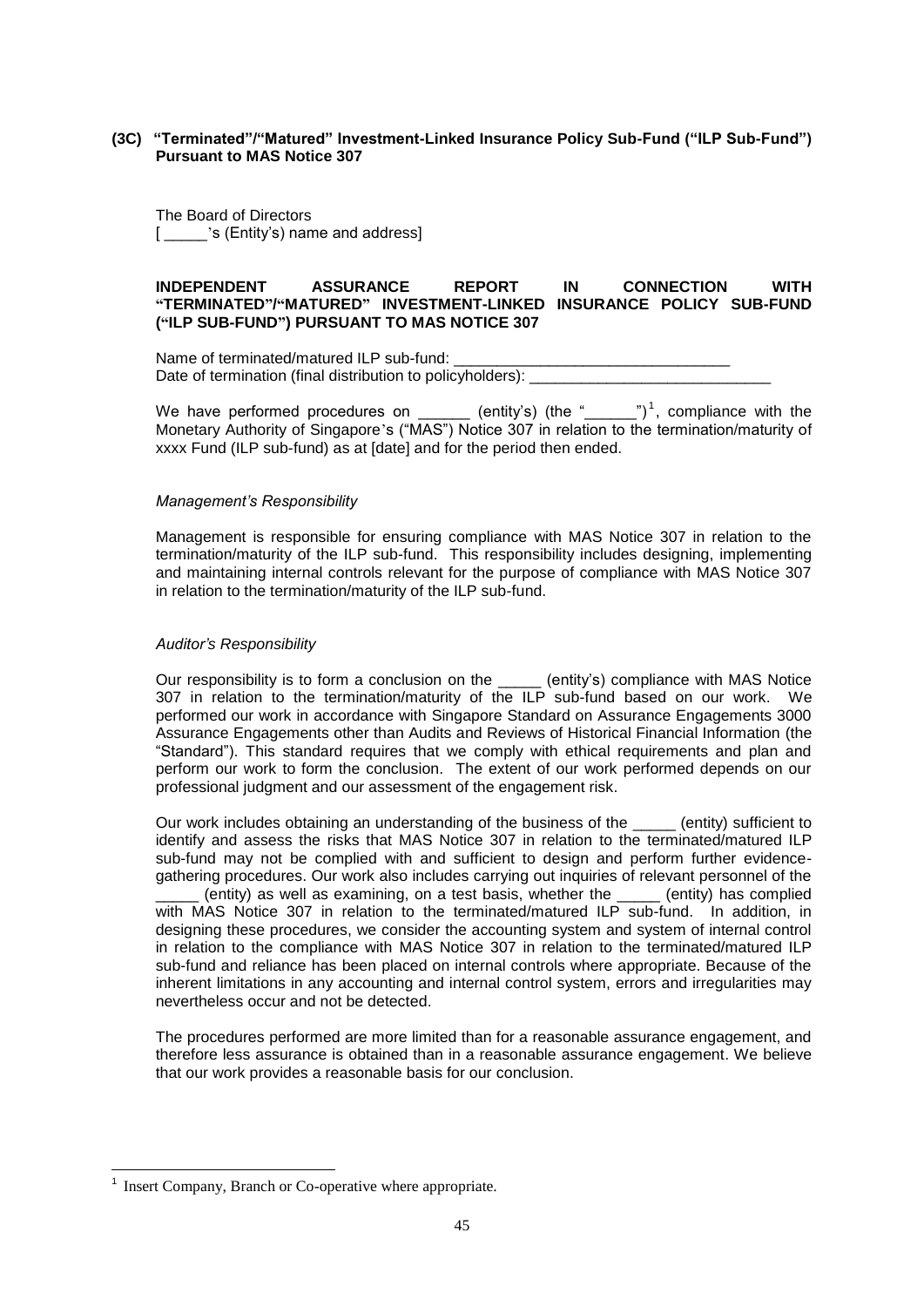**(3C) "Terminated"/"Matured" Investment-Linked Insurance Policy Sub-Fund ("ILP Sub-Fund") Pursuant to MAS Notice 307**

The Board of Directors
[ _____'s (Entity's) name and address]

**INDEPENDENT ASSURANCE REPORT IN CONNECTION WITH "TERMINATED"/"MATURED" INVESTMENT-LINKED INSURANCE POLICY SUB-FUND ("ILP SUB-FUND") PURSUANT TO MAS NOTICE 307**

Name of terminated/matured ILP sub-fund: ________________________________
Date of termination (final distribution to policyholders): ____________________________

We have performed procedures on ______ (entity's) (the "______")[1], compliance with the Monetary Authority of Singapore's ("MAS") Notice 307 in relation to the termination/maturity of xxxx Fund (ILP sub-fund) as at [date] and for the period then ended.

*Management's Responsibility*

Management is responsible for ensuring compliance with MAS Notice 307 in relation to the termination/maturity of the ILP sub-fund. This responsibility includes designing, implementing and maintaining internal controls relevant for the purpose of compliance with MAS Notice 307 in relation to the termination/maturity of the ILP sub-fund.

*Auditor's Responsibility*

Our responsibility is to form a conclusion on the _____ (entity's) compliance with MAS Notice 307 in relation to the termination/maturity of the ILP sub-fund based on our work. We performed our work in accordance with Singapore Standard on Assurance Engagements 3000 Assurance Engagements other than Audits and Reviews of Historical Financial Information (the "Standard"). This standard requires that we comply with ethical requirements and plan and perform our work to form the conclusion. The extent of our work performed depends on our professional judgment and our assessment of the engagement risk.

Our work includes obtaining an understanding of the business of the _____ (entity) sufficient to identify and assess the risks that MAS Notice 307 in relation to the terminated/matured ILP sub-fund may not be complied with and sufficient to design and perform further evidence-gathering procedures. Our work also includes carrying out inquiries of relevant personnel of the _____ (entity) as well as examining, on a test basis, whether the _____ (entity) has complied with MAS Notice 307 in relation to the terminated/matured ILP sub-fund. In addition, in designing these procedures, we consider the accounting system and system of internal control in relation to the compliance with MAS Notice 307 in relation to the terminated/matured ILP sub-fund and reliance has been placed on internal controls where appropriate. Because of the inherent limitations in any accounting and internal control system, errors and irregularities may nevertheless occur and not be detected.

The procedures performed are more limited than for a reasonable assurance engagement, and therefore less assurance is obtained than in a reasonable assurance engagement. We believe that our work provides a reasonable basis for our conclusion.

---

[1] Insert Company, Branch or Co-operative where appropriate.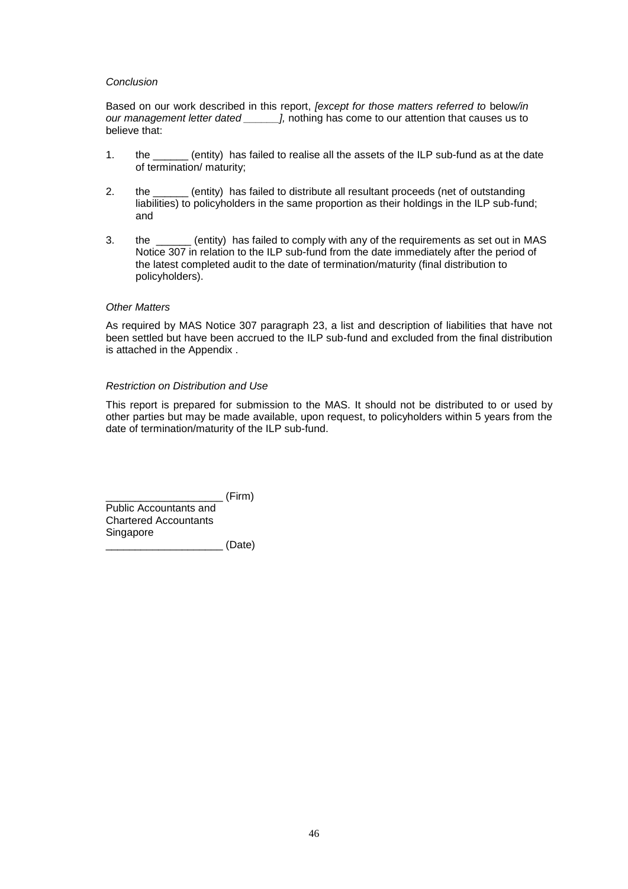*Conclusion*

Based on our work described in this report, *[except for those matters referred to* below*/in our management letter dated ______],* nothing has come to our attention that causes us to believe that:

1. the ______ (entity) has failed to realise all the assets of the ILP sub-fund as at the date of termination/ maturity;

2. the ______ (entity) has failed to distribute all resultant proceeds (net of outstanding liabilities) to policyholders in the same proportion as their holdings in the ILP sub-fund; and

3. the ______ (entity) has failed to comply with any of the requirements as set out in MAS Notice 307 in relation to the ILP sub-fund from the date immediately after the period of the latest completed audit to the date of termination/maturity (final distribution to policyholders).

*Other Matters*

As required by MAS Notice 307 paragraph 23, a list and description of liabilities that have not been settled but have been accrued to the ILP sub-fund and excluded from the final distribution is attached in the Appendix .

*Restriction on Distribution and Use*

This report is prepared for submission to the MAS. It should not be distributed to or used by other parties but may be made available, upon request, to policyholders within 5 years from the date of termination/maturity of the ILP sub-fund.

____________________ (Firm)
Public Accountants and
Chartered Accountants
Singapore
____________________ (Date)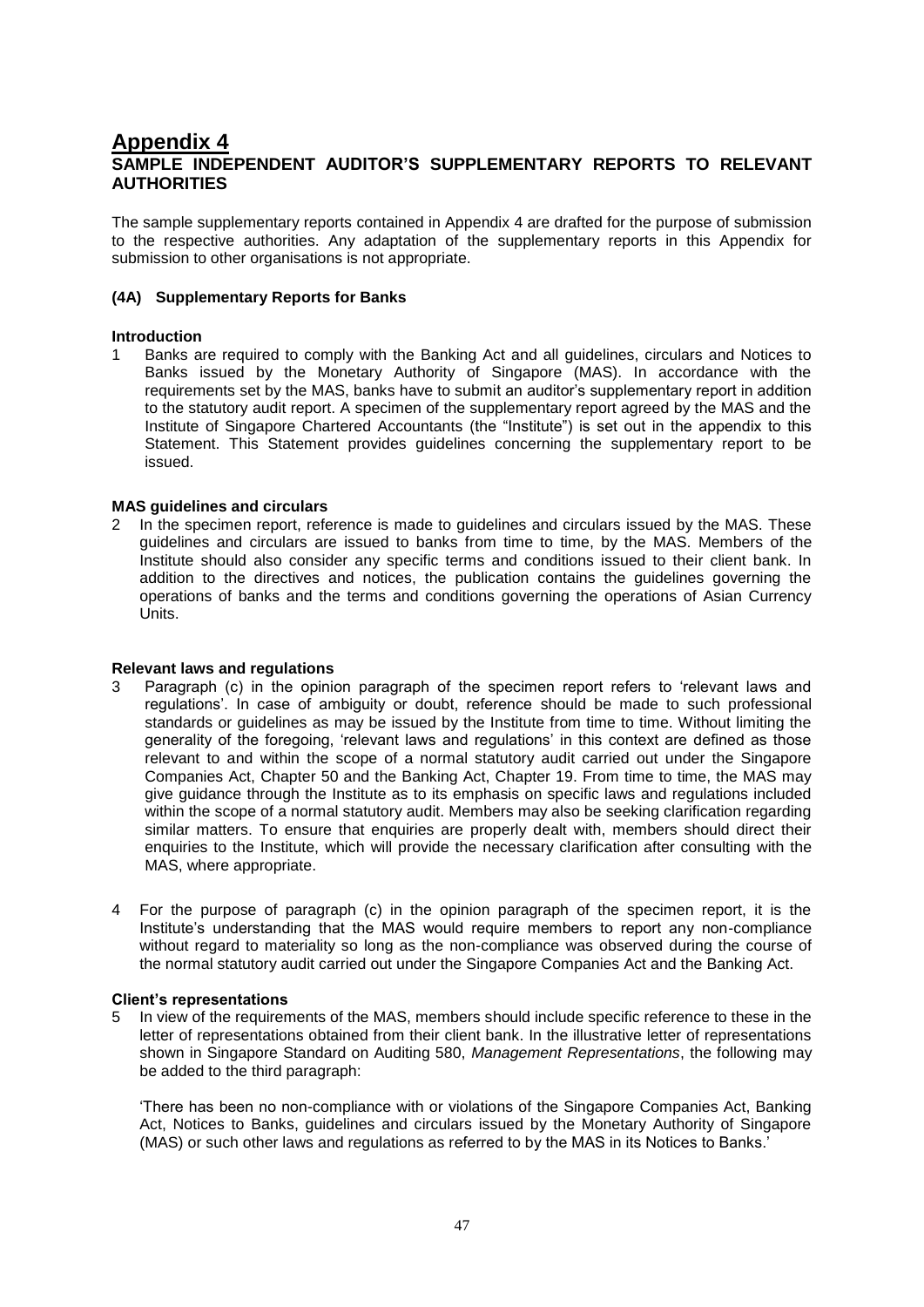# Appendix 4

## SAMPLE INDEPENDENT AUDITOR'S SUPPLEMENTARY REPORTS TO RELEVANT AUTHORITIES

The sample supplementary reports contained in Appendix 4 are drafted for the purpose of submission to the respective authorities. Any adaptation of the supplementary reports in this Appendix for submission to other organisations is not appropriate.

### (4A) Supplementary Reports for Banks

**Introduction**

1 Banks are required to comply with the Banking Act and all guidelines, circulars and Notices to Banks issued by the Monetary Authority of Singapore (MAS). In accordance with the requirements set by the MAS, banks have to submit an auditor's supplementary report in addition to the statutory audit report. A specimen of the supplementary report agreed by the MAS and the Institute of Singapore Chartered Accountants (the "Institute") is set out in the appendix to this Statement. This Statement provides guidelines concerning the supplementary report to be issued.

**MAS guidelines and circulars**

2 In the specimen report, reference is made to guidelines and circulars issued by the MAS. These guidelines and circulars are issued to banks from time to time, by the MAS. Members of the Institute should also consider any specific terms and conditions issued to their client bank. In addition to the directives and notices, the publication contains the guidelines governing the operations of banks and the terms and conditions governing the operations of Asian Currency Units.

**Relevant laws and regulations**

3 Paragraph (c) in the opinion paragraph of the specimen report refers to 'relevant laws and regulations'. In case of ambiguity or doubt, reference should be made to such professional standards or guidelines as may be issued by the Institute from time to time. Without limiting the generality of the foregoing, 'relevant laws and regulations' in this context are defined as those relevant to and within the scope of a normal statutory audit carried out under the Singapore Companies Act, Chapter 50 and the Banking Act, Chapter 19. From time to time, the MAS may give guidance through the Institute as to its emphasis on specific laws and regulations included within the scope of a normal statutory audit. Members may also be seeking clarification regarding similar matters. To ensure that enquiries are properly dealt with, members should direct their enquiries to the Institute, which will provide the necessary clarification after consulting with the MAS, where appropriate.

4 For the purpose of paragraph (c) in the opinion paragraph of the specimen report, it is the Institute's understanding that the MAS would require members to report any non-compliance without regard to materiality so long as the non-compliance was observed during the course of the normal statutory audit carried out under the Singapore Companies Act and the Banking Act.

**Client's representations**

5 In view of the requirements of the MAS, members should include specific reference to these in the letter of representations obtained from their client bank. In the illustrative letter of representations shown in Singapore Standard on Auditing 580, *Management Representations*, the following may be added to the third paragraph:

'There has been no non-compliance with or violations of the Singapore Companies Act, Banking Act, Notices to Banks, guidelines and circulars issued by the Monetary Authority of Singapore (MAS) or such other laws and regulations as referred to by the MAS in its Notices to Banks.'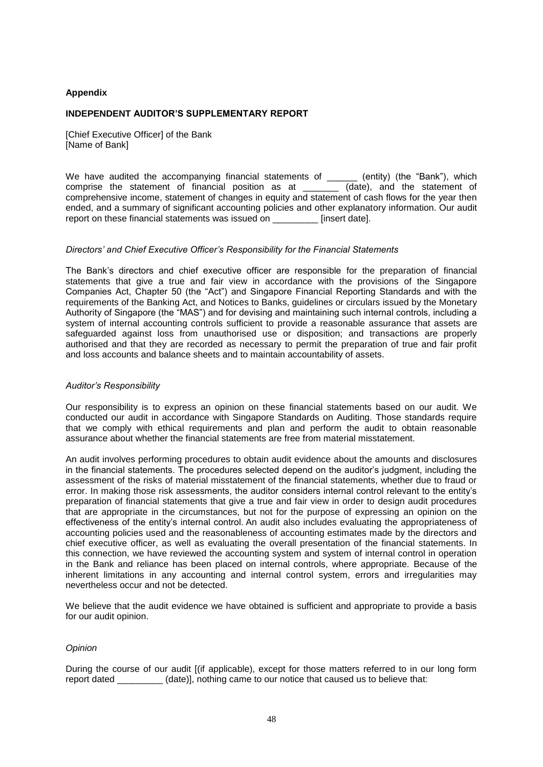**Appendix**

**INDEPENDENT AUDITOR'S SUPPLEMENTARY REPORT**

[Chief Executive Officer] of the Bank
[Name of Bank]

We have audited the accompanying financial statements of ______ (entity) (the "Bank"), which comprise the statement of financial position as at _______ (date), and the statement of comprehensive income, statement of changes in equity and statement of cash flows for the year then ended, and a summary of significant accounting policies and other explanatory information. Our audit report on these financial statements was issued on _________ [insert date].

*Directors' and Chief Executive Officer's Responsibility for the Financial Statements*

The Bank's directors and chief executive officer are responsible for the preparation of financial statements that give a true and fair view in accordance with the provisions of the Singapore Companies Act, Chapter 50 (the "Act") and Singapore Financial Reporting Standards and with the requirements of the Banking Act, and Notices to Banks, guidelines or circulars issued by the Monetary Authority of Singapore (the "MAS") and for devising and maintaining such internal controls, including a system of internal accounting controls sufficient to provide a reasonable assurance that assets are safeguarded against loss from unauthorised use or disposition; and transactions are properly authorised and that they are recorded as necessary to permit the preparation of true and fair profit and loss accounts and balance sheets and to maintain accountability of assets.

*Auditor's Responsibility*

Our responsibility is to express an opinion on these financial statements based on our audit. We conducted our audit in accordance with Singapore Standards on Auditing. Those standards require that we comply with ethical requirements and plan and perform the audit to obtain reasonable assurance about whether the financial statements are free from material misstatement.

An audit involves performing procedures to obtain audit evidence about the amounts and disclosures in the financial statements. The procedures selected depend on the auditor's judgment, including the assessment of the risks of material misstatement of the financial statements, whether due to fraud or error. In making those risk assessments, the auditor considers internal control relevant to the entity's preparation of financial statements that give a true and fair view in order to design audit procedures that are appropriate in the circumstances, but not for the purpose of expressing an opinion on the effectiveness of the entity's internal control. An audit also includes evaluating the appropriateness of accounting policies used and the reasonableness of accounting estimates made by the directors and chief executive officer, as well as evaluating the overall presentation of the financial statements. In this connection, we have reviewed the accounting system and system of internal control in operation in the Bank and reliance has been placed on internal controls, where appropriate. Because of the inherent limitations in any accounting and internal control system, errors and irregularities may nevertheless occur and not be detected.

We believe that the audit evidence we have obtained is sufficient and appropriate to provide a basis for our audit opinion.

*Opinion*

During the course of our audit [(if applicable), except for those matters referred to in our long form report dated _________ (date)], nothing came to our notice that caused us to believe that: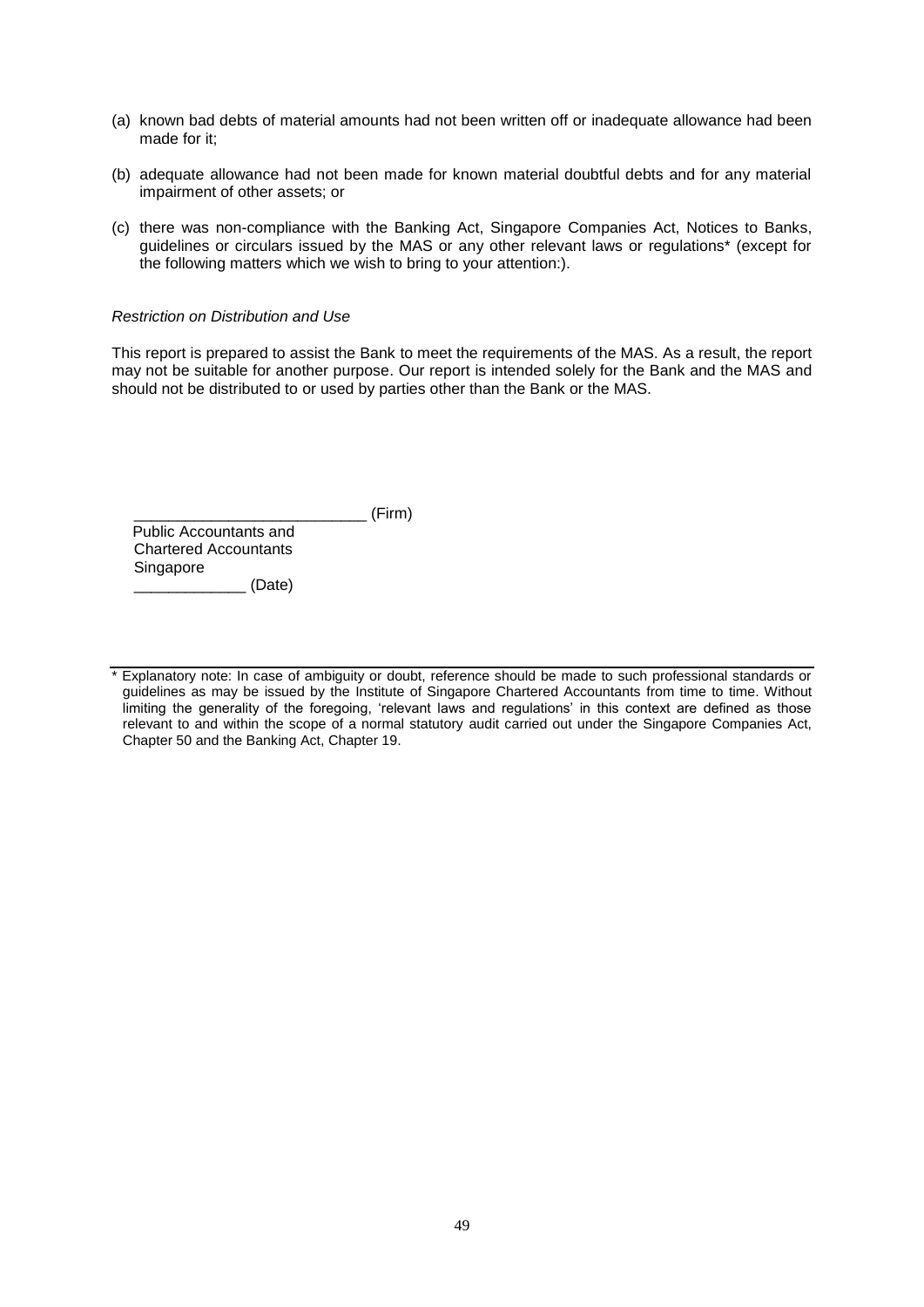(a) known bad debts of material amounts had not been written off or inadequate allowance had been made for it;

(b) adequate allowance had not been made for known material doubtful debts and for any material impairment of other assets; or

(c) there was non-compliance with the Banking Act, Singapore Companies Act, Notices to Banks, guidelines or circulars issued by the MAS or any other relevant laws or regulations* (except for the following matters which we wish to bring to your attention:).

*Restriction on Distribution and Use*

This report is prepared to assist the Bank to meet the requirements of the MAS. As a result, the report may not be suitable for another purpose. Our report is intended solely for the Bank and the MAS and should not be distributed to or used by parties other than the Bank or the MAS.

___________________________ (Firm)
Public Accountants and
Chartered Accountants
Singapore
_____________ (Date)

---

* Explanatory note: In case of ambiguity or doubt, reference should be made to such professional standards or guidelines as may be issued by the Institute of Singapore Chartered Accountants from time to time. Without limiting the generality of the foregoing, 'relevant laws and regulations' in this context are defined as those relevant to and within the scope of a normal statutory audit carried out under the Singapore Companies Act, Chapter 50 and the Banking Act, Chapter 19.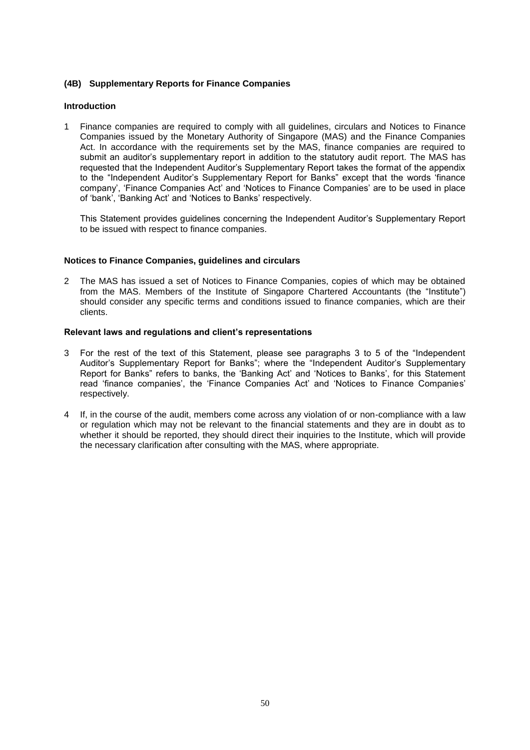## (4B) Supplementary Reports for Finance Companies

### Introduction

1 Finance companies are required to comply with all guidelines, circulars and Notices to Finance Companies issued by the Monetary Authority of Singapore (MAS) and the Finance Companies Act. In accordance with the requirements set by the MAS, finance companies are required to submit an auditor's supplementary report in addition to the statutory audit report. The MAS has requested that the Independent Auditor's Supplementary Report takes the format of the appendix to the "Independent Auditor's Supplementary Report for Banks" except that the words 'finance company', 'Finance Companies Act' and 'Notices to Finance Companies' are to be used in place of 'bank', 'Banking Act' and 'Notices to Banks' respectively.

This Statement provides guidelines concerning the Independent Auditor's Supplementary Report to be issued with respect to finance companies.

### Notices to Finance Companies, guidelines and circulars

2 The MAS has issued a set of Notices to Finance Companies, copies of which may be obtained from the MAS. Members of the Institute of Singapore Chartered Accountants (the "Institute") should consider any specific terms and conditions issued to finance companies, which are their clients.

### Relevant laws and regulations and client's representations

3 For the rest of the text of this Statement, please see paragraphs 3 to 5 of the "Independent Auditor's Supplementary Report for Banks"; where the "Independent Auditor's Supplementary Report for Banks" refers to banks, the 'Banking Act' and 'Notices to Banks', for this Statement read 'finance companies', the 'Finance Companies Act' and 'Notices to Finance Companies' respectively.

4 If, in the course of the audit, members come across any violation of or non-compliance with a law or regulation which may not be relevant to the financial statements and they are in doubt as to whether it should be reported, they should direct their inquiries to the Institute, which will provide the necessary clarification after consulting with the MAS, where appropriate.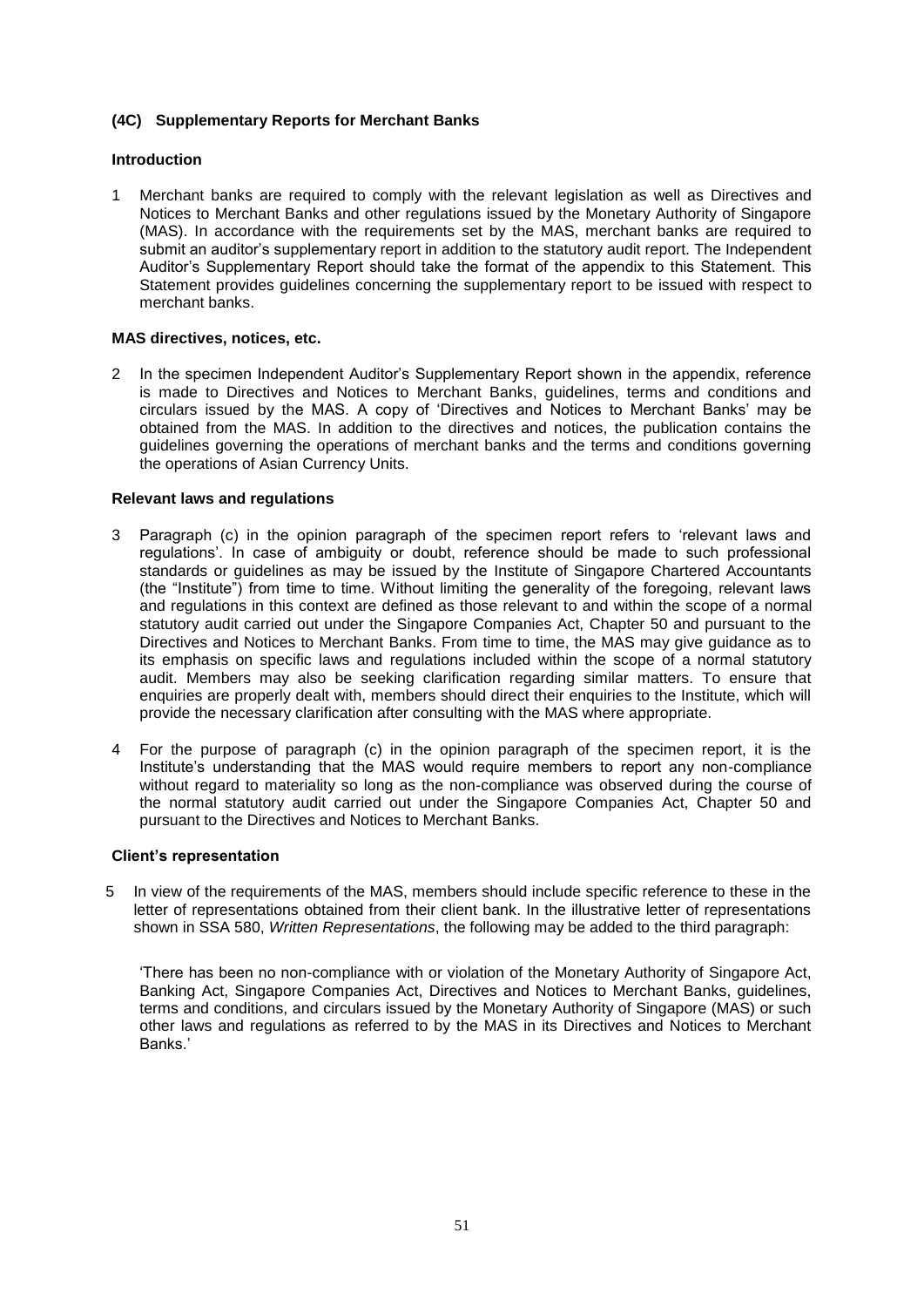## (4C) Supplementary Reports for Merchant Banks

### Introduction

1 Merchant banks are required to comply with the relevant legislation as well as Directives and Notices to Merchant Banks and other regulations issued by the Monetary Authority of Singapore (MAS). In accordance with the requirements set by the MAS, merchant banks are required to submit an auditor's supplementary report in addition to the statutory audit report. The Independent Auditor's Supplementary Report should take the format of the appendix to this Statement. This Statement provides guidelines concerning the supplementary report to be issued with respect to merchant banks.

### MAS directives, notices, etc.

2 In the specimen Independent Auditor's Supplementary Report shown in the appendix, reference is made to Directives and Notices to Merchant Banks, guidelines, terms and conditions and circulars issued by the MAS. A copy of 'Directives and Notices to Merchant Banks' may be obtained from the MAS. In addition to the directives and notices, the publication contains the guidelines governing the operations of merchant banks and the terms and conditions governing the operations of Asian Currency Units.

### Relevant laws and regulations

3 Paragraph (c) in the opinion paragraph of the specimen report refers to 'relevant laws and regulations'. In case of ambiguity or doubt, reference should be made to such professional standards or guidelines as may be issued by the Institute of Singapore Chartered Accountants (the "Institute") from time to time. Without limiting the generality of the foregoing, relevant laws and regulations in this context are defined as those relevant to and within the scope of a normal statutory audit carried out under the Singapore Companies Act, Chapter 50 and pursuant to the Directives and Notices to Merchant Banks. From time to time, the MAS may give guidance as to its emphasis on specific laws and regulations included within the scope of a normal statutory audit. Members may also be seeking clarification regarding similar matters. To ensure that enquiries are properly dealt with, members should direct their enquiries to the Institute, which will provide the necessary clarification after consulting with the MAS where appropriate.

4 For the purpose of paragraph (c) in the opinion paragraph of the specimen report, it is the Institute's understanding that the MAS would require members to report any non-compliance without regard to materiality so long as the non-compliance was observed during the course of the normal statutory audit carried out under the Singapore Companies Act, Chapter 50 and pursuant to the Directives and Notices to Merchant Banks.

### Client's representation

5 In view of the requirements of the MAS, members should include specific reference to these in the letter of representations obtained from their client bank. In the illustrative letter of representations shown in SSA 580, *Written Representations*, the following may be added to the third paragraph:

'There has been no non-compliance with or violation of the Monetary Authority of Singapore Act, Banking Act, Singapore Companies Act, Directives and Notices to Merchant Banks, guidelines, terms and conditions, and circulars issued by the Monetary Authority of Singapore (MAS) or such other laws and regulations as referred to by the MAS in its Directives and Notices to Merchant Banks.'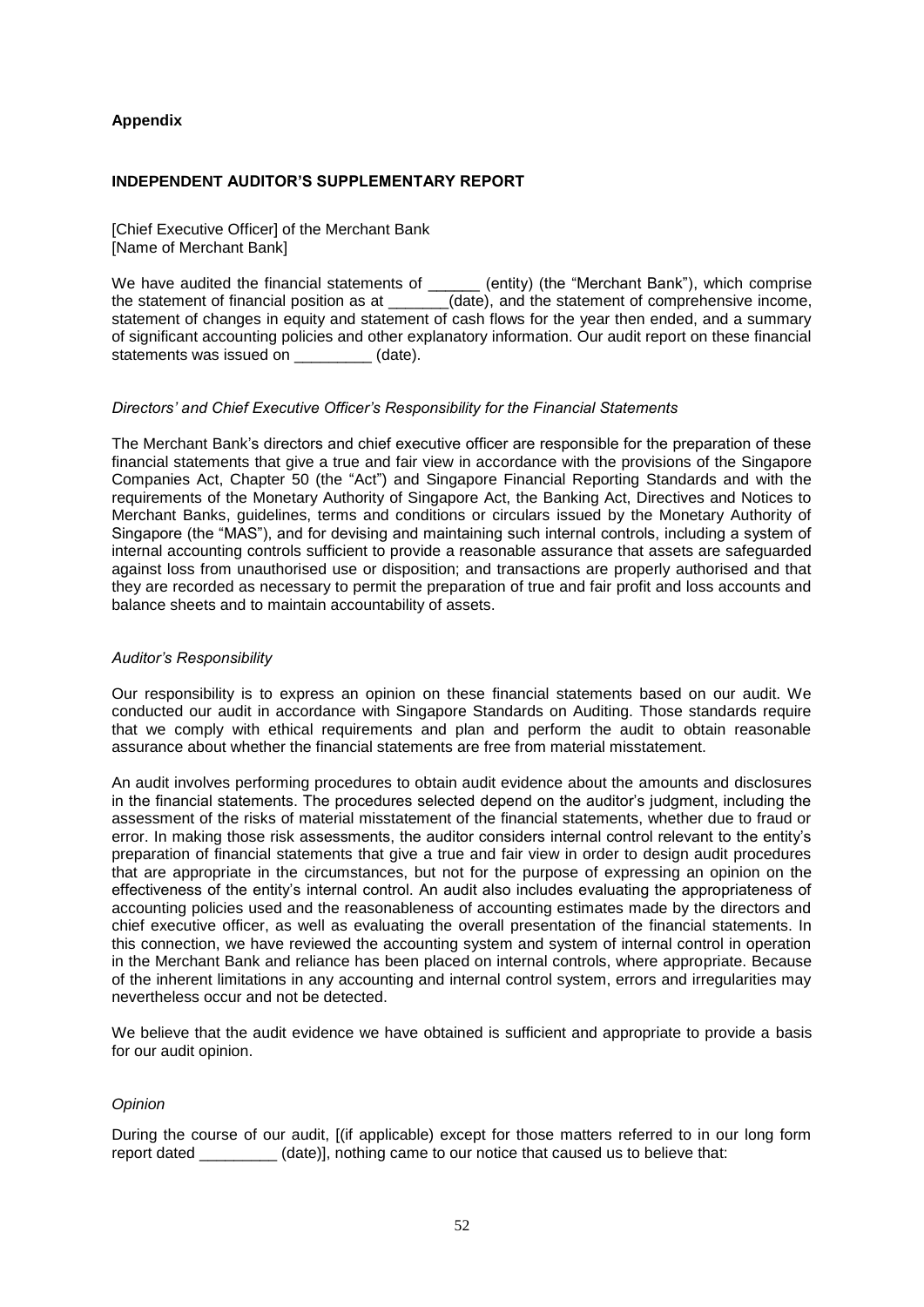**Appendix**

**INDEPENDENT AUDITOR'S SUPPLEMENTARY REPORT**

[Chief Executive Officer] of the Merchant Bank
[Name of Merchant Bank]

We have audited the financial statements of ______ (entity) (the "Merchant Bank"), which comprise the statement of financial position as at _______(date), and the statement of comprehensive income, statement of changes in equity and statement of cash flows for the year then ended, and a summary of significant accounting policies and other explanatory information. Our audit report on these financial statements was issued on _________ (date).

*Directors' and Chief Executive Officer's Responsibility for the Financial Statements*

The Merchant Bank's directors and chief executive officer are responsible for the preparation of these financial statements that give a true and fair view in accordance with the provisions of the Singapore Companies Act, Chapter 50 (the "Act") and Singapore Financial Reporting Standards and with the requirements of the Monetary Authority of Singapore Act, the Banking Act, Directives and Notices to Merchant Banks, guidelines, terms and conditions or circulars issued by the Monetary Authority of Singapore (the "MAS"), and for devising and maintaining such internal controls, including a system of internal accounting controls sufficient to provide a reasonable assurance that assets are safeguarded against loss from unauthorised use or disposition; and transactions are properly authorised and that they are recorded as necessary to permit the preparation of true and fair profit and loss accounts and balance sheets and to maintain accountability of assets.

*Auditor's Responsibility*

Our responsibility is to express an opinion on these financial statements based on our audit. We conducted our audit in accordance with Singapore Standards on Auditing. Those standards require that we comply with ethical requirements and plan and perform the audit to obtain reasonable assurance about whether the financial statements are free from material misstatement.

An audit involves performing procedures to obtain audit evidence about the amounts and disclosures in the financial statements. The procedures selected depend on the auditor's judgment, including the assessment of the risks of material misstatement of the financial statements, whether due to fraud or error. In making those risk assessments, the auditor considers internal control relevant to the entity's preparation of financial statements that give a true and fair view in order to design audit procedures that are appropriate in the circumstances, but not for the purpose of expressing an opinion on the effectiveness of the entity's internal control. An audit also includes evaluating the appropriateness of accounting policies used and the reasonableness of accounting estimates made by the directors and chief executive officer, as well as evaluating the overall presentation of the financial statements. In this connection, we have reviewed the accounting system and system of internal control in operation in the Merchant Bank and reliance has been placed on internal controls, where appropriate. Because of the inherent limitations in any accounting and internal control system, errors and irregularities may nevertheless occur and not be detected.

We believe that the audit evidence we have obtained is sufficient and appropriate to provide a basis for our audit opinion.

*Opinion*

During the course of our audit, [(if applicable) except for those matters referred to in our long form report dated _________ (date)], nothing came to our notice that caused us to believe that: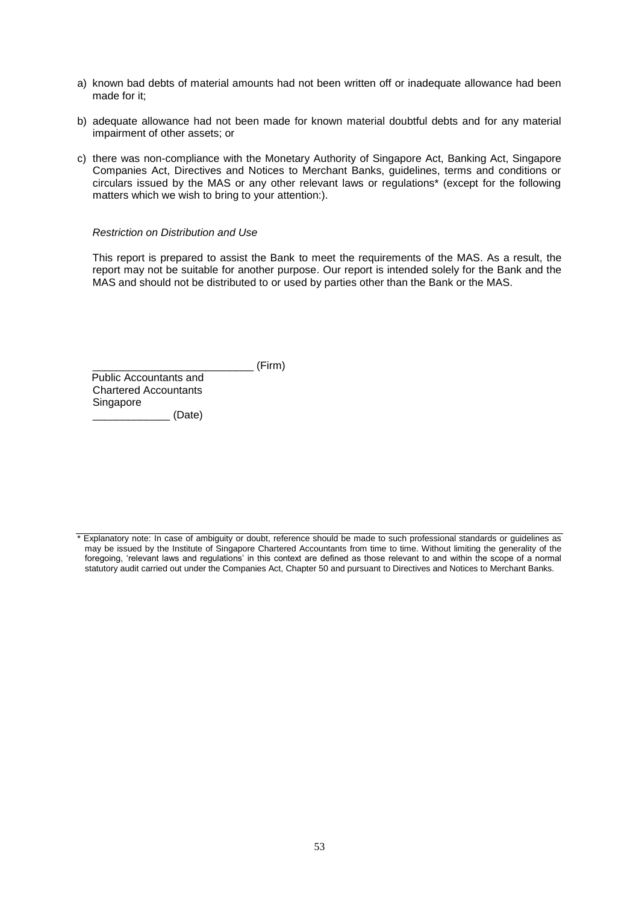a) known bad debts of material amounts had not been written off or inadequate allowance had been made for it;

b) adequate allowance had not been made for known material doubtful debts and for any material impairment of other assets; or

c) there was non-compliance with the Monetary Authority of Singapore Act, Banking Act, Singapore Companies Act, Directives and Notices to Merchant Banks, guidelines, terms and conditions or circulars issued by the MAS or any other relevant laws or regulations* (except for the following matters which we wish to bring to your attention:).

*Restriction on Distribution and Use*

This report is prepared to assist the Bank to meet the requirements of the MAS. As a result, the report may not be suitable for another purpose. Our report is intended solely for the Bank and the MAS and should not be distributed to or used by parties other than the Bank or the MAS.

___________________________ (Firm)
Public Accountants and
Chartered Accountants
Singapore
_____________ (Date)

---

* Explanatory note: In case of ambiguity or doubt, reference should be made to such professional standards or guidelines as may be issued by the Institute of Singapore Chartered Accountants from time to time. Without limiting the generality of the foregoing, 'relevant laws and regulations' in this context are defined as those relevant to and within the scope of a normal statutory audit carried out under the Companies Act, Chapter 50 and pursuant to Directives and Notices to Merchant Banks.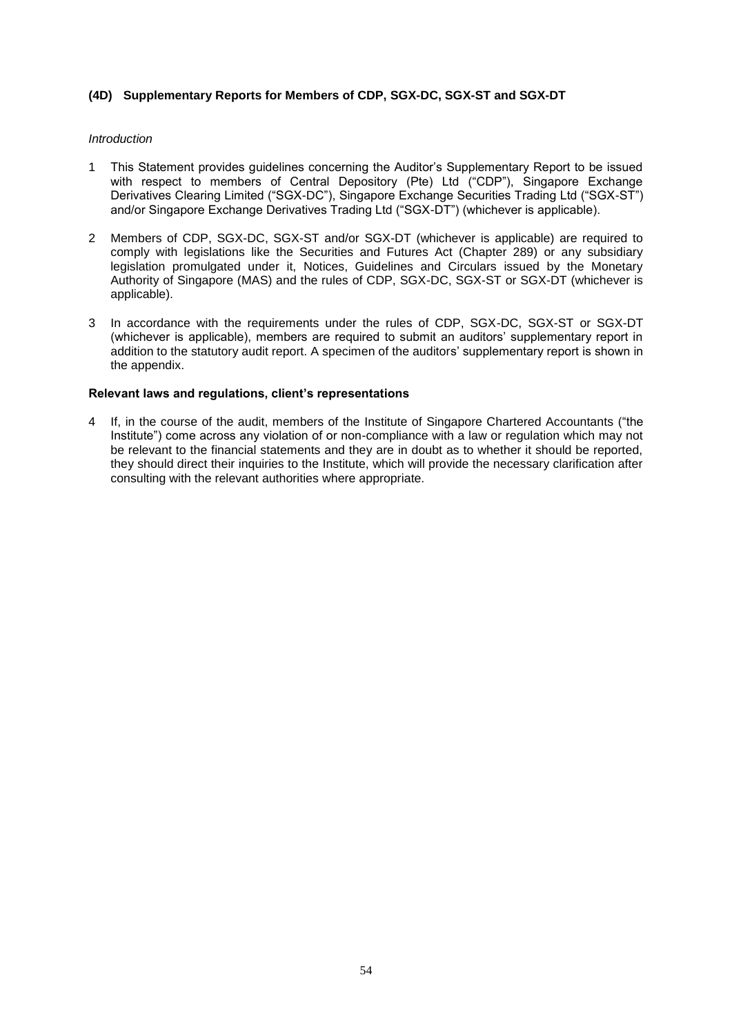## (4D) Supplementary Reports for Members of CDP, SGX-DC, SGX-ST and SGX-DT

*Introduction*

1 This Statement provides guidelines concerning the Auditor's Supplementary Report to be issued with respect to members of Central Depository (Pte) Ltd ("CDP"), Singapore Exchange Derivatives Clearing Limited ("SGX-DC"), Singapore Exchange Securities Trading Ltd ("SGX-ST") and/or Singapore Exchange Derivatives Trading Ltd ("SGX-DT") (whichever is applicable).

2 Members of CDP, SGX-DC, SGX-ST and/or SGX-DT (whichever is applicable) are required to comply with legislations like the Securities and Futures Act (Chapter 289) or any subsidiary legislation promulgated under it, Notices, Guidelines and Circulars issued by the Monetary Authority of Singapore (MAS) and the rules of CDP, SGX-DC, SGX-ST or SGX-DT (whichever is applicable).

3 In accordance with the requirements under the rules of CDP, SGX-DC, SGX-ST or SGX-DT (whichever is applicable), members are required to submit an auditors' supplementary report in addition to the statutory audit report. A specimen of the auditors' supplementary report is shown in the appendix.

**Relevant laws and regulations, client's representations**

4 If, in the course of the audit, members of the Institute of Singapore Chartered Accountants ("the Institute") come across any violation of or non-compliance with a law or regulation which may not be relevant to the financial statements and they are in doubt as to whether it should be reported, they should direct their inquiries to the Institute, which will provide the necessary clarification after consulting with the relevant authorities where appropriate.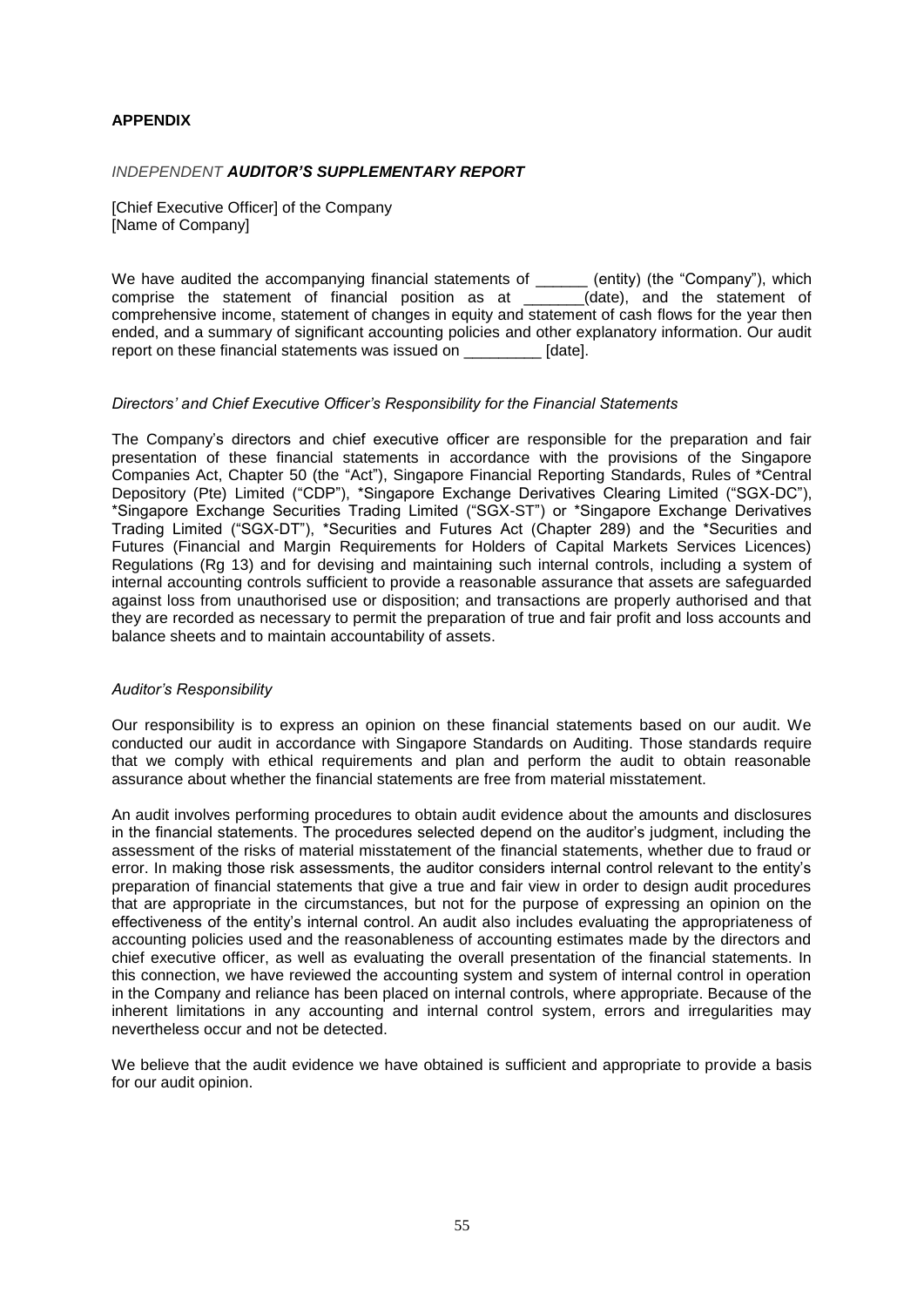**APPENDIX**

*INDEPENDENT* ***AUDITOR'S SUPPLEMENTARY REPORT***

[Chief Executive Officer] of the Company
[Name of Company]

We have audited the accompanying financial statements of ______ (entity) (the "Company"), which comprise the statement of financial position as at _______(date), and the statement of comprehensive income, statement of changes in equity and statement of cash flows for the year then ended, and a summary of significant accounting policies and other explanatory information. Our audit report on these financial statements was issued on _________ [date].

*Directors' and Chief Executive Officer's Responsibility for the Financial Statements*

The Company's directors and chief executive officer are responsible for the preparation and fair presentation of these financial statements in accordance with the provisions of the Singapore Companies Act, Chapter 50 (the "Act"), Singapore Financial Reporting Standards, Rules of *Central Depository (Pte) Limited ("CDP"), *Singapore Exchange Derivatives Clearing Limited ("SGX-DC"), *Singapore Exchange Securities Trading Limited ("SGX-ST") or *Singapore Exchange Derivatives Trading Limited ("SGX-DT"), *Securities and Futures Act (Chapter 289) and the *Securities and Futures (Financial and Margin Requirements for Holders of Capital Markets Services Licences) Regulations (Rg 13) and for devising and maintaining such internal controls, including a system of internal accounting controls sufficient to provide a reasonable assurance that assets are safeguarded against loss from unauthorised use or disposition; and transactions are properly authorised and that they are recorded as necessary to permit the preparation of true and fair profit and loss accounts and balance sheets and to maintain accountability of assets.

*Auditor's Responsibility*

Our responsibility is to express an opinion on these financial statements based on our audit. We conducted our audit in accordance with Singapore Standards on Auditing. Those standards require that we comply with ethical requirements and plan and perform the audit to obtain reasonable assurance about whether the financial statements are free from material misstatement.

An audit involves performing procedures to obtain audit evidence about the amounts and disclosures in the financial statements. The procedures selected depend on the auditor's judgment, including the assessment of the risks of material misstatement of the financial statements, whether due to fraud or error. In making those risk assessments, the auditor considers internal control relevant to the entity's preparation of financial statements that give a true and fair view in order to design audit procedures that are appropriate in the circumstances, but not for the purpose of expressing an opinion on the effectiveness of the entity's internal control. An audit also includes evaluating the appropriateness of accounting policies used and the reasonableness of accounting estimates made by the directors and chief executive officer, as well as evaluating the overall presentation of the financial statements. In this connection, we have reviewed the accounting system and system of internal control in operation in the Company and reliance has been placed on internal controls, where appropriate. Because of the inherent limitations in any accounting and internal control system, errors and irregularities may nevertheless occur and not be detected.

We believe that the audit evidence we have obtained is sufficient and appropriate to provide a basis for our audit opinion.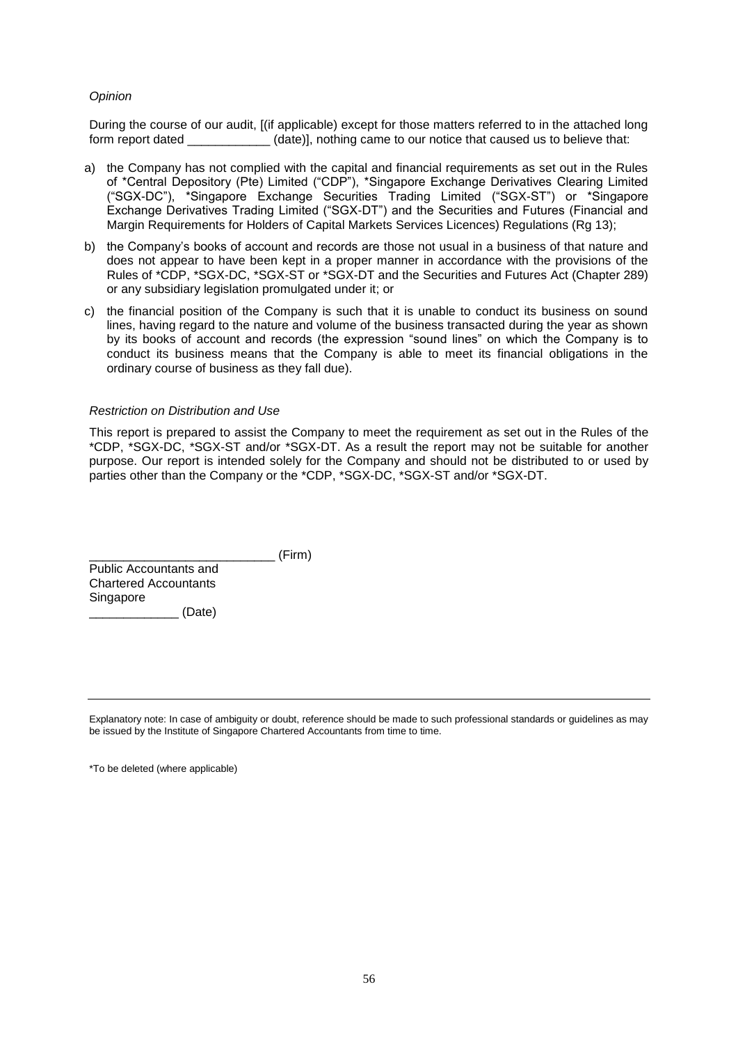*Opinion*

During the course of our audit, [(if applicable) except for those matters referred to in the attached long form report dated ____________ (date)], nothing came to our notice that caused us to believe that:

a) the Company has not complied with the capital and financial requirements as set out in the Rules of *Central Depository (Pte) Limited ("CDP"), *Singapore Exchange Derivatives Clearing Limited ("SGX-DC"), *Singapore Exchange Securities Trading Limited ("SGX-ST") or *Singapore Exchange Derivatives Trading Limited ("SGX-DT") and the Securities and Futures (Financial and Margin Requirements for Holders of Capital Markets Services Licences) Regulations (Rg 13);

b) the Company's books of account and records are those not usual in a business of that nature and does not appear to have been kept in a proper manner in accordance with the provisions of the Rules of *CDP, *SGX-DC, *SGX-ST or *SGX-DT and the Securities and Futures Act (Chapter 289) or any subsidiary legislation promulgated under it; or

c) the financial position of the Company is such that it is unable to conduct its business on sound lines, having regard to the nature and volume of the business transacted during the year as shown by its books of account and records (the expression "sound lines" on which the Company is to conduct its business means that the Company is able to meet its financial obligations in the ordinary course of business as they fall due).

*Restriction on Distribution and Use*

This report is prepared to assist the Company to meet the requirement as set out in the Rules of the *CDP, *SGX-DC, *SGX-ST and/or *SGX-DT. As a result the report may not be suitable for another purpose. Our report is intended solely for the Company and should not be distributed to or used by parties other than the Company or the *CDP, *SGX-DC, *SGX-ST and/or *SGX-DT.

___________________________ (Firm)
Public Accountants and
Chartered Accountants
Singapore
_____________ (Date)

---

Explanatory note: In case of ambiguity or doubt, reference should be made to such professional standards or guidelines as may be issued by the Institute of Singapore Chartered Accountants from time to time.

*To be deleted (where applicable)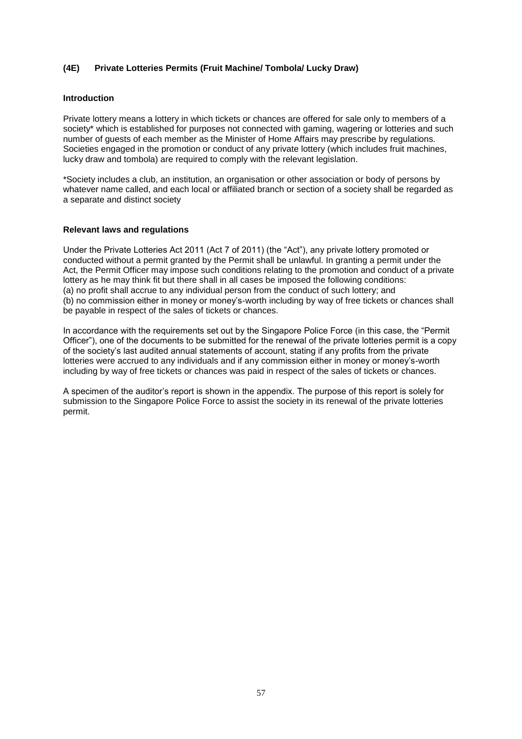### (4E) Private Lotteries Permits (Fruit Machine/ Tombola/ Lucky Draw)

#### Introduction

Private lottery means a lottery in which tickets or chances are offered for sale only to members of a society* which is established for purposes not connected with gaming, wagering or lotteries and such number of guests of each member as the Minister of Home Affairs may prescribe by regulations. Societies engaged in the promotion or conduct of any private lottery (which includes fruit machines, lucky draw and tombola) are required to comply with the relevant legislation.

*Society includes a club, an institution, an organisation or other association or body of persons by whatever name called, and each local or affiliated branch or section of a society shall be regarded as a separate and distinct society

#### Relevant laws and regulations

Under the Private Lotteries Act 2011 (Act 7 of 2011) (the "Act"), any private lottery promoted or conducted without a permit granted by the Permit shall be unlawful. In granting a permit under the Act, the Permit Officer may impose such conditions relating to the promotion and conduct of a private lottery as he may think fit but there shall in all cases be imposed the following conditions:
(a) no profit shall accrue to any individual person from the conduct of such lottery; and
(b) no commission either in money or money's-worth including by way of free tickets or chances shall be payable in respect of the sales of tickets or chances.

In accordance with the requirements set out by the Singapore Police Force (in this case, the "Permit Officer"), one of the documents to be submitted for the renewal of the private lotteries permit is a copy of the society's last audited annual statements of account, stating if any profits from the private lotteries were accrued to any individuals and if any commission either in money or money's-worth including by way of free tickets or chances was paid in respect of the sales of tickets or chances.

A specimen of the auditor's report is shown in the appendix. The purpose of this report is solely for submission to the Singapore Police Force to assist the society in its renewal of the private lotteries permit.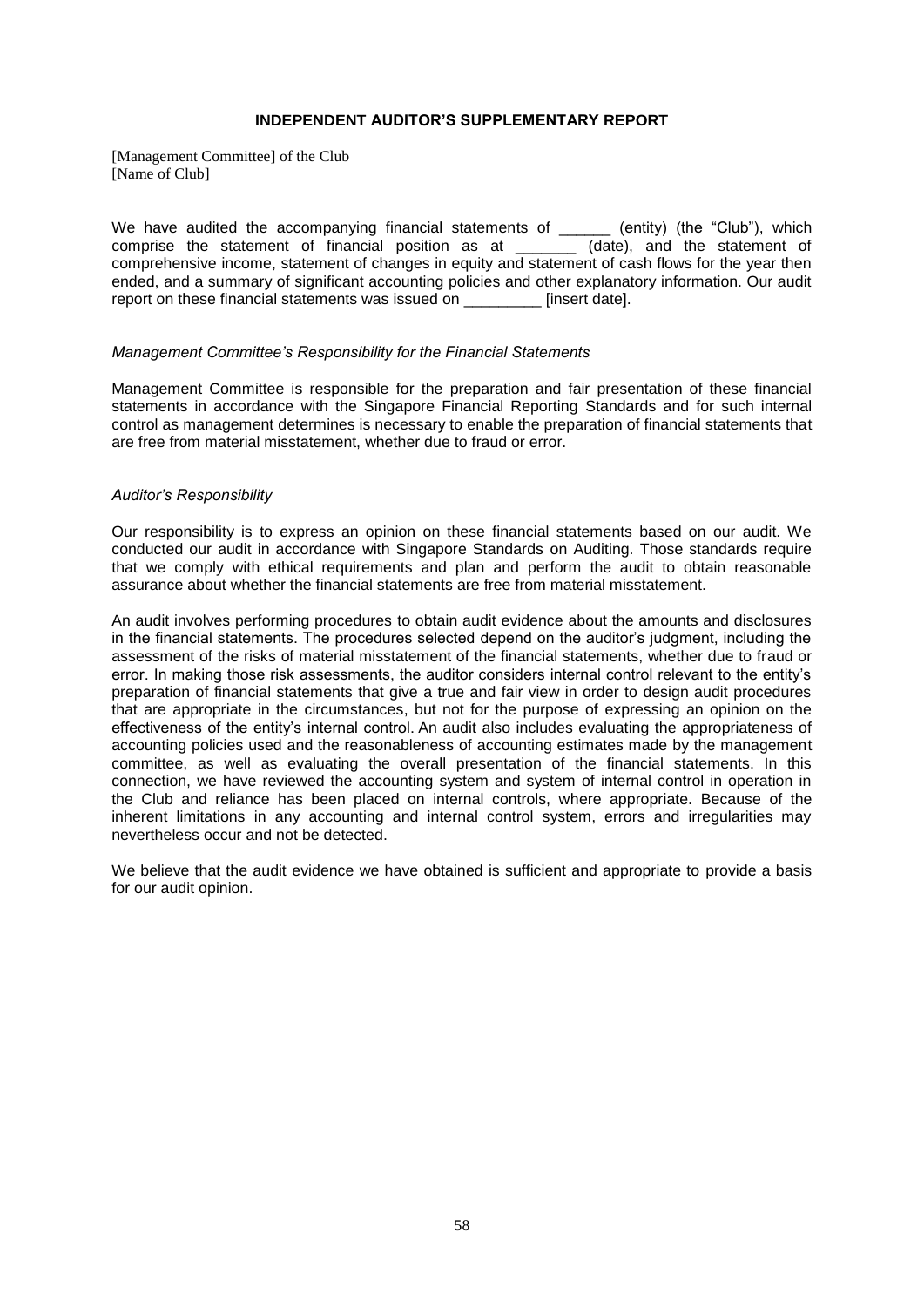**INDEPENDENT AUDITOR'S SUPPLEMENTARY REPORT**

[Management Committee] of the Club
[Name of Club]

We have audited the accompanying financial statements of ______ (entity) (the "Club"), which comprise the statement of financial position as at _______ (date), and the statement of comprehensive income, statement of changes in equity and statement of cash flows for the year then ended, and a summary of significant accounting policies and other explanatory information. Our audit report on these financial statements was issued on _________ [insert date].

*Management Committee's Responsibility for the Financial Statements*

Management Committee is responsible for the preparation and fair presentation of these financial statements in accordance with the Singapore Financial Reporting Standards and for such internal control as management determines is necessary to enable the preparation of financial statements that are free from material misstatement, whether due to fraud or error.

*Auditor's Responsibility*

Our responsibility is to express an opinion on these financial statements based on our audit. We conducted our audit in accordance with Singapore Standards on Auditing. Those standards require that we comply with ethical requirements and plan and perform the audit to obtain reasonable assurance about whether the financial statements are free from material misstatement.

An audit involves performing procedures to obtain audit evidence about the amounts and disclosures in the financial statements. The procedures selected depend on the auditor's judgment, including the assessment of the risks of material misstatement of the financial statements, whether due to fraud or error. In making those risk assessments, the auditor considers internal control relevant to the entity's preparation of financial statements that give a true and fair view in order to design audit procedures that are appropriate in the circumstances, but not for the purpose of expressing an opinion on the effectiveness of the entity's internal control. An audit also includes evaluating the appropriateness of accounting policies used and the reasonableness of accounting estimates made by the management committee, as well as evaluating the overall presentation of the financial statements. In this connection, we have reviewed the accounting system and system of internal control in operation in the Club and reliance has been placed on internal controls, where appropriate. Because of the inherent limitations in any accounting and internal control system, errors and irregularities may nevertheless occur and not be detected.

We believe that the audit evidence we have obtained is sufficient and appropriate to provide a basis for our audit opinion.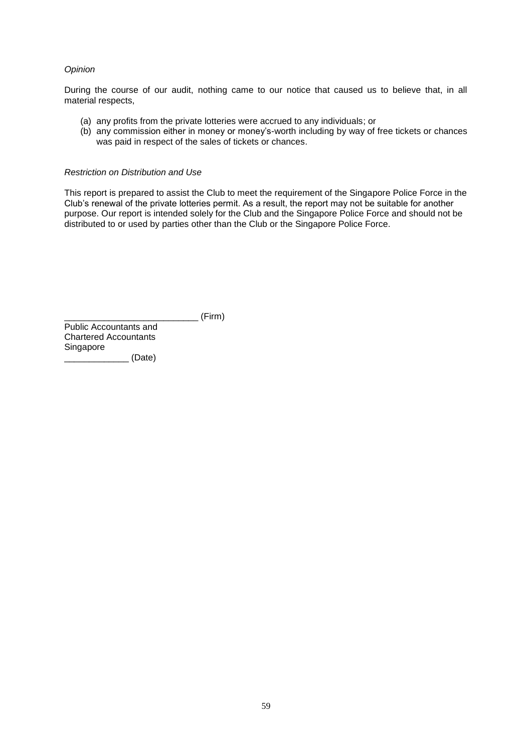*Opinion*

During the course of our audit, nothing came to our notice that caused us to believe that, in all material respects,

(a) any profits from the private lotteries were accrued to any individuals; or
(b) any commission either in money or money's-worth including by way of free tickets or chances was paid in respect of the sales of tickets or chances.

*Restriction on Distribution and Use*

This report is prepared to assist the Club to meet the requirement of the Singapore Police Force in the Club's renewal of the private lotteries permit. As a result, the report may not be suitable for another purpose. Our report is intended solely for the Club and the Singapore Police Force and should not be distributed to or used by parties other than the Club or the Singapore Police Force.

___________________________ (Firm)
Public Accountants and
Chartered Accountants
Singapore
_____________ (Date)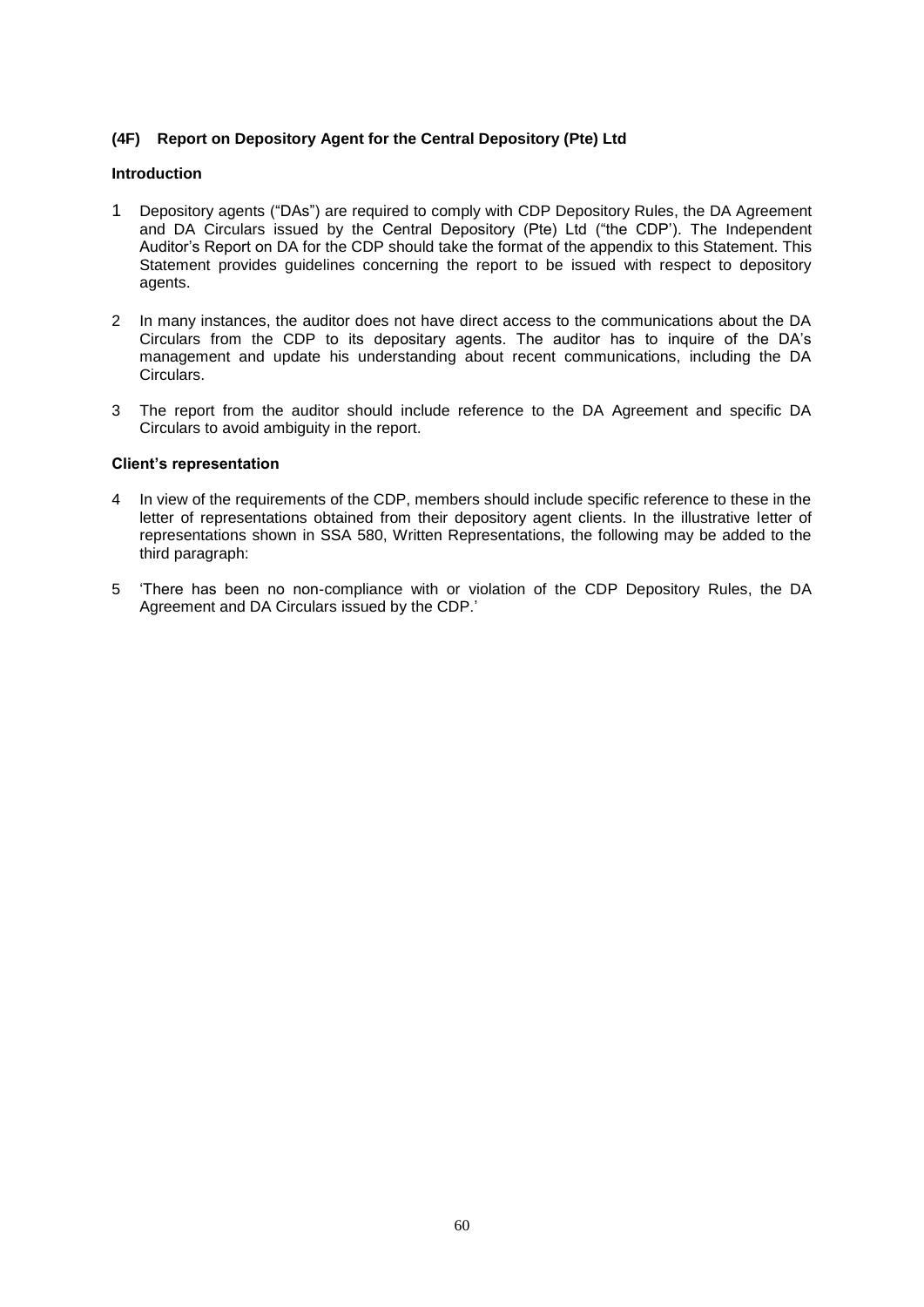### (4F) Report on Depository Agent for the Central Depository (Pte) Ltd

#### Introduction

1 Depository agents ("DAs") are required to comply with CDP Depository Rules, the DA Agreement and DA Circulars issued by the Central Depository (Pte) Ltd ("the CDP'). The Independent Auditor's Report on DA for the CDP should take the format of the appendix to this Statement. This Statement provides guidelines concerning the report to be issued with respect to depository agents.

2 In many instances, the auditor does not have direct access to the communications about the DA Circulars from the CDP to its depositary agents. The auditor has to inquire of the DA's management and update his understanding about recent communications, including the DA Circulars.

3 The report from the auditor should include reference to the DA Agreement and specific DA Circulars to avoid ambiguity in the report.

#### Client's representation

4 In view of the requirements of the CDP, members should include specific reference to these in the letter of representations obtained from their depository agent clients. In the illustrative letter of representations shown in SSA 580, Written Representations, the following may be added to the third paragraph:

5 'There has been no non-compliance with or violation of the CDP Depository Rules, the DA Agreement and DA Circulars issued by the CDP.'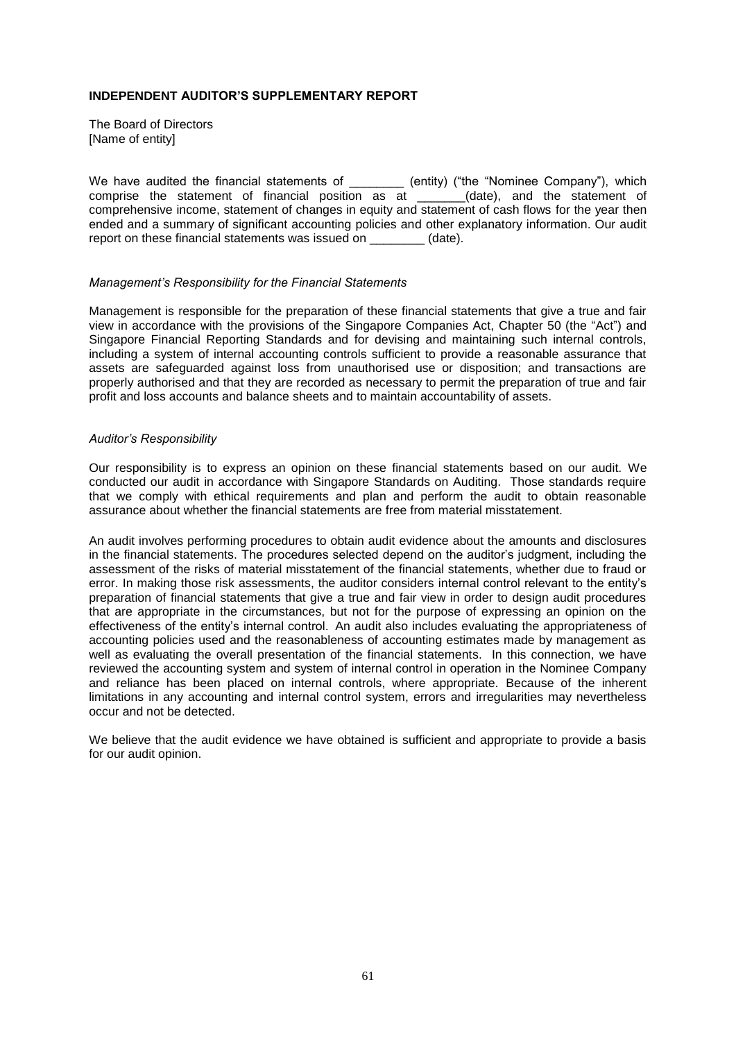**INDEPENDENT AUDITOR'S SUPPLEMENTARY REPORT**

The Board of Directors
[Name of entity]

We have audited the financial statements of ________ (entity) ("the "Nominee Company"), which comprise the statement of financial position as at _______(date), and the statement of comprehensive income, statement of changes in equity and statement of cash flows for the year then ended and a summary of significant accounting policies and other explanatory information. Our audit report on these financial statements was issued on ________ (date).

*Management's Responsibility for the Financial Statements*

Management is responsible for the preparation of these financial statements that give a true and fair view in accordance with the provisions of the Singapore Companies Act, Chapter 50 (the "Act") and Singapore Financial Reporting Standards and for devising and maintaining such internal controls, including a system of internal accounting controls sufficient to provide a reasonable assurance that assets are safeguarded against loss from unauthorised use or disposition; and transactions are properly authorised and that they are recorded as necessary to permit the preparation of true and fair profit and loss accounts and balance sheets and to maintain accountability of assets.

*Auditor's Responsibility*

Our responsibility is to express an opinion on these financial statements based on our audit. We conducted our audit in accordance with Singapore Standards on Auditing. Those standards require that we comply with ethical requirements and plan and perform the audit to obtain reasonable assurance about whether the financial statements are free from material misstatement.

An audit involves performing procedures to obtain audit evidence about the amounts and disclosures in the financial statements. The procedures selected depend on the auditor's judgment, including the assessment of the risks of material misstatement of the financial statements, whether due to fraud or error. In making those risk assessments, the auditor considers internal control relevant to the entity's preparation of financial statements that give a true and fair view in order to design audit procedures that are appropriate in the circumstances, but not for the purpose of expressing an opinion on the effectiveness of the entity's internal control. An audit also includes evaluating the appropriateness of accounting policies used and the reasonableness of accounting estimates made by management as well as evaluating the overall presentation of the financial statements. In this connection, we have reviewed the accounting system and system of internal control in operation in the Nominee Company and reliance has been placed on internal controls, where appropriate. Because of the inherent limitations in any accounting and internal control system, errors and irregularities may nevertheless occur and not be detected.

We believe that the audit evidence we have obtained is sufficient and appropriate to provide a basis for our audit opinion.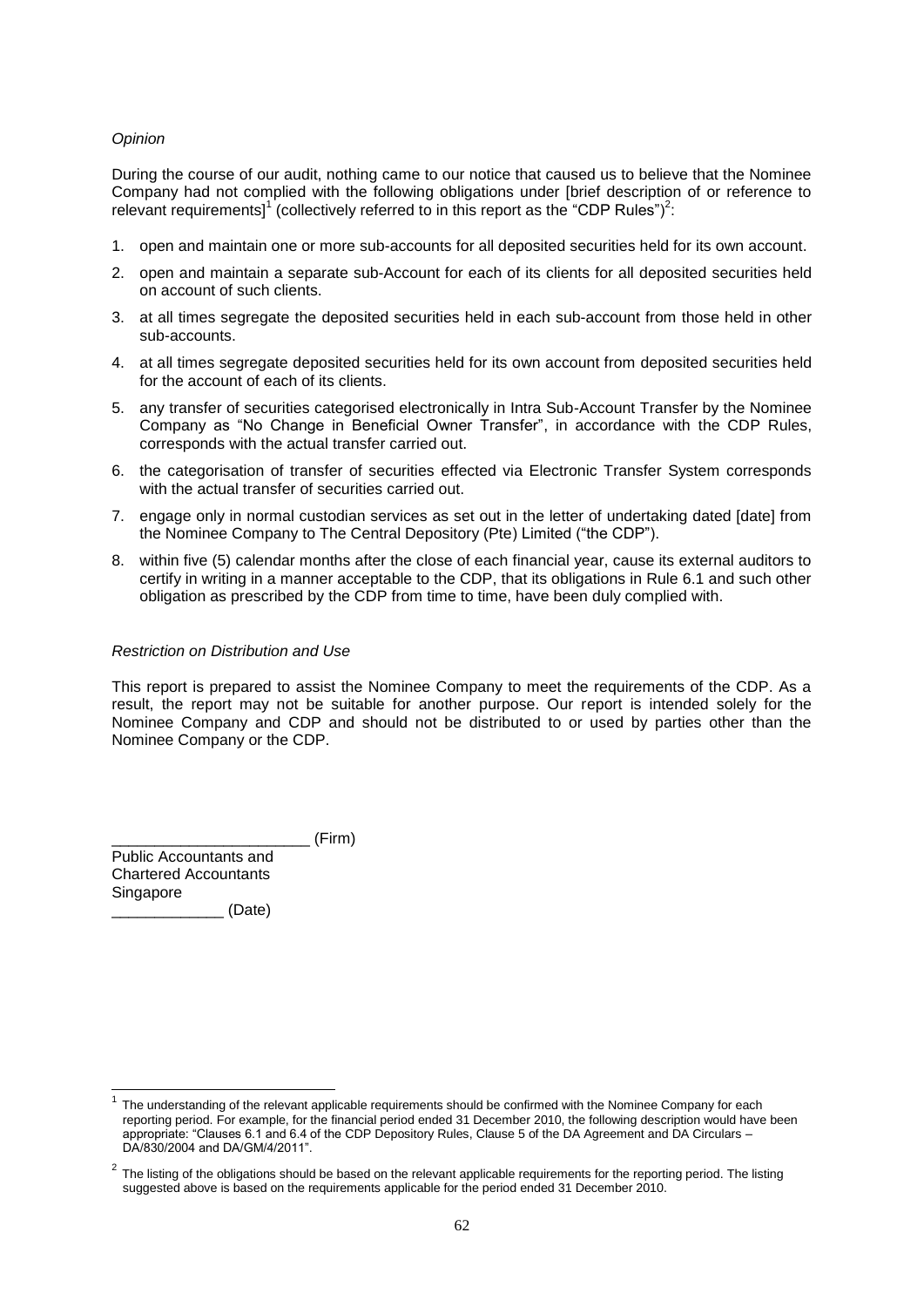*Opinion*

During the course of our audit, nothing came to our notice that caused us to believe that the Nominee Company had not complied with the following obligations under [brief description of or reference to relevant requirements][1] (collectively referred to in this report as the "CDP Rules")[2]:

1. open and maintain one or more sub-accounts for all deposited securities held for its own account.
2. open and maintain a separate sub-Account for each of its clients for all deposited securities held on account of such clients.
3. at all times segregate the deposited securities held in each sub-account from those held in other sub-accounts.
4. at all times segregate deposited securities held for its own account from deposited securities held for the account of each of its clients.
5. any transfer of securities categorised electronically in Intra Sub-Account Transfer by the Nominee Company as "No Change in Beneficial Owner Transfer", in accordance with the CDP Rules, corresponds with the actual transfer carried out.
6. the categorisation of transfer of securities effected via Electronic Transfer System corresponds with the actual transfer of securities carried out.
7. engage only in normal custodian services as set out in the letter of undertaking dated [date] from the Nominee Company to The Central Depository (Pte) Limited ("the CDP").
8. within five (5) calendar months after the close of each financial year, cause its external auditors to certify in writing in a manner acceptable to the CDP, that its obligations in Rule 6.1 and such other obligation as prescribed by the CDP from time to time, have been duly complied with.

*Restriction on Distribution and Use*

This report is prepared to assist the Nominee Company to meet the requirements of the CDP. As a result, the report may not be suitable for another purpose. Our report is intended solely for the Nominee Company and CDP and should not be distributed to or used by parties other than the Nominee Company or the CDP.

_______________________ (Firm)
Public Accountants and
Chartered Accountants
Singapore
_____________ (Date)

---

[1] The understanding of the relevant applicable requirements should be confirmed with the Nominee Company for each reporting period. For example, for the financial period ended 31 December 2010, the following description would have been appropriate: "Clauses 6.1 and 6.4 of the CDP Depository Rules, Clause 5 of the DA Agreement and DA Circulars – DA/830/2004 and DA/GM/4/2011".

[2] The listing of the obligations should be based on the relevant applicable requirements for the reporting period. The listing suggested above is based on the requirements applicable for the period ended 31 December 2010.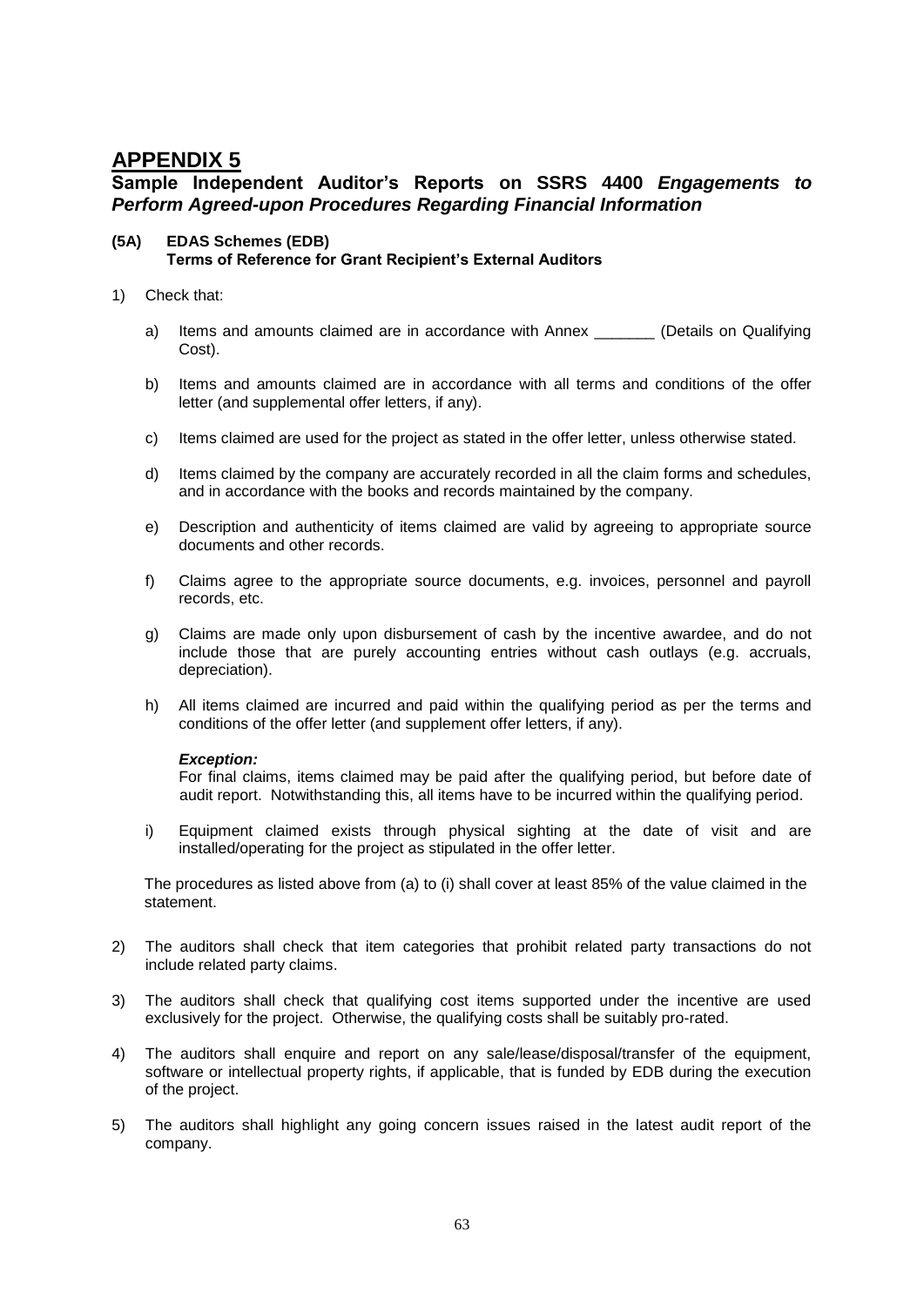# APPENDIX 5

## Sample Independent Auditor's Reports on SSRS 4400 *Engagements to Perform Agreed-upon Procedures Regarding Financial Information*

### (5A) EDAS Schemes (EDB) Terms of Reference for Grant Recipient's External Auditors

1) Check that:

   a) Items and amounts claimed are in accordance with Annex _______ (Details on Qualifying Cost).

   b) Items and amounts claimed are in accordance with all terms and conditions of the offer letter (and supplemental offer letters, if any).

   c) Items claimed are used for the project as stated in the offer letter, unless otherwise stated.

   d) Items claimed by the company are accurately recorded in all the claim forms and schedules, and in accordance with the books and records maintained by the company.

   e) Description and authenticity of items claimed are valid by agreeing to appropriate source documents and other records.

   f) Claims agree to the appropriate source documents, e.g. invoices, personnel and payroll records, etc.

   g) Claims are made only upon disbursement of cash by the incentive awardee, and do not include those that are purely accounting entries without cash outlays (e.g. accruals, depreciation).

   h) All items claimed are incurred and paid within the qualifying period as per the terms and conditions of the offer letter (and supplement offer letters, if any).

      ***Exception:***
      For final claims, items claimed may be paid after the qualifying period, but before date of audit report. Notwithstanding this, all items have to be incurred within the qualifying period.

   i) Equipment claimed exists through physical sighting at the date of visit and are installed/operating for the project as stipulated in the offer letter.

   The procedures as listed above from (a) to (i) shall cover at least 85% of the value claimed in the statement.

2) The auditors shall check that item categories that prohibit related party transactions do not include related party claims.

3) The auditors shall check that qualifying cost items supported under the incentive are used exclusively for the project. Otherwise, the qualifying costs shall be suitably pro-rated.

4) The auditors shall enquire and report on any sale/lease/disposal/transfer of the equipment, software or intellectual property rights, if applicable, that is funded by EDB during the execution of the project.

5) The auditors shall highlight any going concern issues raised in the latest audit report of the company.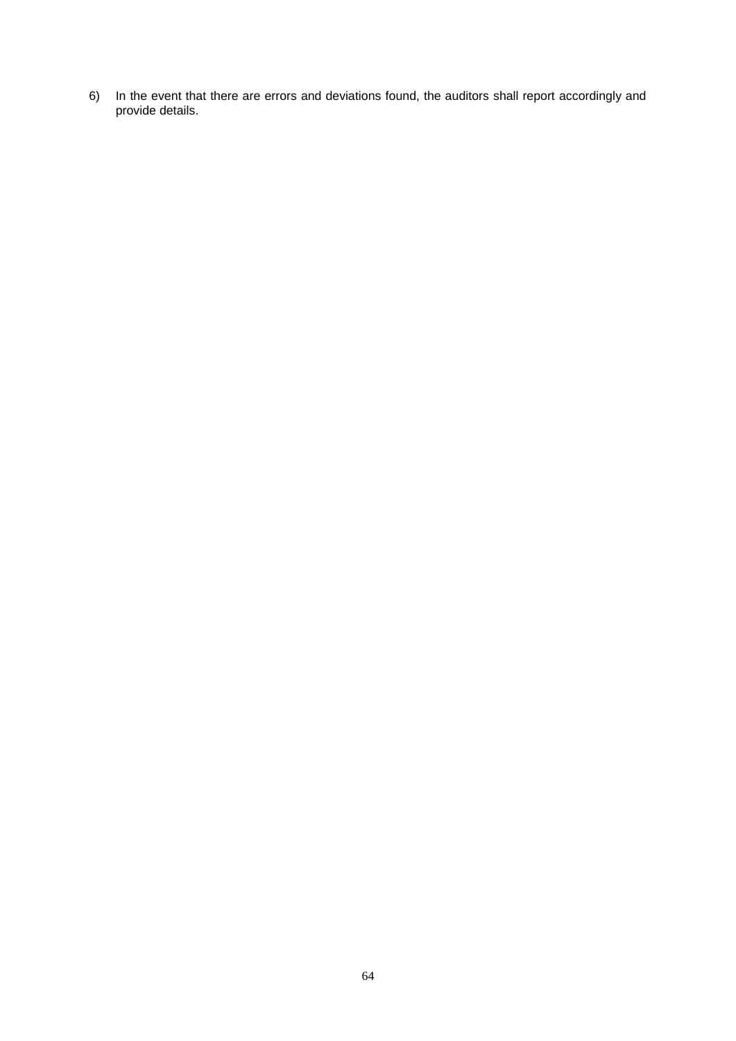6) In the event that there are errors and deviations found, the auditors shall report accordingly and provide details.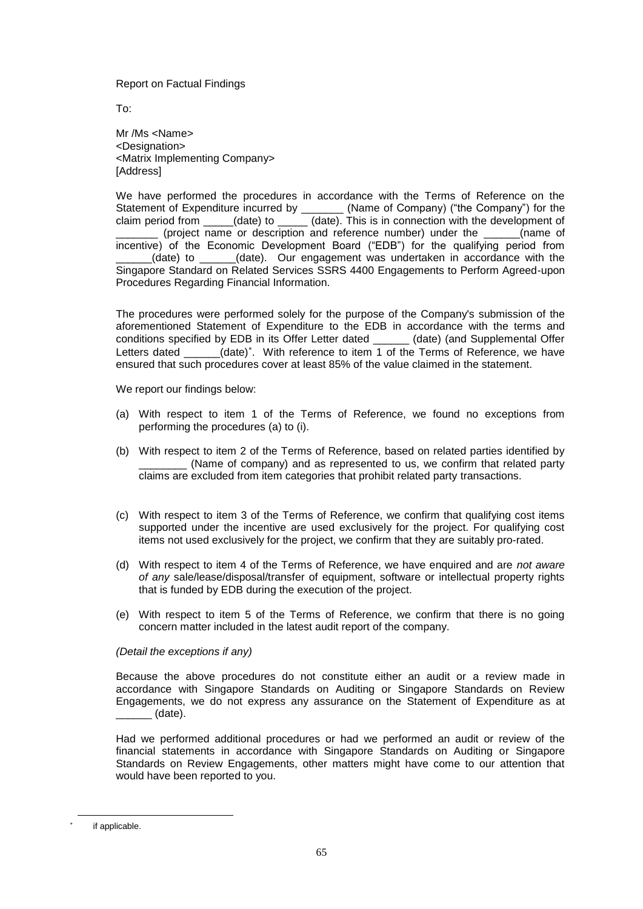Report on Factual Findings

To:

Mr /Ms <Name>
<Designation>
<Matrix Implementing Company>
[Address]

We have performed the procedures in accordance with the Terms of Reference on the Statement of Expenditure incurred by _______ (Name of Company) ("the Company") for the claim period from _____(date) to _____ (date). This is in connection with the development of _______ (project name or description and reference number) under the ______(name of incentive) of the Economic Development Board ("EDB") for the qualifying period from ______(date) to ______(date). Our engagement was undertaken in accordance with the Singapore Standard on Related Services SSRS 4400 Engagements to Perform Agreed-upon Procedures Regarding Financial Information.

The procedures were performed solely for the purpose of the Company's submission of the aforementioned Statement of Expenditure to the EDB in accordance with the terms and conditions specified by EDB in its Offer Letter dated ______ (date) (and Supplemental Offer Letters dated ______(date)*. With reference to item 1 of the Terms of Reference, we have ensured that such procedures cover at least 85% of the value claimed in the statement.

We report our findings below:

(a) With respect to item 1 of the Terms of Reference, we found no exceptions from performing the procedures (a) to (i).

(b) With respect to item 2 of the Terms of Reference, based on related parties identified by ________ (Name of company) and as represented to us, we confirm that related party claims are excluded from item categories that prohibit related party transactions.

(c) With respect to item 3 of the Terms of Reference, we confirm that qualifying cost items supported under the incentive are used exclusively for the project. For qualifying cost items not used exclusively for the project, we confirm that they are suitably pro-rated.

(d) With respect to item 4 of the Terms of Reference, we have enquired and are *not aware of any* sale/lease/disposal/transfer of equipment, software or intellectual property rights that is funded by EDB during the execution of the project.

(e) With respect to item 5 of the Terms of Reference, we confirm that there is no going concern matter included in the latest audit report of the company.

*(Detail the exceptions if any)*

Because the above procedures do not constitute either an audit or a review made in accordance with Singapore Standards on Auditing or Singapore Standards on Review Engagements, we do not express any assurance on the Statement of Expenditure as at ______ (date).

Had we performed additional procedures or had we performed an audit or review of the financial statements in accordance with Singapore Standards on Auditing or Singapore Standards on Review Engagements, other matters might have come to our attention that would have been reported to you.

---

* if applicable.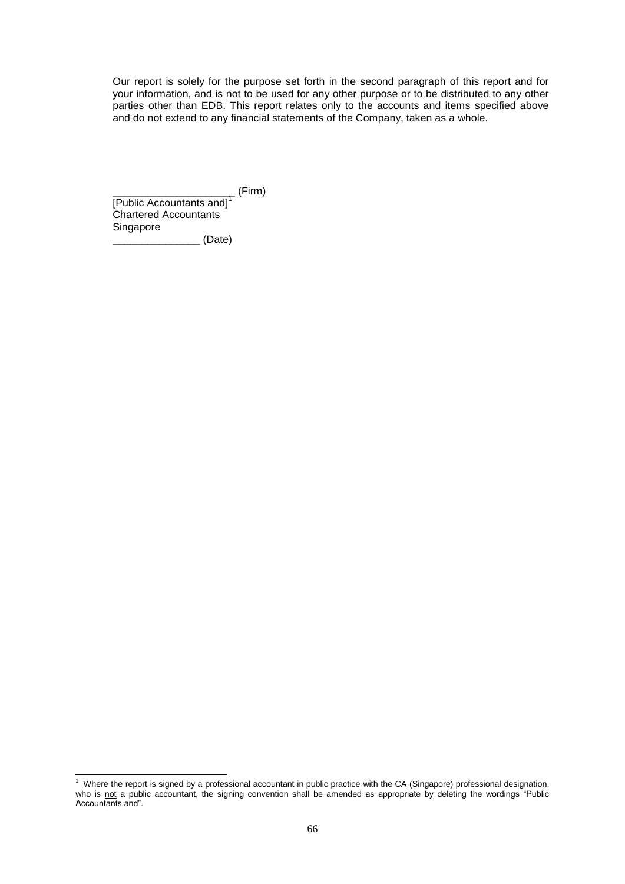Our report is solely for the purpose set forth in the second paragraph of this report and for your information, and is not to be used for any other purpose or to be distributed to any other parties other than EDB. This report relates only to the accounts and items specified above and do not extend to any financial statements of the Company, taken as a whole.

_____________________ (Firm)
[Public Accountants and][1]
Chartered Accountants
Singapore
_______________ (Date)

---

[1] Where the report is signed by a professional accountant in public practice with the CA (Singapore) professional designation, who is not a public accountant, the signing convention shall be amended as appropriate by deleting the wordings "Public Accountants and".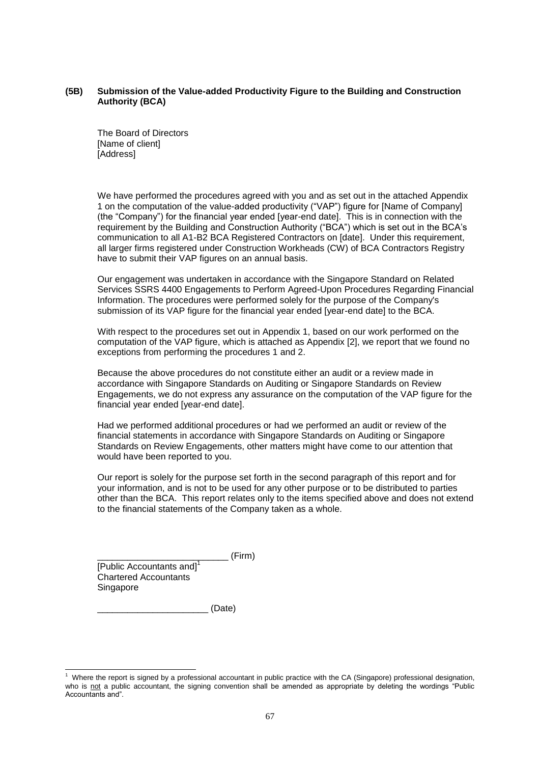**(5B) Submission of the Value-added Productivity Figure to the Building and Construction Authority (BCA)**

The Board of Directors
[Name of client]
[Address]

We have performed the procedures agreed with you and as set out in the attached Appendix 1 on the computation of the value-added productivity ("VAP") figure for [Name of Company] (the "Company") for the financial year ended [year-end date]. This is in connection with the requirement by the Building and Construction Authority ("BCA") which is set out in the BCA's communication to all A1-B2 BCA Registered Contractors on [date]. Under this requirement, all larger firms registered under Construction Workheads (CW) of BCA Contractors Registry have to submit their VAP figures on an annual basis.

Our engagement was undertaken in accordance with the Singapore Standard on Related Services SSRS 4400 Engagements to Perform Agreed-Upon Procedures Regarding Financial Information. The procedures were performed solely for the purpose of the Company's submission of its VAP figure for the financial year ended [year-end date] to the BCA.

With respect to the procedures set out in Appendix 1, based on our work performed on the computation of the VAP figure, which is attached as Appendix [2], we report that we found no exceptions from performing the procedures 1 and 2.

Because the above procedures do not constitute either an audit or a review made in accordance with Singapore Standards on Auditing or Singapore Standards on Review Engagements, we do not express any assurance on the computation of the VAP figure for the financial year ended [year-end date].

Had we performed additional procedures or had we performed an audit or review of the financial statements in accordance with Singapore Standards on Auditing or Singapore Standards on Review Engagements, other matters might have come to our attention that would have been reported to you.

Our report is solely for the purpose set forth in the second paragraph of this report and for your information, and is not to be used for any other purpose or to be distributed to parties other than the BCA. This report relates only to the items specified above and does not extend to the financial statements of the Company taken as a whole.

__________________________ (Firm)
[Public Accountants and][1]
Chartered Accountants
Singapore

______________________ (Date)

---

[1] Where the report is signed by a professional accountant in public practice with the CA (Singapore) professional designation, who is not a public accountant, the signing convention shall be amended as appropriate by deleting the wordings "Public Accountants and".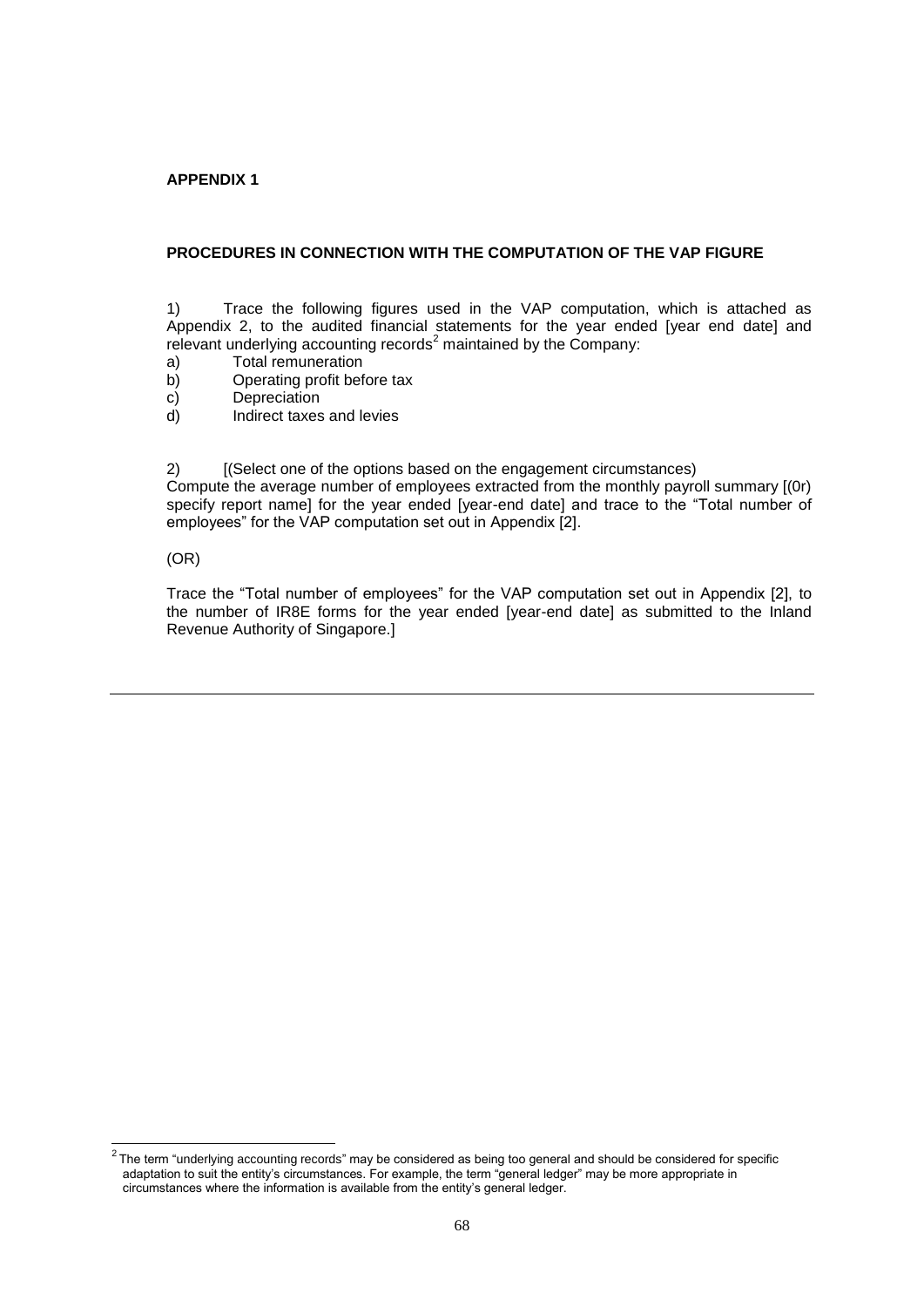**APPENDIX 1**

**PROCEDURES IN CONNECTION WITH THE COMPUTATION OF THE VAP FIGURE**

1) Trace the following figures used in the VAP computation, which is attached as Appendix 2, to the audited financial statements for the year ended [year end date] and relevant underlying accounting records[2] maintained by the Company:

a) Total remuneration
b) Operating profit before tax
c) Depreciation
d) Indirect taxes and levies

2) [(Select one of the options based on the engagement circumstances)
Compute the average number of employees extracted from the monthly payroll summary [(0r) specify report name] for the year ended [year-end date] and trace to the "Total number of employees" for the VAP computation set out in Appendix [2].

(OR)

Trace the "Total number of employees" for the VAP computation set out in Appendix [2], to the number of IR8E forms for the year ended [year-end date] as submitted to the Inland Revenue Authority of Singapore.]

---

[2] The term "underlying accounting records" may be considered as being too general and should be considered for specific adaptation to suit the entity's circumstances. For example, the term "general ledger" may be more appropriate in circumstances where the information is available from the entity's general ledger.